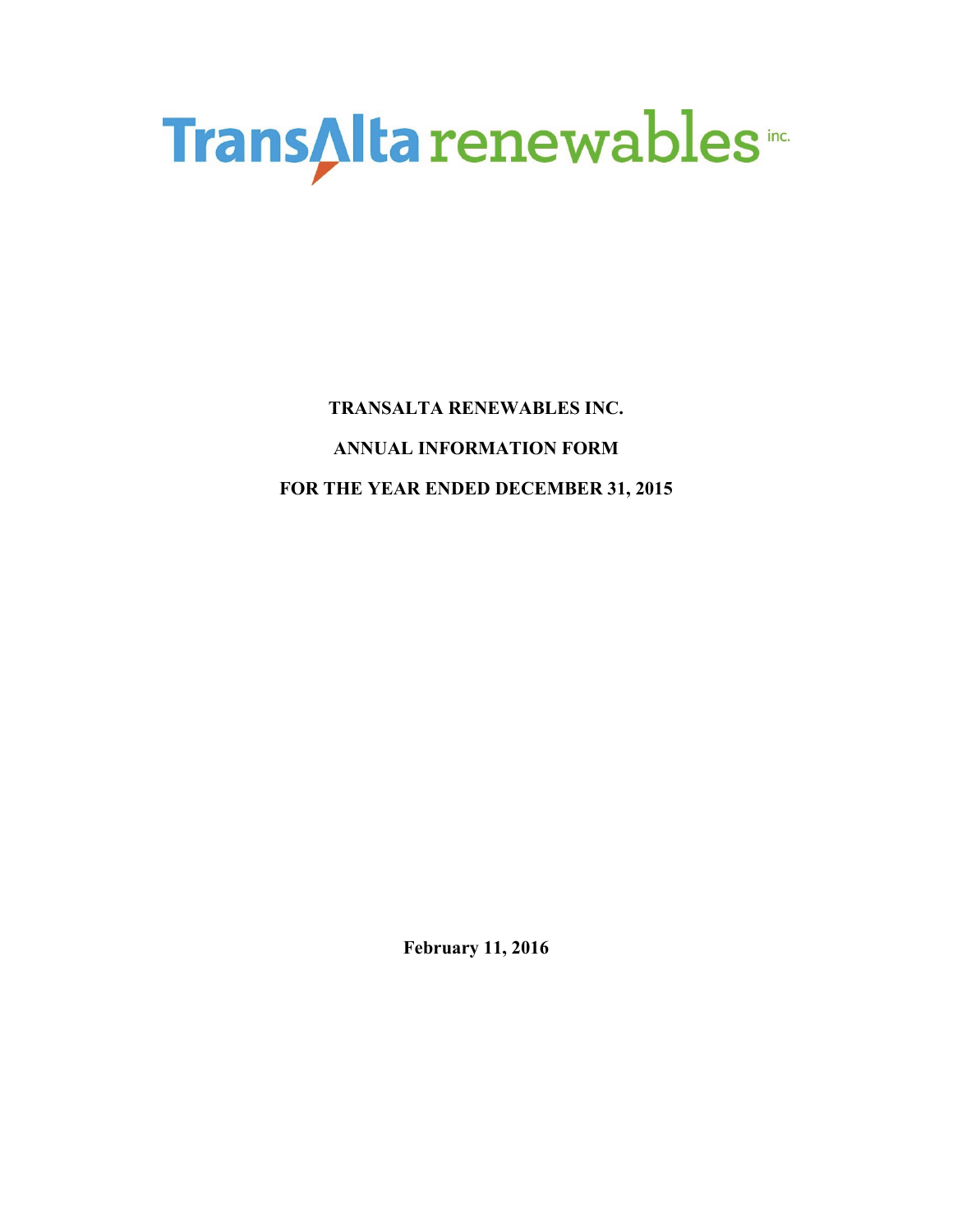TransAlta renewables inc.

# TRANSALTA RENEWABLES INC.

## ANNUAL INFORMATION FORM

## FOR THE YEAR ENDED DECEMBER 31, 2015

**February 11, 2016**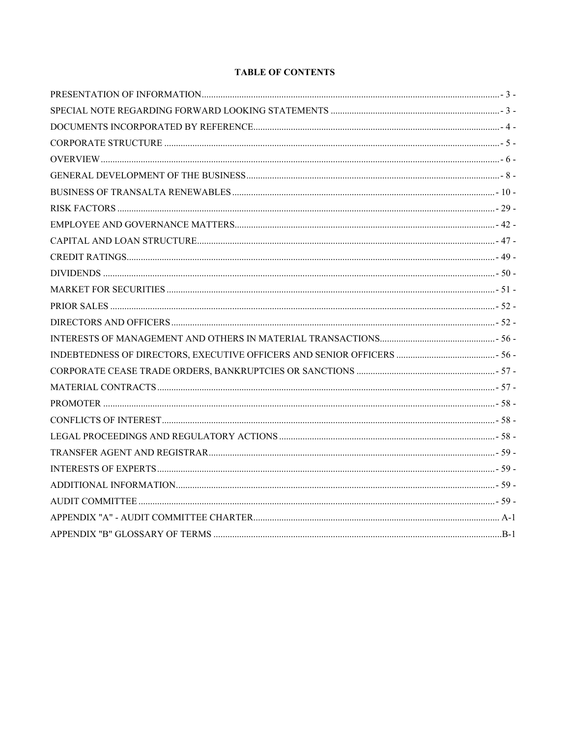# TABLE OF CONTENTS

| | |
|---|---|
| PRESENTATION OF INFORMATION | - 3 - |
| SPECIAL NOTE REGARDING FORWARD LOOKING STATEMENTS | - 3 - |
| DOCUMENTS INCORPORATED BY REFERENCE | - 4 - |
| CORPORATE STRUCTURE | - 5 - |
| OVERVIEW | - 6 - |
| GENERAL DEVELOPMENT OF THE BUSINESS | - 8 - |
| BUSINESS OF TRANSALTA RENEWABLES | - 10 - |
| RISK FACTORS | - 29 - |
| EMPLOYEE AND GOVERNANCE MATTERS | - 42 - |
| CAPITAL AND LOAN STRUCTURE | - 47 - |
| CREDIT RATINGS | - 49 - |
| DIVIDENDS | - 50 - |
| MARKET FOR SECURITIES | - 51 - |
| PRIOR SALES | - 52 - |
| DIRECTORS AND OFFICERS | - 52 - |
| INTERESTS OF MANAGEMENT AND OTHERS IN MATERIAL TRANSACTIONS | - 56 - |
| INDEBTEDNESS OF DIRECTORS, EXECUTIVE OFFICERS AND SENIOR OFFICERS | - 56 - |
| CORPORATE CEASE TRADE ORDERS, BANKRUPTCIES OR SANCTIONS | - 57 - |
| MATERIAL CONTRACTS | - 57 - |
| PROMOTER | - 58 - |
| CONFLICTS OF INTEREST | - 58 - |
| LEGAL PROCEEDINGS AND REGULATORY ACTIONS | - 58 - |
| TRANSFER AGENT AND REGISTRAR | - 59 - |
| INTERESTS OF EXPERTS | - 59 - |
| ADDITIONAL INFORMATION | - 59 - |
| AUDIT COMMITTEE | - 59 - |
| APPENDIX "A" - AUDIT COMMITTEE CHARTER | A-1 |
| APPENDIX "B" GLOSSARY OF TERMS | B-1 |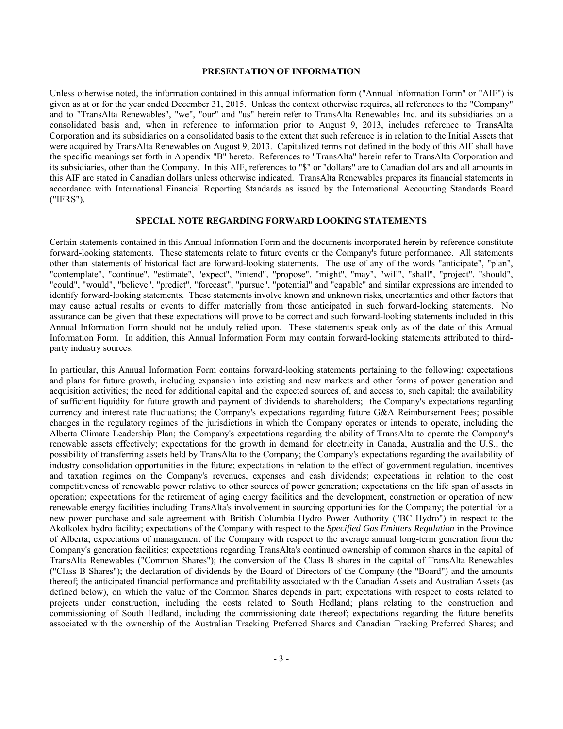## PRESENTATION OF INFORMATION

Unless otherwise noted, the information contained in this annual information form ("Annual Information Form" or "AIF") is given as at or for the year ended December 31, 2015. Unless the context otherwise requires, all references to the "Company" and to "TransAlta Renewables", "we", "our" and "us" herein refer to TransAlta Renewables Inc. and its subsidiaries on a consolidated basis and, when in reference to information prior to August 9, 2013, includes reference to TransAlta Corporation and its subsidiaries on a consolidated basis to the extent that such reference is in relation to the Initial Assets that were acquired by TransAlta Renewables on August 9, 2013. Capitalized terms not defined in the body of this AIF shall have the specific meanings set forth in Appendix "B" hereto. References to "TransAlta" herein refer to TransAlta Corporation and its subsidiaries, other than the Company. In this AIF, references to "$" or "dollars" are to Canadian dollars and all amounts in this AIF are stated in Canadian dollars unless otherwise indicated. TransAlta Renewables prepares its financial statements in accordance with International Financial Reporting Standards as issued by the International Accounting Standards Board ("IFRS").

## SPECIAL NOTE REGARDING FORWARD LOOKING STATEMENTS

Certain statements contained in this Annual Information Form and the documents incorporated herein by reference constitute forward-looking statements. These statements relate to future events or the Company's future performance. All statements other than statements of historical fact are forward-looking statements. The use of any of the words "anticipate", "plan", "contemplate", "continue", "estimate", "expect", "intend", "propose", "might", "may", "will", "shall", "project", "should", "could", "would", "believe", "predict", "forecast", "pursue", "potential" and "capable" and similar expressions are intended to identify forward-looking statements. These statements involve known and unknown risks, uncertainties and other factors that may cause actual results or events to differ materially from those anticipated in such forward-looking statements. No assurance can be given that these expectations will prove to be correct and such forward-looking statements included in this Annual Information Form should not be unduly relied upon. These statements speak only as of the date of this Annual Information Form. In addition, this Annual Information Form may contain forward-looking statements attributed to third-party industry sources.

In particular, this Annual Information Form contains forward-looking statements pertaining to the following: expectations and plans for future growth, including expansion into existing and new markets and other forms of power generation and acquisition activities; the need for additional capital and the expected sources of, and access to, such capital; the availability of sufficient liquidity for future growth and payment of dividends to shareholders; the Company's expectations regarding currency and interest rate fluctuations; the Company's expectations regarding future G&A Reimbursement Fees; possible changes in the regulatory regimes of the jurisdictions in which the Company operates or intends to operate, including the Alberta Climate Leadership Plan; the Company's expectations regarding the ability of TransAlta to operate the Company's renewable assets effectively; expectations for the growth in demand for electricity in Canada, Australia and the U.S.; the possibility of transferring assets held by TransAlta to the Company; the Company's expectations regarding the availability of industry consolidation opportunities in the future; expectations in relation to the effect of government regulation, incentives and taxation regimes on the Company's revenues, expenses and cash dividends; expectations in relation to the cost competitiveness of renewable power relative to other sources of power generation; expectations on the life span of assets in operation; expectations for the retirement of aging energy facilities and the development, construction or operation of new renewable energy facilities including TransAlta's involvement in sourcing opportunities for the Company; the potential for a new power purchase and sale agreement with British Columbia Hydro Power Authority ("BC Hydro") in respect to the Akolkolex hydro facility; expectations of the Company with respect to the *Specified Gas Emitters Regulation* in the Province of Alberta; expectations of management of the Company with respect to the average annual long-term generation from the Company's generation facilities; expectations regarding TransAlta's continued ownership of common shares in the capital of TransAlta Renewables ("Common Shares"); the conversion of the Class B shares in the capital of TransAlta Renewables ("Class B Shares"); the declaration of dividends by the Board of Directors of the Company (the "Board") and the amounts thereof; the anticipated financial performance and profitability associated with the Canadian Assets and Australian Assets (as defined below), on which the value of the Common Shares depends in part; expectations with respect to costs related to projects under construction, including the costs related to South Hedland; plans relating to the construction and commissioning of South Hedland, including the commissioning date thereof; expectations regarding the future benefits associated with the ownership of the Australian Tracking Preferred Shares and Canadian Tracking Preferred Shares; and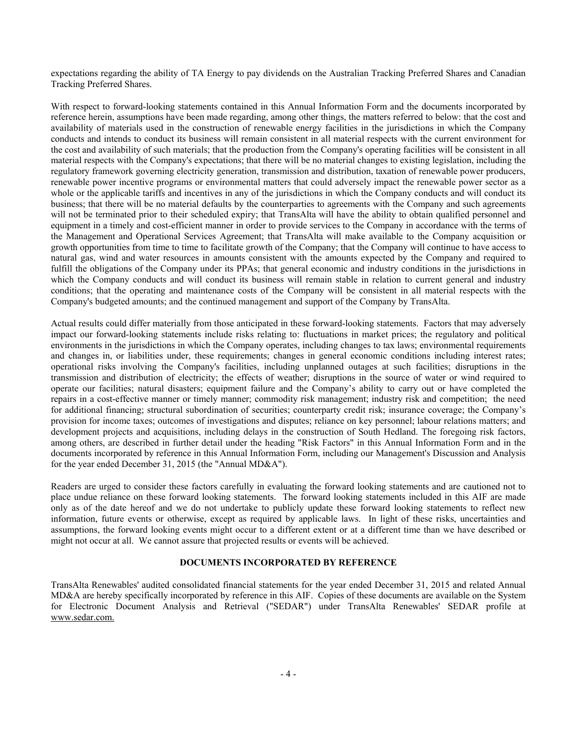expectations regarding the ability of TA Energy to pay dividends on the Australian Tracking Preferred Shares and Canadian Tracking Preferred Shares.

With respect to forward-looking statements contained in this Annual Information Form and the documents incorporated by reference herein, assumptions have been made regarding, among other things, the matters referred to below: that the cost and availability of materials used in the construction of renewable energy facilities in the jurisdictions in which the Company conducts and intends to conduct its business will remain consistent in all material respects with the current environment for the cost and availability of such materials; that the production from the Company's operating facilities will be consistent in all material respects with the Company's expectations; that there will be no material changes to existing legislation, including the regulatory framework governing electricity generation, transmission and distribution, taxation of renewable power producers, renewable power incentive programs or environmental matters that could adversely impact the renewable power sector as a whole or the applicable tariffs and incentives in any of the jurisdictions in which the Company conducts and will conduct its business; that there will be no material defaults by the counterparties to agreements with the Company and such agreements will not be terminated prior to their scheduled expiry; that TransAlta will have the ability to obtain qualified personnel and equipment in a timely and cost-efficient manner in order to provide services to the Company in accordance with the terms of the Management and Operational Services Agreement; that TransAlta will make available to the Company acquisition or growth opportunities from time to time to facilitate growth of the Company; that the Company will continue to have access to natural gas, wind and water resources in amounts consistent with the amounts expected by the Company and required to fulfill the obligations of the Company under its PPAs; that general economic and industry conditions in the jurisdictions in which the Company conducts and will conduct its business will remain stable in relation to current general and industry conditions; that the operating and maintenance costs of the Company will be consistent in all material respects with the Company's budgeted amounts; and the continued management and support of the Company by TransAlta.

Actual results could differ materially from those anticipated in these forward-looking statements. Factors that may adversely impact our forward-looking statements include risks relating to: fluctuations in market prices; the regulatory and political environments in the jurisdictions in which the Company operates, including changes to tax laws; environmental requirements and changes in, or liabilities under, these requirements; changes in general economic conditions including interest rates; operational risks involving the Company's facilities, including unplanned outages at such facilities; disruptions in the transmission and distribution of electricity; the effects of weather; disruptions in the source of water or wind required to operate our facilities; natural disasters; equipment failure and the Company's ability to carry out or have completed the repairs in a cost-effective manner or timely manner; commodity risk management; industry risk and competition; the need for additional financing; structural subordination of securities; counterparty credit risk; insurance coverage; the Company's provision for income taxes; outcomes of investigations and disputes; reliance on key personnel; labour relations matters; and development projects and acquisitions, including delays in the construction of South Hedland. The foregoing risk factors, among others, are described in further detail under the heading "Risk Factors" in this Annual Information Form and in the documents incorporated by reference in this Annual Information Form, including our Management's Discussion and Analysis for the year ended December 31, 2015 (the "Annual MD&A").

Readers are urged to consider these factors carefully in evaluating the forward looking statements and are cautioned not to place undue reliance on these forward looking statements. The forward looking statements included in this AIF are made only as of the date hereof and we do not undertake to publicly update these forward looking statements to reflect new information, future events or otherwise, except as required by applicable laws. In light of these risks, uncertainties and assumptions, the forward looking events might occur to a different extent or at a different time than we have described or might not occur at all. We cannot assure that projected results or events will be achieved.

## DOCUMENTS INCORPORATED BY REFERENCE

TransAlta Renewables' audited consolidated financial statements for the year ended December 31, 2015 and related Annual MD&A are hereby specifically incorporated by reference in this AIF. Copies of these documents are available on the System for Electronic Document Analysis and Retrieval ("SEDAR") under TransAlta Renewables' SEDAR profile at www.sedar.com.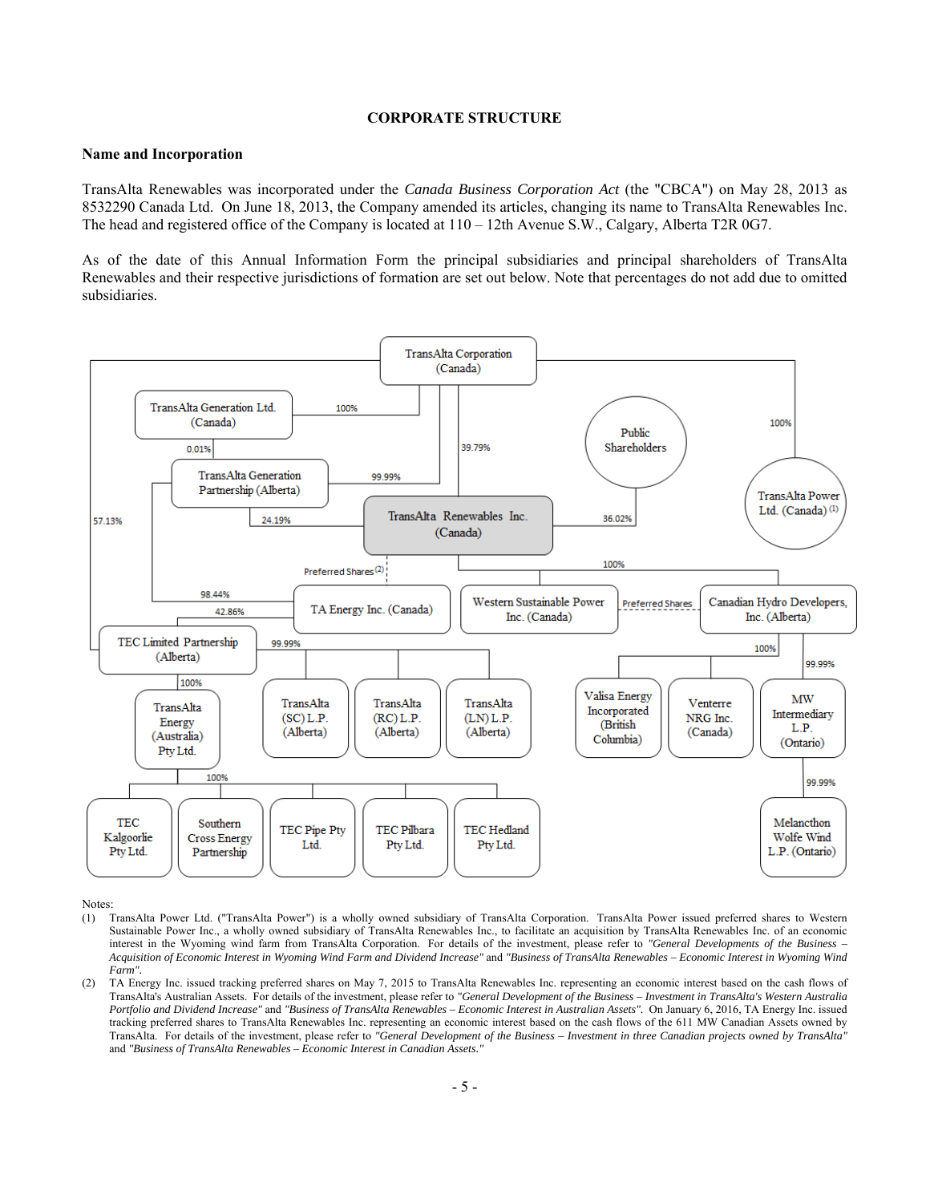# CORPORATE STRUCTURE

## Name and Incorporation

TransAlta Renewables was incorporated under the *Canada Business Corporation Act* (the "CBCA") on May 28, 2013 as 8532290 Canada Ltd. On June 18, 2013, the Company amended its articles, changing its name to TransAlta Renewables Inc. The head and registered office of the Company is located at 110 – 12th Avenue S.W., Calgary, Alberta T2R 0G7.

As of the date of this Annual Information Form the principal subsidiaries and principal shareholders of TransAlta Renewables and their respective jurisdictions of formation are set out below. Note that percentages do not add due to omitted subsidiaries.

| Holder | Interest | Entity |
|---|---|---|
| TransAlta Corporation (Canada) | 100% | TransAlta Generation Ltd. (Canada) |
| TransAlta Generation Ltd. (Canada) | 0.01% | TransAlta Generation Partnership (Alberta) |
| TransAlta Corporation (Canada) | 99.99% | TransAlta Generation Partnership (Alberta) |
| TransAlta Corporation (Canada) | 39.79% | TransAlta Renewables Inc. (Canada) |
| Public Shareholders | 36.02% | TransAlta Renewables Inc. (Canada) |
| TransAlta Generation Partnership (Alberta) | 24.19% | TransAlta Renewables Inc. (Canada) |
| TransAlta Corporation (Canada) | 100% | TransAlta Power Ltd. (Canada) (1) |
| TransAlta Corporation (Canada) | 57.13% | TEC Limited Partnership (Alberta) |
| TransAlta Generation Partnership (Alberta) | 98.44% | TA Energy Inc. (Canada) |
| TransAlta Renewables Inc. (Canada) | Preferred Shares (2) | TA Energy Inc. (Canada) |
| TA Energy Inc. (Canada) | 42.86% | TEC Limited Partnership (Alberta) |
| TransAlta Renewables Inc. (Canada) | 100% | Western Sustainable Power Inc. (Canada) |
| TransAlta Renewables Inc. (Canada) | 100% | Canadian Hydro Developers, Inc. (Alberta) |
| Western Sustainable Power Inc. (Canada) | Preferred Shares | |
| TEC Limited Partnership (Alberta) | 99.99% | TransAlta (SC) L.P. (Alberta) |
| TEC Limited Partnership (Alberta) | 99.99% | TransAlta (RC) L.P. (Alberta) |
| TEC Limited Partnership (Alberta) | 99.99% | TransAlta (LN) L.P. (Alberta) |
| TEC Limited Partnership (Alberta) | 100% | TransAlta Energy (Australia) Pty Ltd. |
| TransAlta Energy (Australia) Pty Ltd. | 100% | TEC Kalgoorlie Pty Ltd. |
| TransAlta Energy (Australia) Pty Ltd. | 100% | Southern Cross Energy Partnership |
| TransAlta Energy (Australia) Pty Ltd. | 100% | TEC Pipe Pty Ltd. |
| TransAlta Energy (Australia) Pty Ltd. | 100% | TEC Pilbara Pty Ltd. |
| TransAlta Energy (Australia) Pty Ltd. | 100% | TEC Hedland Pty Ltd. |
| Canadian Hydro Developers, Inc. (Alberta) | 100% | Valisa Energy Incorporated (British Columbia) |
| Canadian Hydro Developers, Inc. (Alberta) | 100% | Venterre NRG Inc. (Canada) |
| Canadian Hydro Developers, Inc. (Alberta) | 99.99% | MW Intermediary L.P. (Ontario) |
| MW Intermediary L.P. (Ontario) | 99.99% | Melancthon Wolfe Wind L.P. (Ontario) |

Notes:

(1) TransAlta Power Ltd. ("TransAlta Power") is a wholly owned subsidiary of TransAlta Corporation. TransAlta Power issued preferred shares to Western Sustainable Power Inc., a wholly owned subsidiary of TransAlta Renewables Inc., to facilitate an acquisition by TransAlta Renewables Inc. of an economic interest in the Wyoming wind farm from TransAlta Corporation. For details of the investment, please refer to *"General Developments of the Business – Acquisition of Economic Interest in Wyoming Wind Farm and Dividend Increase"* and *"Business of TransAlta Renewables – Economic Interest in Wyoming Wind Farm"*.

(2) TA Energy Inc. issued tracking preferred shares on May 7, 2015 to TransAlta Renewables Inc. representing an economic interest based on the cash flows of TransAlta's Australian Assets. For details of the investment, please refer to *"General Development of the Business – Investment in TransAlta's Western Australia Portfolio and Dividend Increase"* and *"Business of TransAlta Renewables – Economic Interest in Australian Assets"*. On January 6, 2016, TA Energy Inc. issued tracking preferred shares to TransAlta Renewables Inc. representing an economic interest based on the cash flows of the 611 MW Canadian Assets owned by TransAlta. For details of the investment, please refer to *"General Development of the Business – Investment in three Canadian projects owned by TransAlta"* and *"Business of TransAlta Renewables – Economic Interest in Canadian Assets."*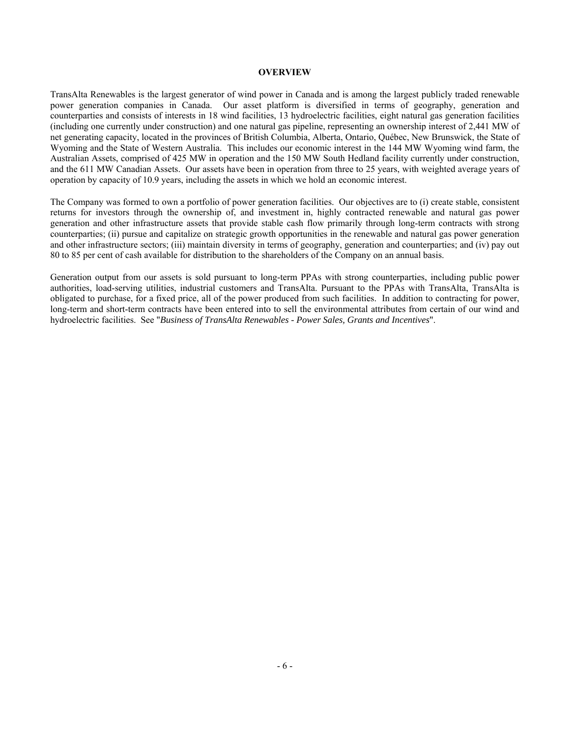# OVERVIEW

TransAlta Renewables is the largest generator of wind power in Canada and is among the largest publicly traded renewable power generation companies in Canada. Our asset platform is diversified in terms of geography, generation and counterparties and consists of interests in 18 wind facilities, 13 hydroelectric facilities, eight natural gas generation facilities (including one currently under construction) and one natural gas pipeline, representing an ownership interest of 2,441 MW of net generating capacity, located in the provinces of British Columbia, Alberta, Ontario, Québec, New Brunswick, the State of Wyoming and the State of Western Australia. This includes our economic interest in the 144 MW Wyoming wind farm, the Australian Assets, comprised of 425 MW in operation and the 150 MW South Hedland facility currently under construction, and the 611 MW Canadian Assets. Our assets have been in operation from three to 25 years, with weighted average years of operation by capacity of 10.9 years, including the assets in which we hold an economic interest.

The Company was formed to own a portfolio of power generation facilities. Our objectives are to (i) create stable, consistent returns for investors through the ownership of, and investment in, highly contracted renewable and natural gas power generation and other infrastructure assets that provide stable cash flow primarily through long-term contracts with strong counterparties; (ii) pursue and capitalize on strategic growth opportunities in the renewable and natural gas power generation and other infrastructure sectors; (iii) maintain diversity in terms of geography, generation and counterparties; and (iv) pay out 80 to 85 per cent of cash available for distribution to the shareholders of the Company on an annual basis.

Generation output from our assets is sold pursuant to long-term PPAs with strong counterparties, including public power authorities, load-serving utilities, industrial customers and TransAlta. Pursuant to the PPAs with TransAlta, TransAlta is obligated to purchase, for a fixed price, all of the power produced from such facilities. In addition to contracting for power, long-term and short-term contracts have been entered into to sell the environmental attributes from certain of our wind and hydroelectric facilities. See "*Business of TransAlta Renewables - Power Sales, Grants and Incentives*".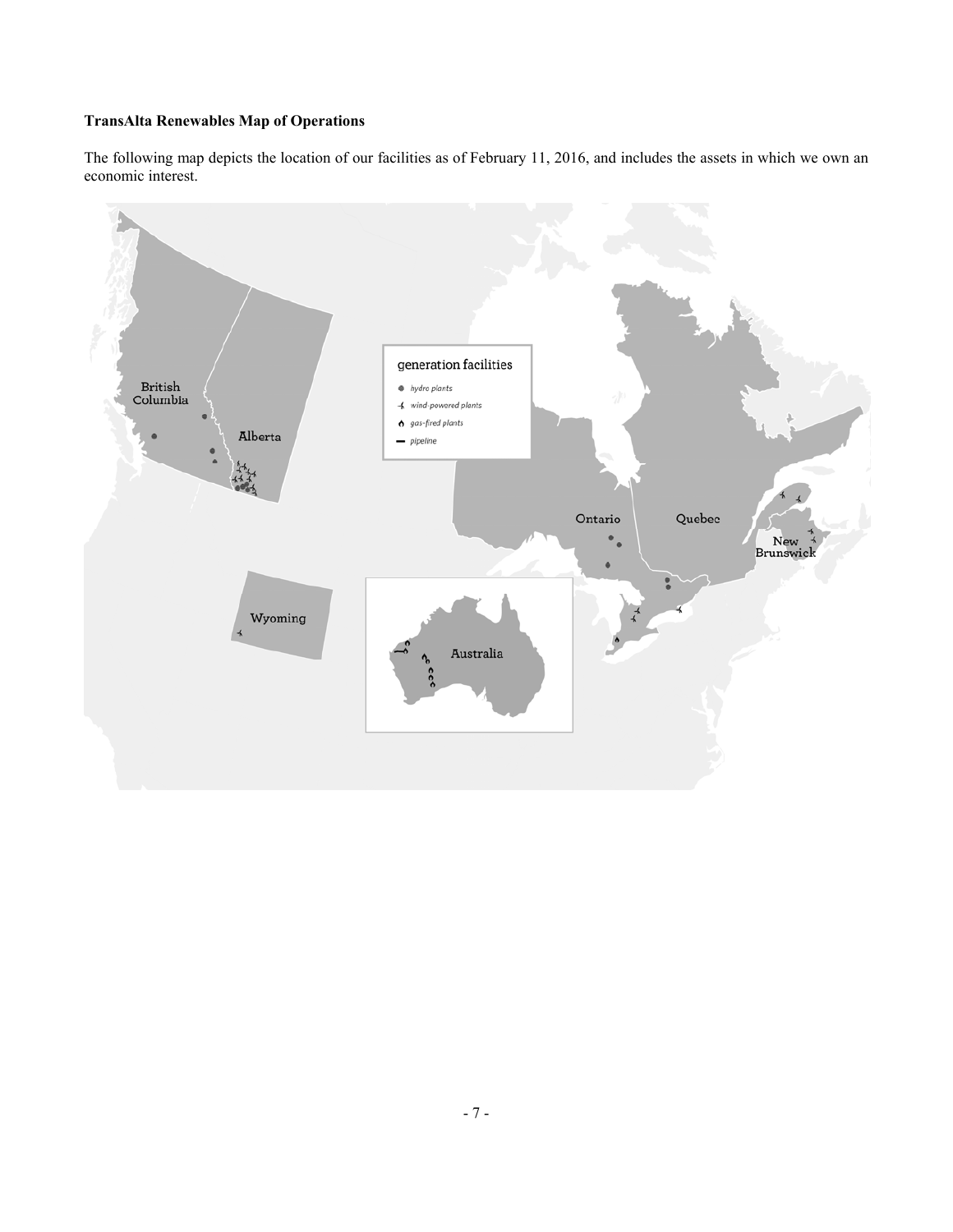**TransAlta Renewables Map of Operations**

The following map depicts the location of our facilities as of February 11, 2016, and includes the assets in which we own an economic interest.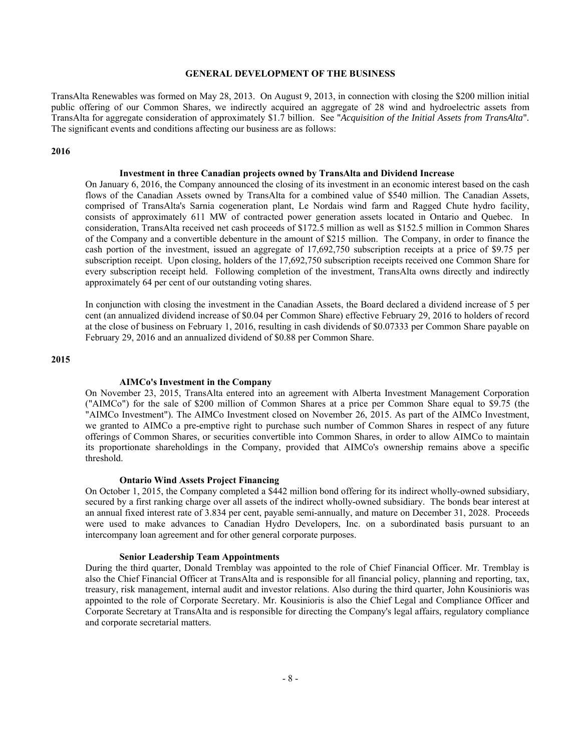## GENERAL DEVELOPMENT OF THE BUSINESS

TransAlta Renewables was formed on May 28, 2013. On August 9, 2013, in connection with closing the $200 million initial public offering of our Common Shares, we indirectly acquired an aggregate of 28 wind and hydroelectric assets from TransAlta for aggregate consideration of approximately $1.7 billion. See "*Acquisition of the Initial Assets from TransAlta*". The significant events and conditions affecting our business are as follows:

### 2016

#### Investment in three Canadian projects owned by TransAlta and Dividend Increase

On January 6, 2016, the Company announced the closing of its investment in an economic interest based on the cash flows of the Canadian Assets owned by TransAlta for a combined value of $540 million. The Canadian Assets, comprised of TransAlta's Sarnia cogeneration plant, Le Nordais wind farm and Ragged Chute hydro facility, consists of approximately 611 MW of contracted power generation assets located in Ontario and Quebec. In consideration, TransAlta received net cash proceeds of $172.5 million as well as $152.5 million in Common Shares of the Company and a convertible debenture in the amount of $215 million. The Company, in order to finance the cash portion of the investment, issued an aggregate of 17,692,750 subscription receipts at a price of $9.75 per subscription receipt. Upon closing, holders of the 17,692,750 subscription receipts received one Common Share for every subscription receipt held. Following completion of the investment, TransAlta owns directly and indirectly approximately 64 per cent of our outstanding voting shares.

In conjunction with closing the investment in the Canadian Assets, the Board declared a dividend increase of 5 per cent (an annualized dividend increase of $0.04 per Common Share) effective February 29, 2016 to holders of record at the close of business on February 1, 2016, resulting in cash dividends of $0.07333 per Common Share payable on February 29, 2016 and an annualized dividend of $0.88 per Common Share.

### 2015

#### AIMCo's Investment in the Company

On November 23, 2015, TransAlta entered into an agreement with Alberta Investment Management Corporation ("AIMCo") for the sale of $200 million of Common Shares at a price per Common Share equal to $9.75 (the "AIMCo Investment"). The AIMCo Investment closed on November 26, 2015. As part of the AIMCo Investment, we granted to AIMCo a pre-emptive right to purchase such number of Common Shares in respect of any future offerings of Common Shares, or securities convertible into Common Shares, in order to allow AIMCo to maintain its proportionate shareholdings in the Company, provided that AIMCo's ownership remains above a specific threshold.

#### Ontario Wind Assets Project Financing

On October 1, 2015, the Company completed a $442 million bond offering for its indirect wholly-owned subsidiary, secured by a first ranking charge over all assets of the indirect wholly-owned subsidiary. The bonds bear interest at an annual fixed interest rate of 3.834 per cent, payable semi-annually, and mature on December 31, 2028. Proceeds were used to make advances to Canadian Hydro Developers, Inc. on a subordinated basis pursuant to an intercompany loan agreement and for other general corporate purposes.

#### Senior Leadership Team Appointments

During the third quarter, Donald Tremblay was appointed to the role of Chief Financial Officer. Mr. Tremblay is also the Chief Financial Officer at TransAlta and is responsible for all financial policy, planning and reporting, tax, treasury, risk management, internal audit and investor relations. Also during the third quarter, John Kousinioris was appointed to the role of Corporate Secretary. Mr. Kousinioris is also the Chief Legal and Compliance Officer and Corporate Secretary at TransAlta and is responsible for directing the Company's legal affairs, regulatory compliance and corporate secretarial matters.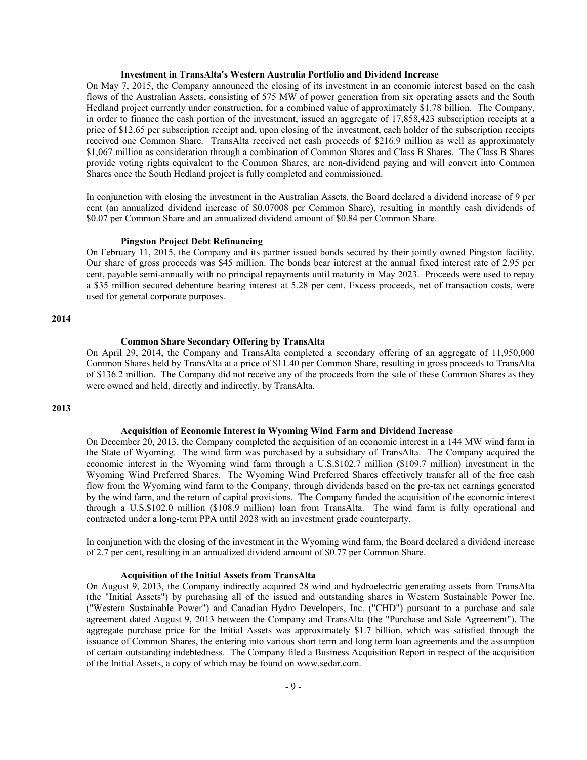#### Investment in TransAlta's Western Australia Portfolio and Dividend Increase

On May 7, 2015, the Company announced the closing of its investment in an economic interest based on the cash flows of the Australian Assets, consisting of 575 MW of power generation from six operating assets and the South Hedland project currently under construction, for a combined value of approximately $1.78 billion. The Company, in order to finance the cash portion of the investment, issued an aggregate of 17,858,423 subscription receipts at a price of $12.65 per subscription receipt and, upon closing of the investment, each holder of the subscription receipts received one Common Share. TransAlta received net cash proceeds of $216.9 million as well as approximately $1,067 million as consideration through a combination of Common Shares and Class B Shares. The Class B Shares provide voting rights equivalent to the Common Shares, are non-dividend paying and will convert into Common Shares once the South Hedland project is fully completed and commissioned.

In conjunction with closing the investment in the Australian Assets, the Board declared a dividend increase of 9 per cent (an annualized dividend increase of $0.07008 per Common Share), resulting in monthly cash dividends of $0.07 per Common Share and an annualized dividend amount of $0.84 per Common Share.

#### Pingston Project Debt Refinancing

On February 11, 2015, the Company and its partner issued bonds secured by their jointly owned Pingston facility. Our share of gross proceeds was $45 million. The bonds bear interest at the annual fixed interest rate of 2.95 per cent, payable semi-annually with no principal repayments until maturity in May 2023. Proceeds were used to repay a $35 million secured debenture bearing interest at 5.28 per cent. Excess proceeds, net of transaction costs, were used for general corporate purposes.

### 2014

#### Common Share Secondary Offering by TransAlta

On April 29, 2014, the Company and TransAlta completed a secondary offering of an aggregate of 11,950,000 Common Shares held by TransAlta at a price of $11.40 per Common Share, resulting in gross proceeds to TransAlta of $136.2 million. The Company did not receive any of the proceeds from the sale of these Common Shares as they were owned and held, directly and indirectly, by TransAlta.

### 2013

#### Acquisition of Economic Interest in Wyoming Wind Farm and Dividend Increase

On December 20, 2013, the Company completed the acquisition of an economic interest in a 144 MW wind farm in the State of Wyoming. The wind farm was purchased by a subsidiary of TransAlta. The Company acquired the economic interest in the Wyoming wind farm through a U.S.$102.7 million ($109.7 million) investment in the Wyoming Wind Preferred Shares. The Wyoming Wind Preferred Shares effectively transfer all of the free cash flow from the Wyoming wind farm to the Company, through dividends based on the pre-tax net earnings generated by the wind farm, and the return of capital provisions. The Company funded the acquisition of the economic interest through a U.S.$102.0 million ($108.9 million) loan from TransAlta. The wind farm is fully operational and contracted under a long-term PPA until 2028 with an investment grade counterparty.

In conjunction with the closing of the investment in the Wyoming wind farm, the Board declared a dividend increase of 2.7 per cent, resulting in an annualized dividend amount of $0.77 per Common Share.

#### Acquisition of the Initial Assets from TransAlta

On August 9, 2013, the Company indirectly acquired 28 wind and hydroelectric generating assets from TransAlta (the "Initial Assets") by purchasing all of the issued and outstanding shares in Western Sustainable Power Inc. ("Western Sustainable Power") and Canadian Hydro Developers, Inc. ("CHD") pursuant to a purchase and sale agreement dated August 9, 2013 between the Company and TransAlta (the "Purchase and Sale Agreement"). The aggregate purchase price for the Initial Assets was approximately $1.7 billion, which was satisfied through the issuance of Common Shares, the entering into various short term and long term loan agreements and the assumption of certain outstanding indebtedness. The Company filed a Business Acquisition Report in respect of the acquisition of the Initial Assets, a copy of which may be found on www.sedar.com.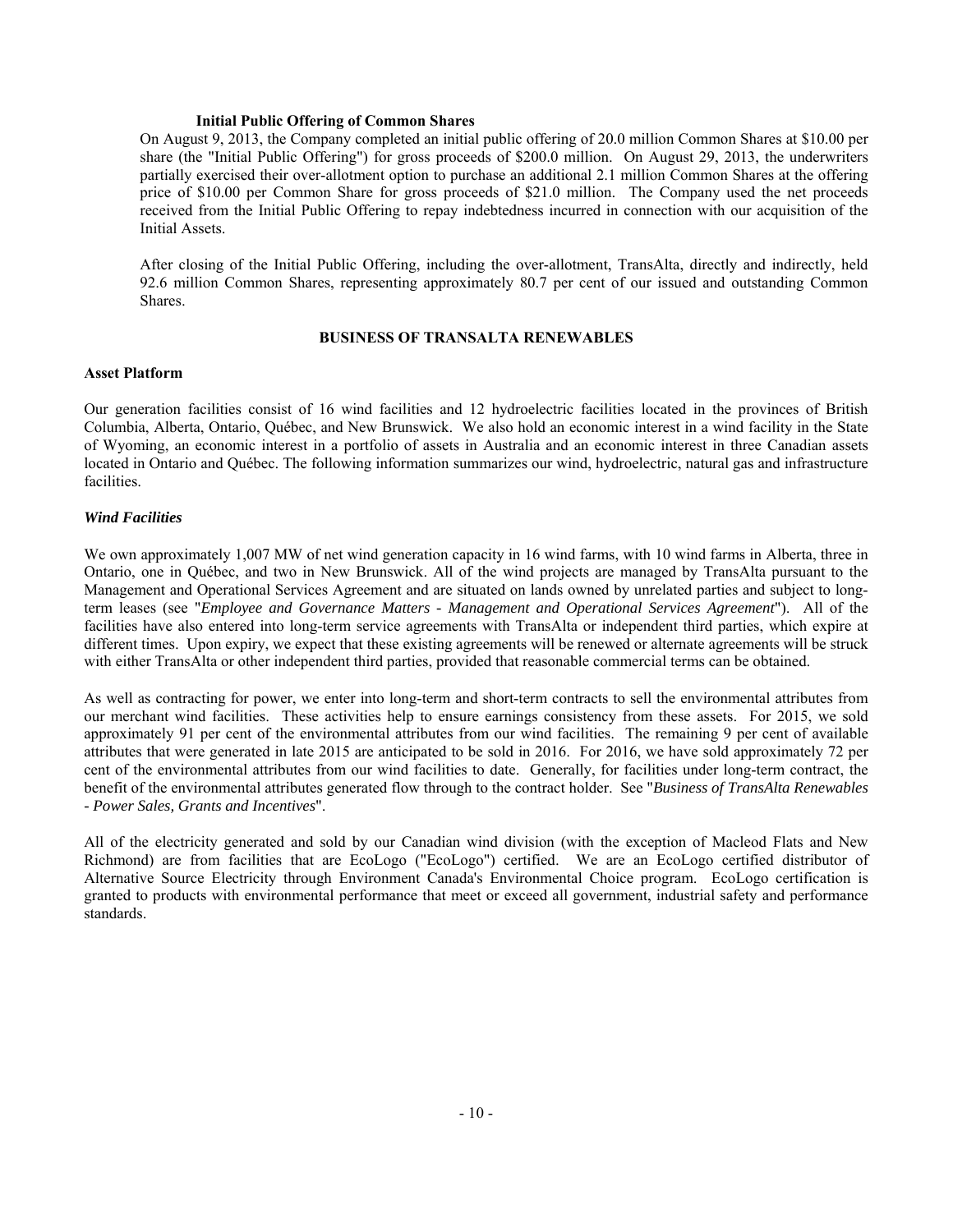### Initial Public Offering of Common Shares

On August 9, 2013, the Company completed an initial public offering of 20.0 million Common Shares at $10.00 per share (the "Initial Public Offering") for gross proceeds of $200.0 million. On August 29, 2013, the underwriters partially exercised their over-allotment option to purchase an additional 2.1 million Common Shares at the offering price of $10.00 per Common Share for gross proceeds of $21.0 million. The Company used the net proceeds received from the Initial Public Offering to repay indebtedness incurred in connection with our acquisition of the Initial Assets.

After closing of the Initial Public Offering, including the over-allotment, TransAlta, directly and indirectly, held 92.6 million Common Shares, representing approximately 80.7 per cent of our issued and outstanding Common Shares.

## BUSINESS OF TRANSALTA RENEWABLES

### Asset Platform

Our generation facilities consist of 16 wind facilities and 12 hydroelectric facilities located in the provinces of British Columbia, Alberta, Ontario, Québec, and New Brunswick. We also hold an economic interest in a wind facility in the State of Wyoming, an economic interest in a portfolio of assets in Australia and an economic interest in three Canadian assets located in Ontario and Québec. The following information summarizes our wind, hydroelectric, natural gas and infrastructure facilities.

#### *Wind Facilities*

We own approximately 1,007 MW of net wind generation capacity in 16 wind farms, with 10 wind farms in Alberta, three in Ontario, one in Québec, and two in New Brunswick. All of the wind projects are managed by TransAlta pursuant to the Management and Operational Services Agreement and are situated on lands owned by unrelated parties and subject to long-term leases (see "*Employee and Governance Matters - Management and Operational Services Agreement*"). All of the facilities have also entered into long-term service agreements with TransAlta or independent third parties, which expire at different times. Upon expiry, we expect that these existing agreements will be renewed or alternate agreements will be struck with either TransAlta or other independent third parties, provided that reasonable commercial terms can be obtained.

As well as contracting for power, we enter into long-term and short-term contracts to sell the environmental attributes from our merchant wind facilities. These activities help to ensure earnings consistency from these assets. For 2015, we sold approximately 91 per cent of the environmental attributes from our wind facilities. The remaining 9 per cent of available attributes that were generated in late 2015 are anticipated to be sold in 2016. For 2016, we have sold approximately 72 per cent of the environmental attributes from our wind facilities to date. Generally, for facilities under long-term contract, the benefit of the environmental attributes generated flow through to the contract holder. See "*Business of TransAlta Renewables - Power Sales, Grants and Incentives*".

All of the electricity generated and sold by our Canadian wind division (with the exception of Macleod Flats and New Richmond) are from facilities that are EcoLogo ("EcoLogo") certified. We are an EcoLogo certified distributor of Alternative Source Electricity through Environment Canada's Environmental Choice program. EcoLogo certification is granted to products with environmental performance that meet or exceed all government, industrial safety and performance standards.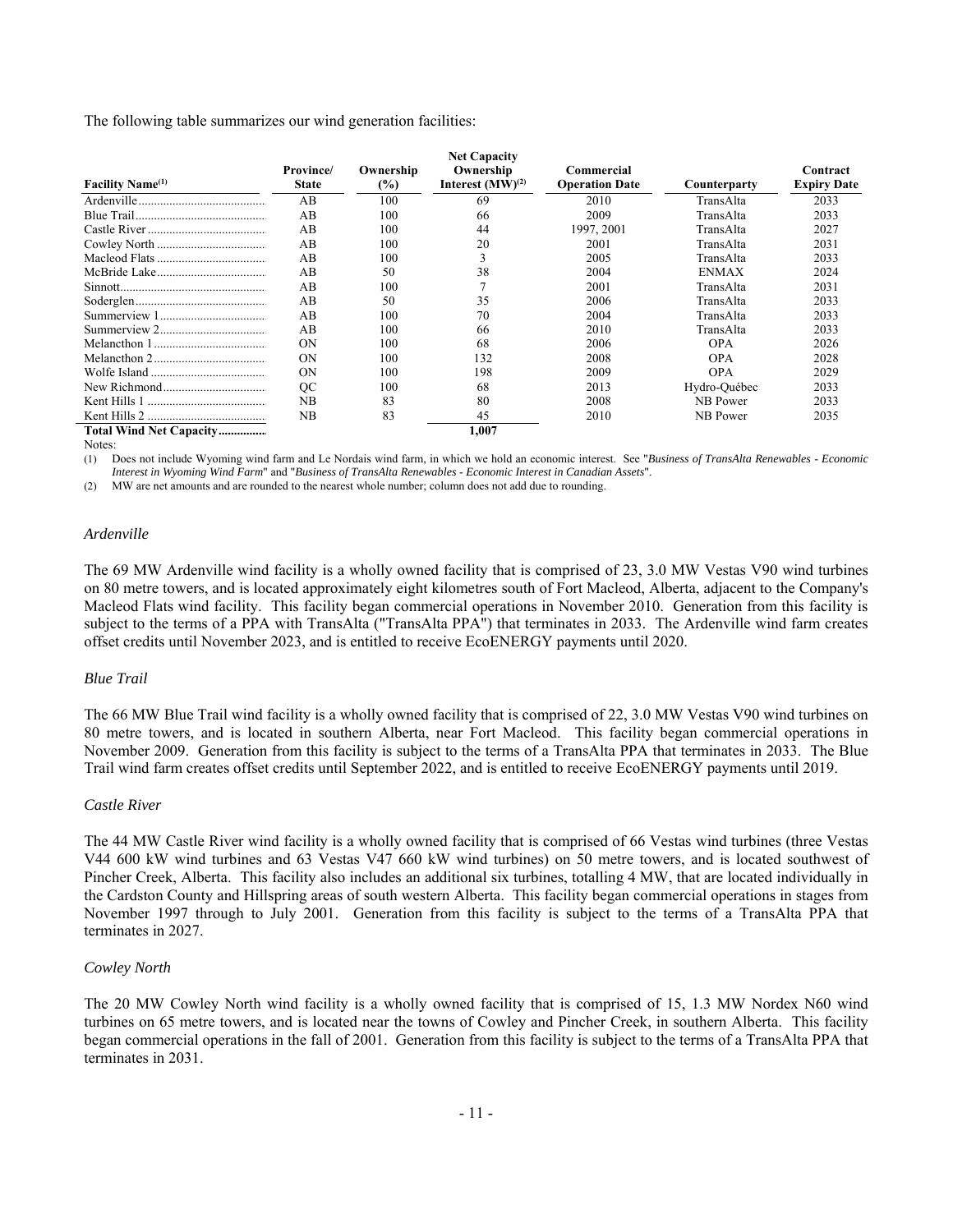The following table summarizes our wind generation facilities:

| Facility Name[(1)] | Province/ State | Ownership (%) | Net Capacity Ownership Interest (MW)[(2)] | Commercial Operation Date | Counterparty | Contract Expiry Date |
|---|---|---|---|---|---|---|
| Ardenville | AB | 100 | 69 | 2010 | TransAlta | 2033 |
| Blue Trail | AB | 100 | 66 | 2009 | TransAlta | 2033 |
| Castle River | AB | 100 | 44 | 1997, 2001 | TransAlta | 2027 |
| Cowley North | AB | 100 | 20 | 2001 | TransAlta | 2031 |
| Macleod Flats | AB | 100 | 3 | 2005 | TransAlta | 2033 |
| McBride Lake | AB | 50 | 38 | 2004 | ENMAX | 2024 |
| Sinnott | AB | 100 | 7 | 2001 | TransAlta | 2031 |
| Soderglen | AB | 50 | 35 | 2006 | TransAlta | 2033 |
| Summerview 1 | AB | 100 | 70 | 2004 | TransAlta | 2033 |
| Summerview 2 | AB | 100 | 66 | 2010 | TransAlta | 2033 |
| Melancthon 1 | ON | 100 | 68 | 2006 | OPA | 2026 |
| Melancthon 2 | ON | 100 | 132 | 2008 | OPA | 2028 |
| Wolfe Island | ON | 100 | 198 | 2009 | OPA | 2029 |
| New Richmond | QC | 100 | 68 | 2013 | Hydro-Québec | 2033 |
| Kent Hills 1 | NB | 83 | 80 | 2008 | NB Power | 2033 |
| Kent Hills 2 | NB | 83 | 45 | 2010 | NB Power | 2035 |
| **Total Wind Net Capacity** | | | **1,007** | | | |

Notes:

(1) Does not include Wyoming wind farm and Le Nordais wind farm, in which we hold an economic interest. See "*Business of TransAlta Renewables - Economic Interest in Wyoming Wind Farm*" and "*Business of TransAlta Renewables - Economic Interest in Canadian Assets*".

(2) MW are net amounts and are rounded to the nearest whole number; column does not add due to rounding.

*Ardenville*

The 69 MW Ardenville wind facility is a wholly owned facility that is comprised of 23, 3.0 MW Vestas V90 wind turbines on 80 metre towers, and is located approximately eight kilometres south of Fort Macleod, Alberta, adjacent to the Company's Macleod Flats wind facility. This facility began commercial operations in November 2010. Generation from this facility is subject to the terms of a PPA with TransAlta ("TransAlta PPA") that terminates in 2033. The Ardenville wind farm creates offset credits until November 2023, and is entitled to receive EcoENERGY payments until 2020.

*Blue Trail*

The 66 MW Blue Trail wind facility is a wholly owned facility that is comprised of 22, 3.0 MW Vestas V90 wind turbines on 80 metre towers, and is located in southern Alberta, near Fort Macleod. This facility began commercial operations in November 2009. Generation from this facility is subject to the terms of a TransAlta PPA that terminates in 2033. The Blue Trail wind farm creates offset credits until September 2022, and is entitled to receive EcoENERGY payments until 2019.

*Castle River*

The 44 MW Castle River wind facility is a wholly owned facility that is comprised of 66 Vestas wind turbines (three Vestas V44 600 kW wind turbines and 63 Vestas V47 660 kW wind turbines) on 50 metre towers, and is located southwest of Pincher Creek, Alberta. This facility also includes an additional six turbines, totalling 4 MW, that are located individually in the Cardston County and Hillspring areas of south western Alberta. This facility began commercial operations in stages from November 1997 through to July 2001. Generation from this facility is subject to the terms of a TransAlta PPA that terminates in 2027.

*Cowley North*

The 20 MW Cowley North wind facility is a wholly owned facility that is comprised of 15, 1.3 MW Nordex N60 wind turbines on 65 metre towers, and is located near the towns of Cowley and Pincher Creek, in southern Alberta. This facility began commercial operations in the fall of 2001. Generation from this facility is subject to the terms of a TransAlta PPA that terminates in 2031.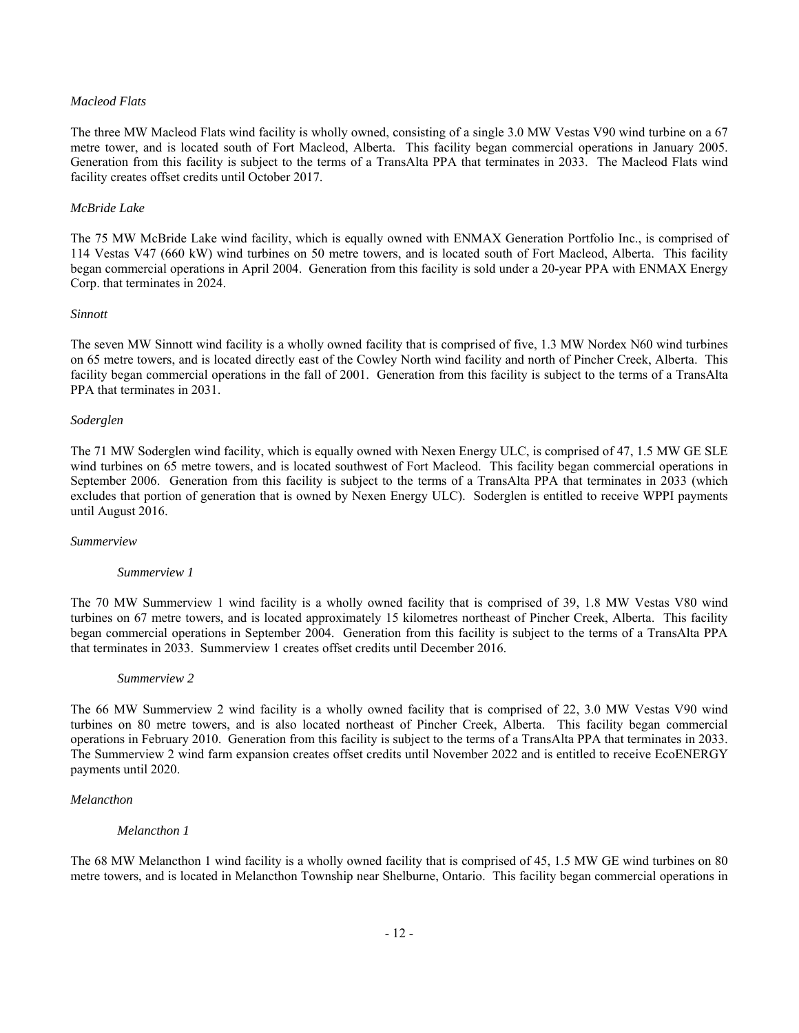*Macleod Flats*

The three MW Macleod Flats wind facility is wholly owned, consisting of a single 3.0 MW Vestas V90 wind turbine on a 67 metre tower, and is located south of Fort Macleod, Alberta. This facility began commercial operations in January 2005. Generation from this facility is subject to the terms of a TransAlta PPA that terminates in 2033. The Macleod Flats wind facility creates offset credits until October 2017.

*McBride Lake*

The 75 MW McBride Lake wind facility, which is equally owned with ENMAX Generation Portfolio Inc., is comprised of 114 Vestas V47 (660 kW) wind turbines on 50 metre towers, and is located south of Fort Macleod, Alberta. This facility began commercial operations in April 2004. Generation from this facility is sold under a 20-year PPA with ENMAX Energy Corp. that terminates in 2024.

*Sinnott*

The seven MW Sinnott wind facility is a wholly owned facility that is comprised of five, 1.3 MW Nordex N60 wind turbines on 65 metre towers, and is located directly east of the Cowley North wind facility and north of Pincher Creek, Alberta. This facility began commercial operations in the fall of 2001. Generation from this facility is subject to the terms of a TransAlta PPA that terminates in 2031.

*Soderglen*

The 71 MW Soderglen wind facility, which is equally owned with Nexen Energy ULC, is comprised of 47, 1.5 MW GE SLE wind turbines on 65 metre towers, and is located southwest of Fort Macleod. This facility began commercial operations in September 2006. Generation from this facility is subject to the terms of a TransAlta PPA that terminates in 2033 (which excludes that portion of generation that is owned by Nexen Energy ULC). Soderglen is entitled to receive WPPI payments until August 2016.

*Summerview*

*Summerview 1*

The 70 MW Summerview 1 wind facility is a wholly owned facility that is comprised of 39, 1.8 MW Vestas V80 wind turbines on 67 metre towers, and is located approximately 15 kilometres northeast of Pincher Creek, Alberta. This facility began commercial operations in September 2004. Generation from this facility is subject to the terms of a TransAlta PPA that terminates in 2033. Summerview 1 creates offset credits until December 2016.

*Summerview 2*

The 66 MW Summerview 2 wind facility is a wholly owned facility that is comprised of 22, 3.0 MW Vestas V90 wind turbines on 80 metre towers, and is also located northeast of Pincher Creek, Alberta. This facility began commercial operations in February 2010. Generation from this facility is subject to the terms of a TransAlta PPA that terminates in 2033. The Summerview 2 wind farm expansion creates offset credits until November 2022 and is entitled to receive EcoENERGY payments until 2020.

*Melancthon*

*Melancthon 1*

The 68 MW Melancthon 1 wind facility is a wholly owned facility that is comprised of 45, 1.5 MW GE wind turbines on 80 metre towers, and is located in Melancthon Township near Shelburne, Ontario. This facility began commercial operations in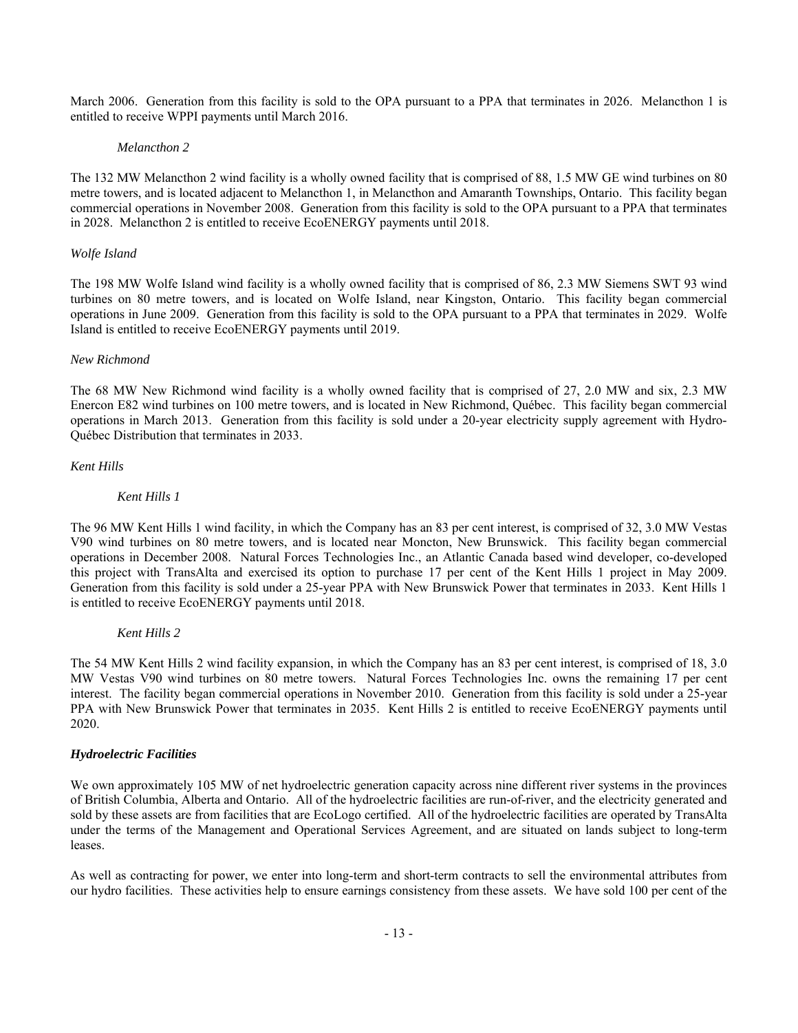March 2006. Generation from this facility is sold to the OPA pursuant to a PPA that terminates in 2026. Melancthon 1 is entitled to receive WPPI payments until March 2016.

*Melancthon 2*

The 132 MW Melancthon 2 wind facility is a wholly owned facility that is comprised of 88, 1.5 MW GE wind turbines on 80 metre towers, and is located adjacent to Melancthon 1, in Melancthon and Amaranth Townships, Ontario. This facility began commercial operations in November 2008. Generation from this facility is sold to the OPA pursuant to a PPA that terminates in 2028. Melancthon 2 is entitled to receive EcoENERGY payments until 2018.

*Wolfe Island*

The 198 MW Wolfe Island wind facility is a wholly owned facility that is comprised of 86, 2.3 MW Siemens SWT 93 wind turbines on 80 metre towers, and is located on Wolfe Island, near Kingston, Ontario. This facility began commercial operations in June 2009. Generation from this facility is sold to the OPA pursuant to a PPA that terminates in 2029. Wolfe Island is entitled to receive EcoENERGY payments until 2019.

*New Richmond*

The 68 MW New Richmond wind facility is a wholly owned facility that is comprised of 27, 2.0 MW and six, 2.3 MW Enercon E82 wind turbines on 100 metre towers, and is located in New Richmond, Québec. This facility began commercial operations in March 2013. Generation from this facility is sold under a 20-year electricity supply agreement with Hydro-Québec Distribution that terminates in 2033.

*Kent Hills*

*Kent Hills 1*

The 96 MW Kent Hills 1 wind facility, in which the Company has an 83 per cent interest, is comprised of 32, 3.0 MW Vestas V90 wind turbines on 80 metre towers, and is located near Moncton, New Brunswick. This facility began commercial operations in December 2008. Natural Forces Technologies Inc., an Atlantic Canada based wind developer, co-developed this project with TransAlta and exercised its option to purchase 17 per cent of the Kent Hills 1 project in May 2009. Generation from this facility is sold under a 25-year PPA with New Brunswick Power that terminates in 2033. Kent Hills 1 is entitled to receive EcoENERGY payments until 2018.

*Kent Hills 2*

The 54 MW Kent Hills 2 wind facility expansion, in which the Company has an 83 per cent interest, is comprised of 18, 3.0 MW Vestas V90 wind turbines on 80 metre towers. Natural Forces Technologies Inc. owns the remaining 17 per cent interest. The facility began commercial operations in November 2010. Generation from this facility is sold under a 25-year PPA with New Brunswick Power that terminates in 2035. Kent Hills 2 is entitled to receive EcoENERGY payments until 2020.

***Hydroelectric Facilities***

We own approximately 105 MW of net hydroelectric generation capacity across nine different river systems in the provinces of British Columbia, Alberta and Ontario. All of the hydroelectric facilities are run-of-river, and the electricity generated and sold by these assets are from facilities that are EcoLogo certified. All of the hydroelectric facilities are operated by TransAlta under the terms of the Management and Operational Services Agreement, and are situated on lands subject to long-term leases.

As well as contracting for power, we enter into long-term and short-term contracts to sell the environmental attributes from our hydro facilities. These activities help to ensure earnings consistency from these assets. We have sold 100 per cent of the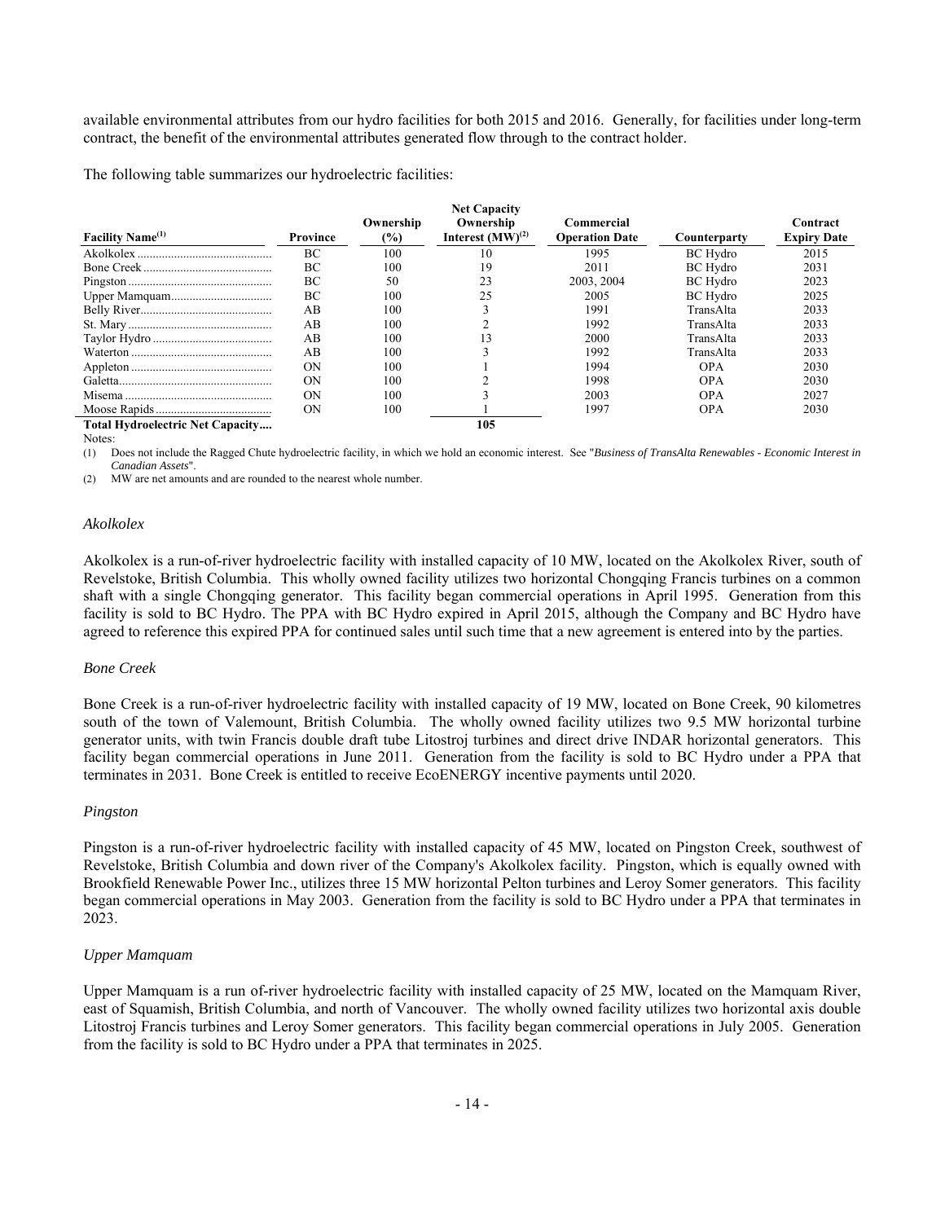available environmental attributes from our hydro facilities for both 2015 and 2016. Generally, for facilities under long-term contract, the benefit of the environmental attributes generated flow through to the contract holder.

The following table summarizes our hydroelectric facilities:

| Facility Name[(1)] | Province | Ownership (%) | Net Capacity Ownership Interest (MW)[(2)] | Commercial Operation Date | Counterparty | Contract Expiry Date |
|---|---|---|---|---|---|---|
| Akolkolex | BC | 100 | 10 | 1995 | BC Hydro | 2015 |
| Bone Creek | BC | 100 | 19 | 2011 | BC Hydro | 2031 |
| Pingston | BC | 50 | 23 | 2003, 2004 | BC Hydro | 2023 |
| Upper Mamquam | BC | 100 | 25 | 2005 | BC Hydro | 2025 |
| Belly River | AB | 100 | 3 | 1991 | TransAlta | 2033 |
| St. Mary | AB | 100 | 2 | 1992 | TransAlta | 2033 |
| Taylor Hydro | AB | 100 | 13 | 2000 | TransAlta | 2033 |
| Waterton | AB | 100 | 3 | 1992 | TransAlta | 2033 |
| Appleton | ON | 100 | 1 | 1994 | OPA | 2030 |
| Galetta | ON | 100 | 2 | 1998 | OPA | 2030 |
| Misema | ON | 100 | 3 | 2003 | OPA | 2027 |
| Moose Rapids | ON | 100 | 1 | 1997 | OPA | 2030 |
| **Total Hydroelectric Net Capacity....** | | | **105** | | | |

Notes:

(1) Does not include the Ragged Chute hydroelectric facility, in which we hold an economic interest. See "*Business of TransAlta Renewables - Economic Interest in Canadian Assets*".

(2) MW are net amounts and are rounded to the nearest whole number.

### *Akolkolex*

Akolkolex is a run-of-river hydroelectric facility with installed capacity of 10 MW, located on the Akolkolex River, south of Revelstoke, British Columbia. This wholly owned facility utilizes two horizontal Chongqing Francis turbines on a common shaft with a single Chongqing generator. This facility began commercial operations in April 1995. Generation from this facility is sold to BC Hydro. The PPA with BC Hydro expired in April 2015, although the Company and BC Hydro have agreed to reference this expired PPA for continued sales until such time that a new agreement is entered into by the parties.

### *Bone Creek*

Bone Creek is a run-of-river hydroelectric facility with installed capacity of 19 MW, located on Bone Creek, 90 kilometres south of the town of Valemount, British Columbia. The wholly owned facility utilizes two 9.5 MW horizontal turbine generator units, with twin Francis double draft tube Litostroj turbines and direct drive INDAR horizontal generators. This facility began commercial operations in June 2011. Generation from the facility is sold to BC Hydro under a PPA that terminates in 2031. Bone Creek is entitled to receive EcoENERGY incentive payments until 2020.

### *Pingston*

Pingston is a run-of-river hydroelectric facility with installed capacity of 45 MW, located on Pingston Creek, southwest of Revelstoke, British Columbia and down river of the Company's Akolkolex facility. Pingston, which is equally owned with Brookfield Renewable Power Inc., utilizes three 15 MW horizontal Pelton turbines and Leroy Somer generators. This facility began commercial operations in May 2003. Generation from the facility is sold to BC Hydro under a PPA that terminates in 2023.

### *Upper Mamquam*

Upper Mamquam is a run of-river hydroelectric facility with installed capacity of 25 MW, located on the Mamquam River, east of Squamish, British Columbia, and north of Vancouver. The wholly owned facility utilizes two horizontal axis double Litostroj Francis turbines and Leroy Somer generators. This facility began commercial operations in July 2005. Generation from the facility is sold to BC Hydro under a PPA that terminates in 2025.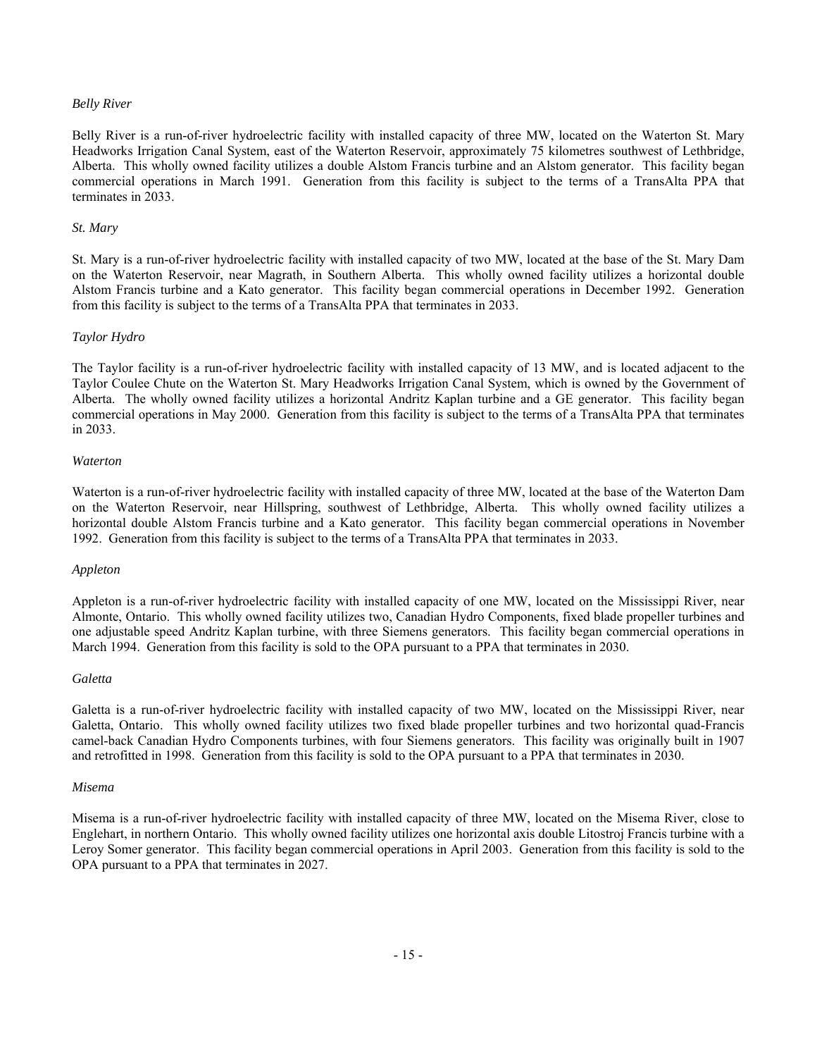*Belly River*

Belly River is a run-of-river hydroelectric facility with installed capacity of three MW, located on the Waterton St. Mary Headworks Irrigation Canal System, east of the Waterton Reservoir, approximately 75 kilometres southwest of Lethbridge, Alberta. This wholly owned facility utilizes a double Alstom Francis turbine and an Alstom generator. This facility began commercial operations in March 1991. Generation from this facility is subject to the terms of a TransAlta PPA that terminates in 2033.

*St. Mary*

St. Mary is a run-of-river hydroelectric facility with installed capacity of two MW, located at the base of the St. Mary Dam on the Waterton Reservoir, near Magrath, in Southern Alberta. This wholly owned facility utilizes a horizontal double Alstom Francis turbine and a Kato generator. This facility began commercial operations in December 1992. Generation from this facility is subject to the terms of a TransAlta PPA that terminates in 2033.

*Taylor Hydro*

The Taylor facility is a run-of-river hydroelectric facility with installed capacity of 13 MW, and is located adjacent to the Taylor Coulee Chute on the Waterton St. Mary Headworks Irrigation Canal System, which is owned by the Government of Alberta. The wholly owned facility utilizes a horizontal Andritz Kaplan turbine and a GE generator. This facility began commercial operations in May 2000. Generation from this facility is subject to the terms of a TransAlta PPA that terminates in 2033.

*Waterton*

Waterton is a run-of-river hydroelectric facility with installed capacity of three MW, located at the base of the Waterton Dam on the Waterton Reservoir, near Hillspring, southwest of Lethbridge, Alberta. This wholly owned facility utilizes a horizontal double Alstom Francis turbine and a Kato generator. This facility began commercial operations in November 1992. Generation from this facility is subject to the terms of a TransAlta PPA that terminates in 2033.

*Appleton*

Appleton is a run-of-river hydroelectric facility with installed capacity of one MW, located on the Mississippi River, near Almonte, Ontario. This wholly owned facility utilizes two, Canadian Hydro Components, fixed blade propeller turbines and one adjustable speed Andritz Kaplan turbine, with three Siemens generators. This facility began commercial operations in March 1994. Generation from this facility is sold to the OPA pursuant to a PPA that terminates in 2030.

*Galetta*

Galetta is a run-of-river hydroelectric facility with installed capacity of two MW, located on the Mississippi River, near Galetta, Ontario. This wholly owned facility utilizes two fixed blade propeller turbines and two horizontal quad-Francis camel-back Canadian Hydro Components turbines, with four Siemens generators. This facility was originally built in 1907 and retrofitted in 1998. Generation from this facility is sold to the OPA pursuant to a PPA that terminates in 2030.

*Misema*

Misema is a run-of-river hydroelectric facility with installed capacity of three MW, located on the Misema River, close to Englehart, in northern Ontario. This wholly owned facility utilizes one horizontal axis double Litostroj Francis turbine with a Leroy Somer generator. This facility began commercial operations in April 2003. Generation from this facility is sold to the OPA pursuant to a PPA that terminates in 2027.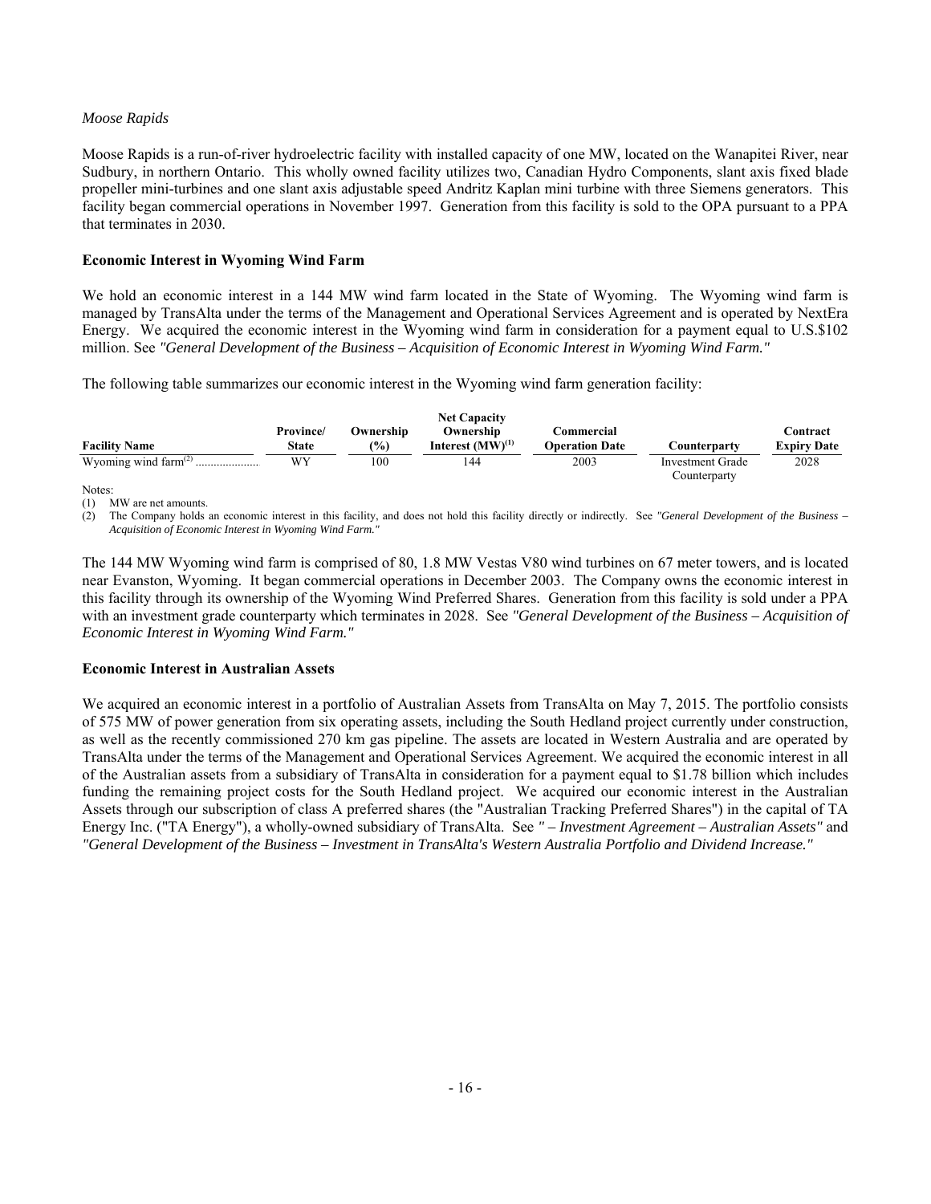*Moose Rapids*

Moose Rapids is a run-of-river hydroelectric facility with installed capacity of one MW, located on the Wanapitei River, near Sudbury, in northern Ontario. This wholly owned facility utilizes two, Canadian Hydro Components, slant axis fixed blade propeller mini-turbines and one slant axis adjustable speed Andritz Kaplan mini turbine with three Siemens generators. This facility began commercial operations in November 1997. Generation from this facility is sold to the OPA pursuant to a PPA that terminates in 2030.

**Economic Interest in Wyoming Wind Farm**

We hold an economic interest in a 144 MW wind farm located in the State of Wyoming. The Wyoming wind farm is managed by TransAlta under the terms of the Management and Operational Services Agreement and is operated by NextEra Energy. We acquired the economic interest in the Wyoming wind farm in consideration for a payment equal to U.S.$102 million. See *"General Development of the Business – Acquisition of Economic Interest in Wyoming Wind Farm."*

The following table summarizes our economic interest in the Wyoming wind farm generation facility:

| Facility Name | Province/ State | Ownership (%) | Net Capacity Ownership Interest (MW)[1] | Commercial Operation Date | Counterparty | Contract Expiry Date |
|---|---|---|---|---|---|---|
| Wyoming wind farm[2] | WY | 100 | 144 | 2003 | Investment Grade Counterparty | 2028 |

Notes:

(1) MW are net amounts.

(2) The Company holds an economic interest in this facility, and does not hold this facility directly or indirectly. See *"General Development of the Business – Acquisition of Economic Interest in Wyoming Wind Farm."*

The 144 MW Wyoming wind farm is comprised of 80, 1.8 MW Vestas V80 wind turbines on 67 meter towers, and is located near Evanston, Wyoming. It began commercial operations in December 2003. The Company owns the economic interest in this facility through its ownership of the Wyoming Wind Preferred Shares. Generation from this facility is sold under a PPA with an investment grade counterparty which terminates in 2028. See *"General Development of the Business – Acquisition of Economic Interest in Wyoming Wind Farm."*

**Economic Interest in Australian Assets**

We acquired an economic interest in a portfolio of Australian Assets from TransAlta on May 7, 2015. The portfolio consists of 575 MW of power generation from six operating assets, including the South Hedland project currently under construction, as well as the recently commissioned 270 km gas pipeline. The assets are located in Western Australia and are operated by TransAlta under the terms of the Management and Operational Services Agreement. We acquired the economic interest in all of the Australian assets from a subsidiary of TransAlta in consideration for a payment equal to $1.78 billion which includes funding the remaining project costs for the South Hedland project. We acquired our economic interest in the Australian Assets through our subscription of class A preferred shares (the "Australian Tracking Preferred Shares") in the capital of TA Energy Inc. ("TA Energy"), a wholly-owned subsidiary of TransAlta. See *" – Investment Agreement – Australian Assets"* and *"General Development of the Business – Investment in TransAlta's Western Australia Portfolio and Dividend Increase."*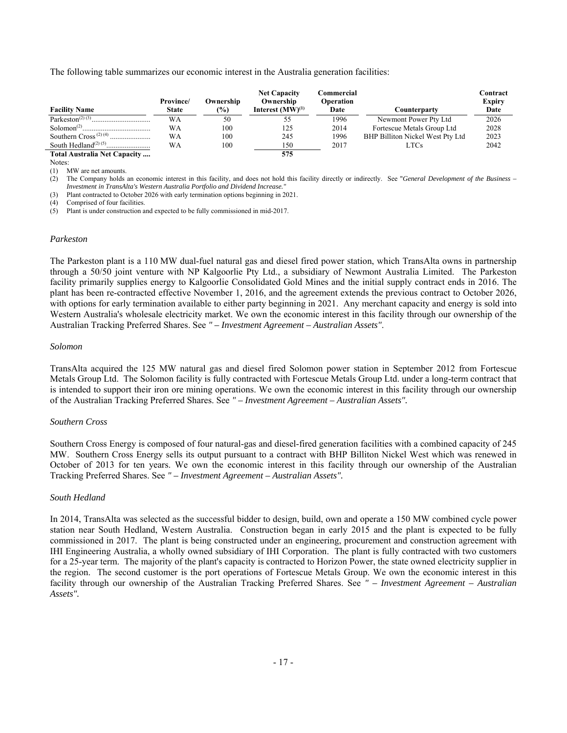The following table summarizes our economic interest in the Australia generation facilities:

| Facility Name | Province/ State | Ownership (%) | Net Capacity Ownership Interest (MW)[(1)] | Commercial Operation Date | Counterparty | Contract Expiry Date |
|---|---|---|---|---|---|---|
| Parkeston[(2) (3)] | WA | 50 | 55 | 1996 | Newmont Power Pty Ltd | 2026 |
| Solomon[(2)] | WA | 100 | 125 | 2014 | Fortescue Metals Group Ltd | 2028 |
| Southern Cross[(2) (4)] | WA | 100 | 245 | 1996 | BHP Billiton Nickel West Pty Ltd | 2023 |
| South Hedland[(2) (5)] | WA | 100 | 150 | 2017 | LTCs | 2042 |
| **Total Australia Net Capacity** | | | **575** | | | |

Notes:

(1) MW are net amounts.

(2) The Company holds an economic interest in this facility, and does not hold this facility directly or indirectly. See "*General Development of the Business – Investment in TransAlta's Western Australia Portfolio and Dividend Increase.*"

(3) Plant contracted to October 2026 with early termination options beginning in 2021.

(4) Comprised of four facilities.

(5) Plant is under construction and expected to be fully commissioned in mid-2017.

### *Parkeston*

The Parkeston plant is a 110 MW dual-fuel natural gas and diesel fired power station, which TransAlta owns in partnership through a 50/50 joint venture with NP Kalgoorlie Pty Ltd., a subsidiary of Newmont Australia Limited. The Parkeston facility primarily supplies energy to Kalgoorlie Consolidated Gold Mines and the initial supply contract ends in 2016. The plant has been re-contracted effective November 1, 2016, and the agreement extends the previous contract to October 2026, with options for early termination available to either party beginning in 2021. Any merchant capacity and energy is sold into Western Australia's wholesale electricity market. We own the economic interest in this facility through our ownership of the Australian Tracking Preferred Shares. See *" – Investment Agreement – Australian Assets"*.

### *Solomon*

TransAlta acquired the 125 MW natural gas and diesel fired Solomon power station in September 2012 from Fortescue Metals Group Ltd. The Solomon facility is fully contracted with Fortescue Metals Group Ltd. under a long-term contract that is intended to support their iron ore mining operations. We own the economic interest in this facility through our ownership of the Australian Tracking Preferred Shares. See *" – Investment Agreement – Australian Assets".*

### *Southern Cross*

Southern Cross Energy is composed of four natural-gas and diesel-fired generation facilities with a combined capacity of 245 MW. Southern Cross Energy sells its output pursuant to a contract with BHP Billiton Nickel West which was renewed in October of 2013 for ten years. We own the economic interest in this facility through our ownership of the Australian Tracking Preferred Shares. See *" – Investment Agreement – Australian Assets".*

### *South Hedland*

In 2014, TransAlta was selected as the successful bidder to design, build, own and operate a 150 MW combined cycle power station near South Hedland, Western Australia. Construction began in early 2015 and the plant is expected to be fully commissioned in 2017. The plant is being constructed under an engineering, procurement and construction agreement with IHI Engineering Australia, a wholly owned subsidiary of IHI Corporation. The plant is fully contracted with two customers for a 25-year term. The majority of the plant's capacity is contracted to Horizon Power, the state owned electricity supplier in the region. The second customer is the port operations of Fortescue Metals Group. We own the economic interest in this facility through our ownership of the Australian Tracking Preferred Shares. See *" – Investment Agreement – Australian Assets".*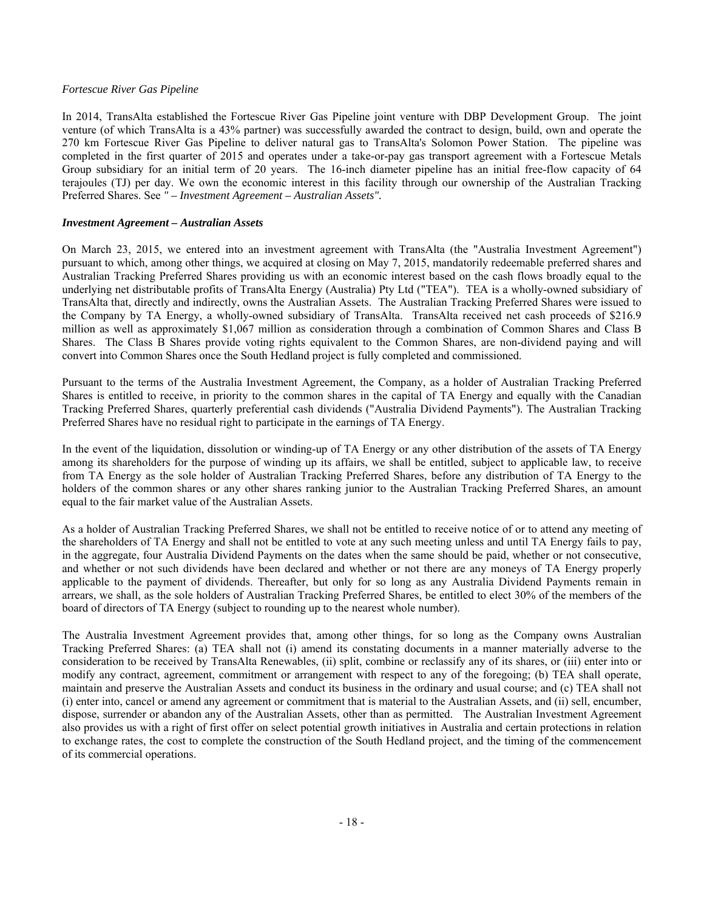*Fortescue River Gas Pipeline*

In 2014, TransAlta established the Fortescue River Gas Pipeline joint venture with DBP Development Group. The joint venture (of which TransAlta is a 43% partner) was successfully awarded the contract to design, build, own and operate the 270 km Fortescue River Gas Pipeline to deliver natural gas to TransAlta's Solomon Power Station. The pipeline was completed in the first quarter of 2015 and operates under a take-or-pay gas transport agreement with a Fortescue Metals Group subsidiary for an initial term of 20 years. The 16-inch diameter pipeline has an initial free-flow capacity of 64 terajoules (TJ) per day. We own the economic interest in this facility through our ownership of the Australian Tracking Preferred Shares. See *" – Investment Agreement – Australian Assets"*.

***Investment Agreement – Australian Assets***

On March 23, 2015, we entered into an investment agreement with TransAlta (the "Australia Investment Agreement") pursuant to which, among other things, we acquired at closing on May 7, 2015, mandatorily redeemable preferred shares and Australian Tracking Preferred Shares providing us with an economic interest based on the cash flows broadly equal to the underlying net distributable profits of TransAlta Energy (Australia) Pty Ltd ("TEA"). TEA is a wholly-owned subsidiary of TransAlta that, directly and indirectly, owns the Australian Assets. The Australian Tracking Preferred Shares were issued to the Company by TA Energy, a wholly-owned subsidiary of TransAlta. TransAlta received net cash proceeds of $216.9 million as well as approximately $1,067 million as consideration through a combination of Common Shares and Class B Shares. The Class B Shares provide voting rights equivalent to the Common Shares, are non-dividend paying and will convert into Common Shares once the South Hedland project is fully completed and commissioned.

Pursuant to the terms of the Australia Investment Agreement, the Company, as a holder of Australian Tracking Preferred Shares is entitled to receive, in priority to the common shares in the capital of TA Energy and equally with the Canadian Tracking Preferred Shares, quarterly preferential cash dividends ("Australia Dividend Payments"). The Australian Tracking Preferred Shares have no residual right to participate in the earnings of TA Energy.

In the event of the liquidation, dissolution or winding-up of TA Energy or any other distribution of the assets of TA Energy among its shareholders for the purpose of winding up its affairs, we shall be entitled, subject to applicable law, to receive from TA Energy as the sole holder of Australian Tracking Preferred Shares, before any distribution of TA Energy to the holders of the common shares or any other shares ranking junior to the Australian Tracking Preferred Shares, an amount equal to the fair market value of the Australian Assets.

As a holder of Australian Tracking Preferred Shares, we shall not be entitled to receive notice of or to attend any meeting of the shareholders of TA Energy and shall not be entitled to vote at any such meeting unless and until TA Energy fails to pay, in the aggregate, four Australia Dividend Payments on the dates when the same should be paid, whether or not consecutive, and whether or not such dividends have been declared and whether or not there are any moneys of TA Energy properly applicable to the payment of dividends. Thereafter, but only for so long as any Australia Dividend Payments remain in arrears, we shall, as the sole holders of Australian Tracking Preferred Shares, be entitled to elect 30% of the members of the board of directors of TA Energy (subject to rounding up to the nearest whole number).

The Australia Investment Agreement provides that, among other things, for so long as the Company owns Australian Tracking Preferred Shares: (a) TEA shall not (i) amend its constating documents in a manner materially adverse to the consideration to be received by TransAlta Renewables, (ii) split, combine or reclassify any of its shares, or (iii) enter into or modify any contract, agreement, commitment or arrangement with respect to any of the foregoing; (b) TEA shall operate, maintain and preserve the Australian Assets and conduct its business in the ordinary and usual course; and (c) TEA shall not (i) enter into, cancel or amend any agreement or commitment that is material to the Australian Assets, and (ii) sell, encumber, dispose, surrender or abandon any of the Australian Assets, other than as permitted. The Australian Investment Agreement also provides us with a right of first offer on select potential growth initiatives in Australia and certain protections in relation to exchange rates, the cost to complete the construction of the South Hedland project, and the timing of the commencement of its commercial operations.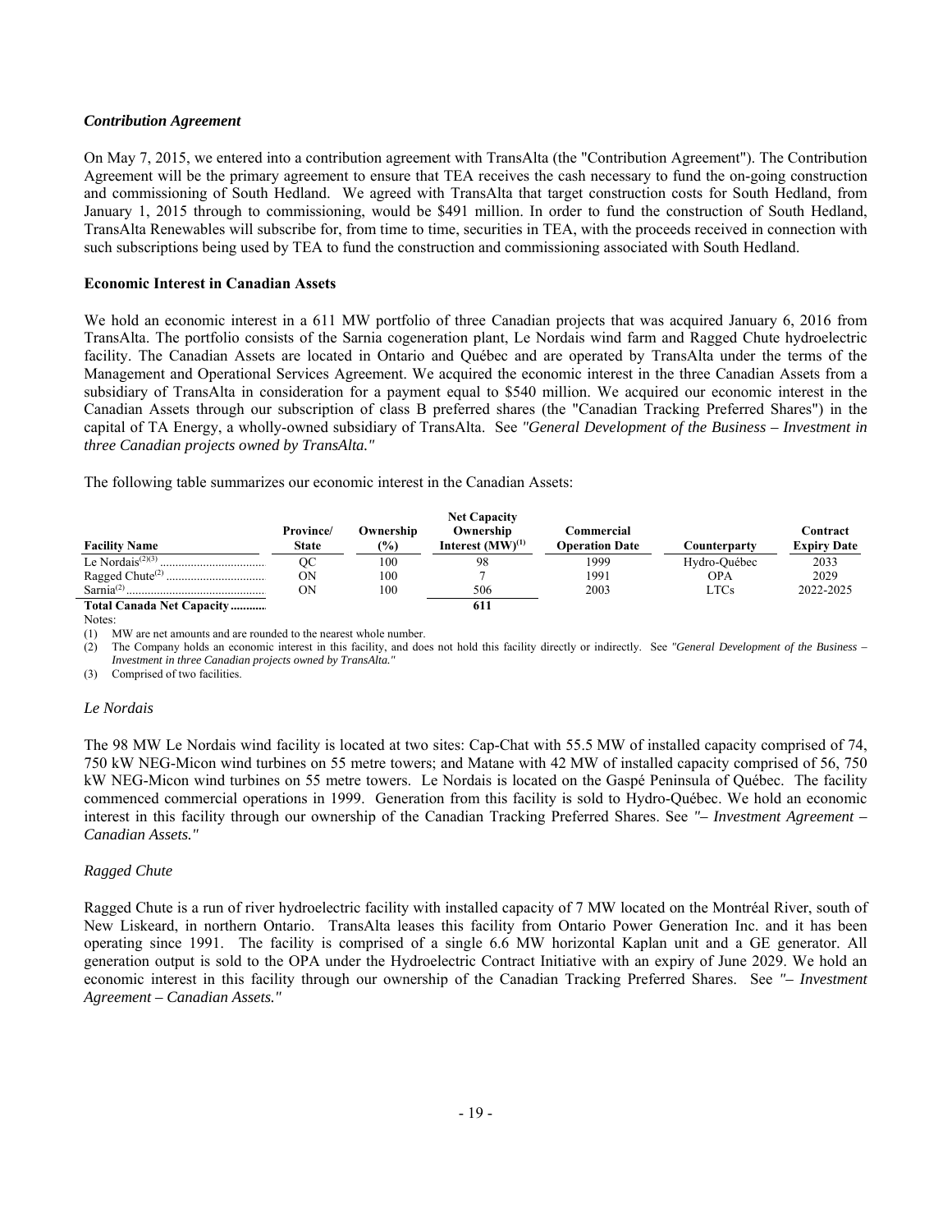*Contribution Agreement*

On May 7, 2015, we entered into a contribution agreement with TransAlta (the "Contribution Agreement"). The Contribution Agreement will be the primary agreement to ensure that TEA receives the cash necessary to fund the on-going construction and commissioning of South Hedland. We agreed with TransAlta that target construction costs for South Hedland, from January 1, 2015 through to commissioning, would be $491 million. In order to fund the construction of South Hedland, TransAlta Renewables will subscribe for, from time to time, securities in TEA, with the proceeds received in connection with such subscriptions being used by TEA to fund the construction and commissioning associated with South Hedland.

**Economic Interest in Canadian Assets**

We hold an economic interest in a 611 MW portfolio of three Canadian projects that was acquired January 6, 2016 from TransAlta. The portfolio consists of the Sarnia cogeneration plant, Le Nordais wind farm and Ragged Chute hydroelectric facility. The Canadian Assets are located in Ontario and Québec and are operated by TransAlta under the terms of the Management and Operational Services Agreement. We acquired the economic interest in the three Canadian Assets from a subsidiary of TransAlta in consideration for a payment equal to $540 million. We acquired our economic interest in the Canadian Assets through our subscription of class B preferred shares (the "Canadian Tracking Preferred Shares") in the capital of TA Energy, a wholly-owned subsidiary of TransAlta. See *"General Development of the Business – Investment in three Canadian projects owned by TransAlta."*

The following table summarizes our economic interest in the Canadian Assets:

| Facility Name | Province/ State | Ownership (%) | Net Capacity Ownership Interest (MW)[(1)] | Commercial Operation Date | Counterparty | Contract Expiry Date |
|---|---|---|---|---|---|---|
| Le Nordais[(2)(3)] | QC | 100 | 98 | 1999 | Hydro-Québec | 2033 |
| Ragged Chute[(2)] | ON | 100 | 7 | 1991 | OPA | 2029 |
| Sarnia[(2)] | ON | 100 | 506 | 2003 | LTCs | 2022-2025 |
| **Total Canada Net Capacity** | | | **611** | | | |

Notes:

(1) MW are net amounts and are rounded to the nearest whole number.

(2) The Company holds an economic interest in this facility, and does not hold this facility directly or indirectly. See *"General Development of the Business – Investment in three Canadian projects owned by TransAlta."*

(3) Comprised of two facilities.

*Le Nordais*

The 98 MW Le Nordais wind facility is located at two sites: Cap-Chat with 55.5 MW of installed capacity comprised of 74, 750 kW NEG-Micon wind turbines on 55 metre towers; and Matane with 42 MW of installed capacity comprised of 56, 750 kW NEG-Micon wind turbines on 55 metre towers. Le Nordais is located on the Gaspé Peninsula of Québec. The facility commenced commercial operations in 1999. Generation from this facility is sold to Hydro-Québec. We hold an economic interest in this facility through our ownership of the Canadian Tracking Preferred Shares. See *"– Investment Agreement – Canadian Assets."*

*Ragged Chute*

Ragged Chute is a run of river hydroelectric facility with installed capacity of 7 MW located on the Montréal River, south of New Liskeard, in northern Ontario. TransAlta leases this facility from Ontario Power Generation Inc. and it has been operating since 1991. The facility is comprised of a single 6.6 MW horizontal Kaplan unit and a GE generator. All generation output is sold to the OPA under the Hydroelectric Contract Initiative with an expiry of June 2029. We hold an economic interest in this facility through our ownership of the Canadian Tracking Preferred Shares. See *"– Investment Agreement – Canadian Assets."*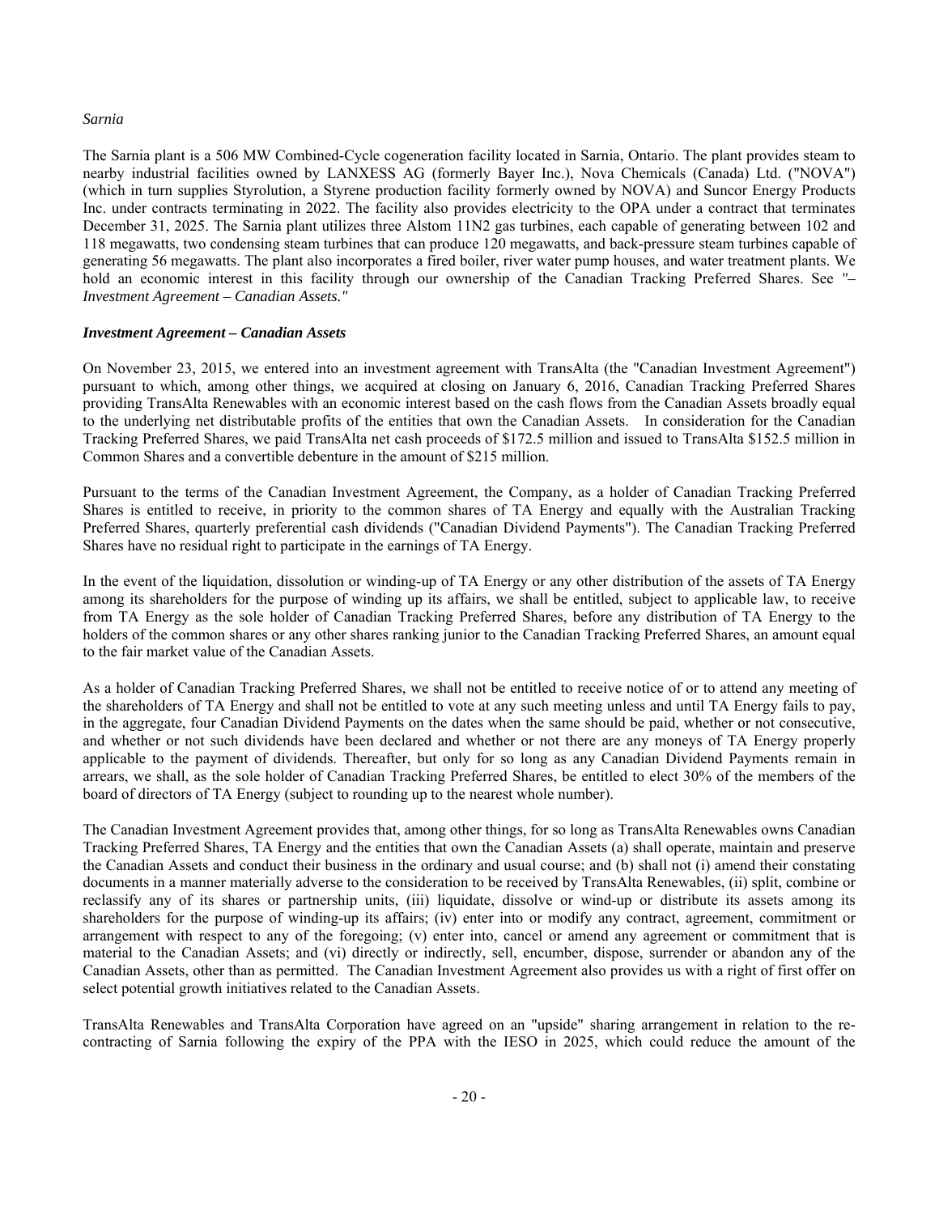*Sarnia*

The Sarnia plant is a 506 MW Combined-Cycle cogeneration facility located in Sarnia, Ontario. The plant provides steam to nearby industrial facilities owned by LANXESS AG (formerly Bayer Inc.), Nova Chemicals (Canada) Ltd. ("NOVA") (which in turn supplies Styrolution, a Styrene production facility formerly owned by NOVA) and Suncor Energy Products Inc. under contracts terminating in 2022. The facility also provides electricity to the OPA under a contract that terminates December 31, 2025. The Sarnia plant utilizes three Alstom 11N2 gas turbines, each capable of generating between 102 and 118 megawatts, two condensing steam turbines that can produce 120 megawatts, and back-pressure steam turbines capable of generating 56 megawatts. The plant also incorporates a fired boiler, river water pump houses, and water treatment plants. We hold an economic interest in this facility through our ownership of the Canadian Tracking Preferred Shares. See *"– Investment Agreement – Canadian Assets."*

***Investment Agreement – Canadian Assets***

On November 23, 2015, we entered into an investment agreement with TransAlta (the "Canadian Investment Agreement") pursuant to which, among other things, we acquired at closing on January 6, 2016, Canadian Tracking Preferred Shares providing TransAlta Renewables with an economic interest based on the cash flows from the Canadian Assets broadly equal to the underlying net distributable profits of the entities that own the Canadian Assets. In consideration for the Canadian Tracking Preferred Shares, we paid TransAlta net cash proceeds of $172.5 million and issued to TransAlta $152.5 million in Common Shares and a convertible debenture in the amount of $215 million.

Pursuant to the terms of the Canadian Investment Agreement, the Company, as a holder of Canadian Tracking Preferred Shares is entitled to receive, in priority to the common shares of TA Energy and equally with the Australian Tracking Preferred Shares, quarterly preferential cash dividends ("Canadian Dividend Payments"). The Canadian Tracking Preferred Shares have no residual right to participate in the earnings of TA Energy.

In the event of the liquidation, dissolution or winding-up of TA Energy or any other distribution of the assets of TA Energy among its shareholders for the purpose of winding up its affairs, we shall be entitled, subject to applicable law, to receive from TA Energy as the sole holder of Canadian Tracking Preferred Shares, before any distribution of TA Energy to the holders of the common shares or any other shares ranking junior to the Canadian Tracking Preferred Shares, an amount equal to the fair market value of the Canadian Assets.

As a holder of Canadian Tracking Preferred Shares, we shall not be entitled to receive notice of or to attend any meeting of the shareholders of TA Energy and shall not be entitled to vote at any such meeting unless and until TA Energy fails to pay, in the aggregate, four Canadian Dividend Payments on the dates when the same should be paid, whether or not consecutive, and whether or not such dividends have been declared and whether or not there are any moneys of TA Energy properly applicable to the payment of dividends. Thereafter, but only for so long as any Canadian Dividend Payments remain in arrears, we shall, as the sole holder of Canadian Tracking Preferred Shares, be entitled to elect 30% of the members of the board of directors of TA Energy (subject to rounding up to the nearest whole number).

The Canadian Investment Agreement provides that, among other things, for so long as TransAlta Renewables owns Canadian Tracking Preferred Shares, TA Energy and the entities that own the Canadian Assets (a) shall operate, maintain and preserve the Canadian Assets and conduct their business in the ordinary and usual course; and (b) shall not (i) amend their constating documents in a manner materially adverse to the consideration to be received by TransAlta Renewables, (ii) split, combine or reclassify any of its shares or partnership units, (iii) liquidate, dissolve or wind-up or distribute its assets among its shareholders for the purpose of winding-up its affairs; (iv) enter into or modify any contract, agreement, commitment or arrangement with respect to any of the foregoing; (v) enter into, cancel or amend any agreement or commitment that is material to the Canadian Assets; and (vi) directly or indirectly, sell, encumber, dispose, surrender or abandon any of the Canadian Assets, other than as permitted. The Canadian Investment Agreement also provides us with a right of first offer on select potential growth initiatives related to the Canadian Assets.

TransAlta Renewables and TransAlta Corporation have agreed on an "upside" sharing arrangement in relation to the re-contracting of Sarnia following the expiry of the PPA with the IESO in 2025, which could reduce the amount of the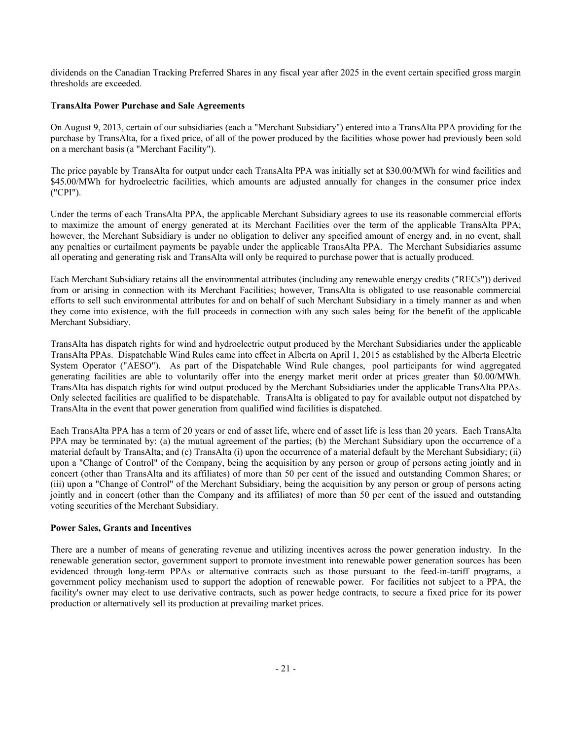dividends on the Canadian Tracking Preferred Shares in any fiscal year after 2025 in the event certain specified gross margin thresholds are exceeded.

**TransAlta Power Purchase and Sale Agreements**

On August 9, 2013, certain of our subsidiaries (each a "Merchant Subsidiary") entered into a TransAlta PPA providing for the purchase by TransAlta, for a fixed price, of all of the power produced by the facilities whose power had previously been sold on a merchant basis (a "Merchant Facility").

The price payable by TransAlta for output under each TransAlta PPA was initially set at $30.00/MWh for wind facilities and $45.00/MWh for hydroelectric facilities, which amounts are adjusted annually for changes in the consumer price index ("CPI").

Under the terms of each TransAlta PPA, the applicable Merchant Subsidiary agrees to use its reasonable commercial efforts to maximize the amount of energy generated at its Merchant Facilities over the term of the applicable TransAlta PPA; however, the Merchant Subsidiary is under no obligation to deliver any specified amount of energy and, in no event, shall any penalties or curtailment payments be payable under the applicable TransAlta PPA. The Merchant Subsidiaries assume all operating and generating risk and TransAlta will only be required to purchase power that is actually produced.

Each Merchant Subsidiary retains all the environmental attributes (including any renewable energy credits ("RECs")) derived from or arising in connection with its Merchant Facilities; however, TransAlta is obligated to use reasonable commercial efforts to sell such environmental attributes for and on behalf of such Merchant Subsidiary in a timely manner as and when they come into existence, with the full proceeds in connection with any such sales being for the benefit of the applicable Merchant Subsidiary.

TransAlta has dispatch rights for wind and hydroelectric output produced by the Merchant Subsidiaries under the applicable TransAlta PPAs. Dispatchable Wind Rules came into effect in Alberta on April 1, 2015 as established by the Alberta Electric System Operator ("AESO"). As part of the Dispatchable Wind Rule changes, pool participants for wind aggregated generating facilities are able to voluntarily offer into the energy market merit order at prices greater than $0.00/MWh. TransAlta has dispatch rights for wind output produced by the Merchant Subsidiaries under the applicable TransAlta PPAs. Only selected facilities are qualified to be dispatchable. TransAlta is obligated to pay for available output not dispatched by TransAlta in the event that power generation from qualified wind facilities is dispatched.

Each TransAlta PPA has a term of 20 years or end of asset life, where end of asset life is less than 20 years. Each TransAlta PPA may be terminated by: (a) the mutual agreement of the parties; (b) the Merchant Subsidiary upon the occurrence of a material default by TransAlta; and (c) TransAlta (i) upon the occurrence of a material default by the Merchant Subsidiary; (ii) upon a "Change of Control" of the Company, being the acquisition by any person or group of persons acting jointly and in concert (other than TransAlta and its affiliates) of more than 50 per cent of the issued and outstanding Common Shares; or (iii) upon a "Change of Control" of the Merchant Subsidiary, being the acquisition by any person or group of persons acting jointly and in concert (other than the Company and its affiliates) of more than 50 per cent of the issued and outstanding voting securities of the Merchant Subsidiary.

**Power Sales, Grants and Incentives**

There are a number of means of generating revenue and utilizing incentives across the power generation industry. In the renewable generation sector, government support to promote investment into renewable power generation sources has been evidenced through long-term PPAs or alternative contracts such as those pursuant to the feed-in-tariff programs, a government policy mechanism used to support the adoption of renewable power. For facilities not subject to a PPA, the facility's owner may elect to use derivative contracts, such as power hedge contracts, to secure a fixed price for its power production or alternatively sell its production at prevailing market prices.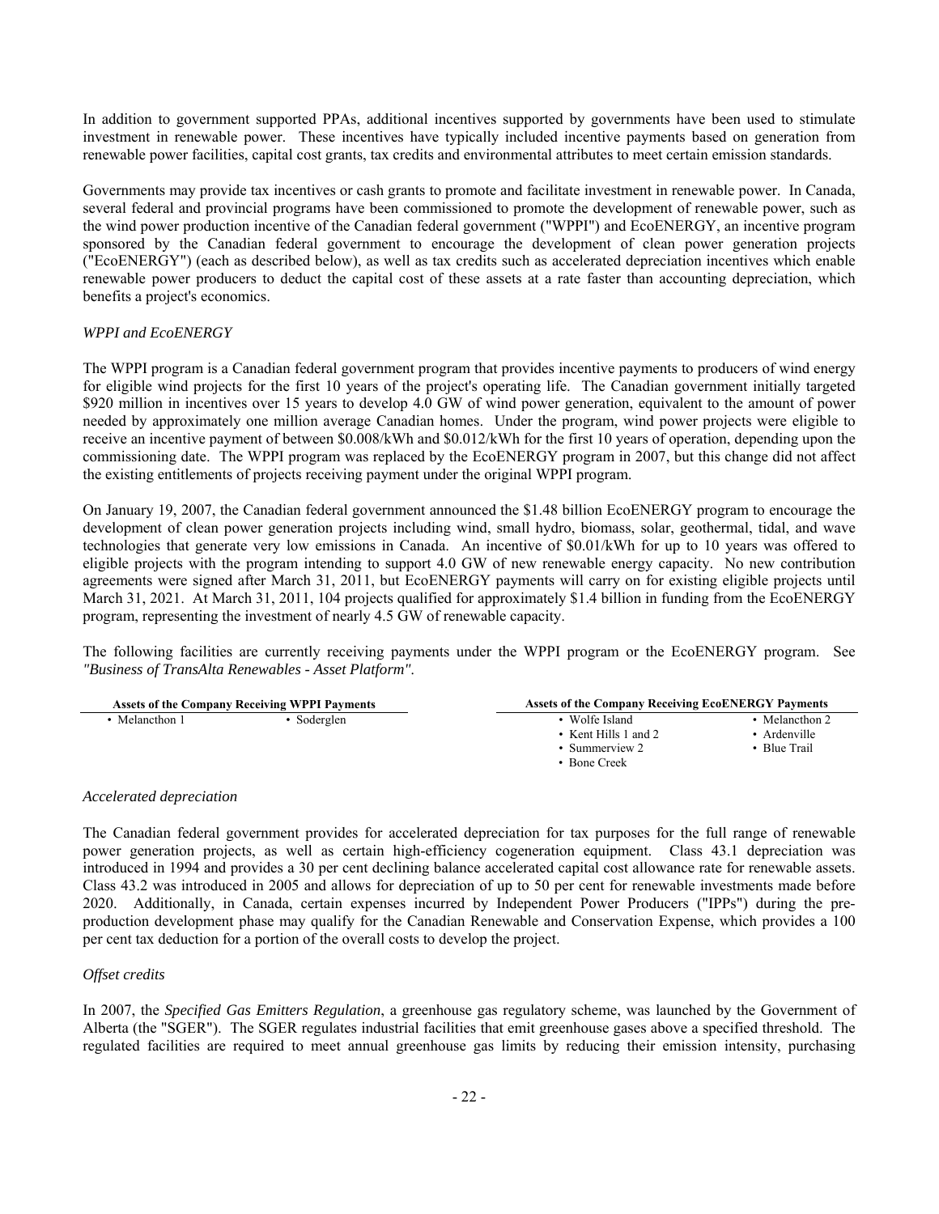In addition to government supported PPAs, additional incentives supported by governments have been used to stimulate investment in renewable power. These incentives have typically included incentive payments based on generation from renewable power facilities, capital cost grants, tax credits and environmental attributes to meet certain emission standards.

Governments may provide tax incentives or cash grants to promote and facilitate investment in renewable power. In Canada, several federal and provincial programs have been commissioned to promote the development of renewable power, such as the wind power production incentive of the Canadian federal government ("WPPI") and EcoENERGY, an incentive program sponsored by the Canadian federal government to encourage the development of clean power generation projects ("EcoENERGY") (each as described below), as well as tax credits such as accelerated depreciation incentives which enable renewable power producers to deduct the capital cost of these assets at a rate faster than accounting depreciation, which benefits a project's economics.

*WPPI and EcoENERGY*

The WPPI program is a Canadian federal government program that provides incentive payments to producers of wind energy for eligible wind projects for the first 10 years of the project's operating life. The Canadian government initially targeted $920 million in incentives over 15 years to develop 4.0 GW of wind power generation, equivalent to the amount of power needed by approximately one million average Canadian homes. Under the program, wind power projects were eligible to receive an incentive payment of between $0.008/kWh and $0.012/kWh for the first 10 years of operation, depending upon the commissioning date. The WPPI program was replaced by the EcoENERGY program in 2007, but this change did not affect the existing entitlements of projects receiving payment under the original WPPI program.

On January 19, 2007, the Canadian federal government announced the $1.48 billion EcoENERGY program to encourage the development of clean power generation projects including wind, small hydro, biomass, solar, geothermal, tidal, and wave technologies that generate very low emissions in Canada. An incentive of $0.01/kWh for up to 10 years was offered to eligible projects with the program intending to support 4.0 GW of new renewable energy capacity. No new contribution agreements were signed after March 31, 2011, but EcoENERGY payments will carry on for existing eligible projects until March 31, 2021. At March 31, 2011, 104 projects qualified for approximately $1.4 billion in funding from the EcoENERGY program, representing the investment of nearly 4.5 GW of renewable capacity.

The following facilities are currently receiving payments under the WPPI program or the EcoENERGY program. See *"Business of TransAlta Renewables - Asset Platform"*.

| **Assets of the Company Receiving WPPI Payments** | | **Assets of the Company Receiving EcoENERGY Payments** | |
|---|---|---|---|
| • Melancthon 1 | • Soderglen | • Wolfe Island | • Melancthon 2 |
| | | • Kent Hills 1 and 2 | • Ardenville |
| | | • Summerview 2 | • Blue Trail |
| | | • Bone Creek | |

*Accelerated depreciation*

The Canadian federal government provides for accelerated depreciation for tax purposes for the full range of renewable power generation projects, as well as certain high-efficiency cogeneration equipment. Class 43.1 depreciation was introduced in 1994 and provides a 30 per cent declining balance accelerated capital cost allowance rate for renewable assets. Class 43.2 was introduced in 2005 and allows for depreciation of up to 50 per cent for renewable investments made before 2020. Additionally, in Canada, certain expenses incurred by Independent Power Producers ("IPPs") during the pre-production development phase may qualify for the Canadian Renewable and Conservation Expense, which provides a 100 per cent tax deduction for a portion of the overall costs to develop the project.

*Offset credits*

In 2007, the *Specified Gas Emitters Regulation*, a greenhouse gas regulatory scheme, was launched by the Government of Alberta (the "SGER"). The SGER regulates industrial facilities that emit greenhouse gases above a specified threshold. The regulated facilities are required to meet annual greenhouse gas limits by reducing their emission intensity, purchasing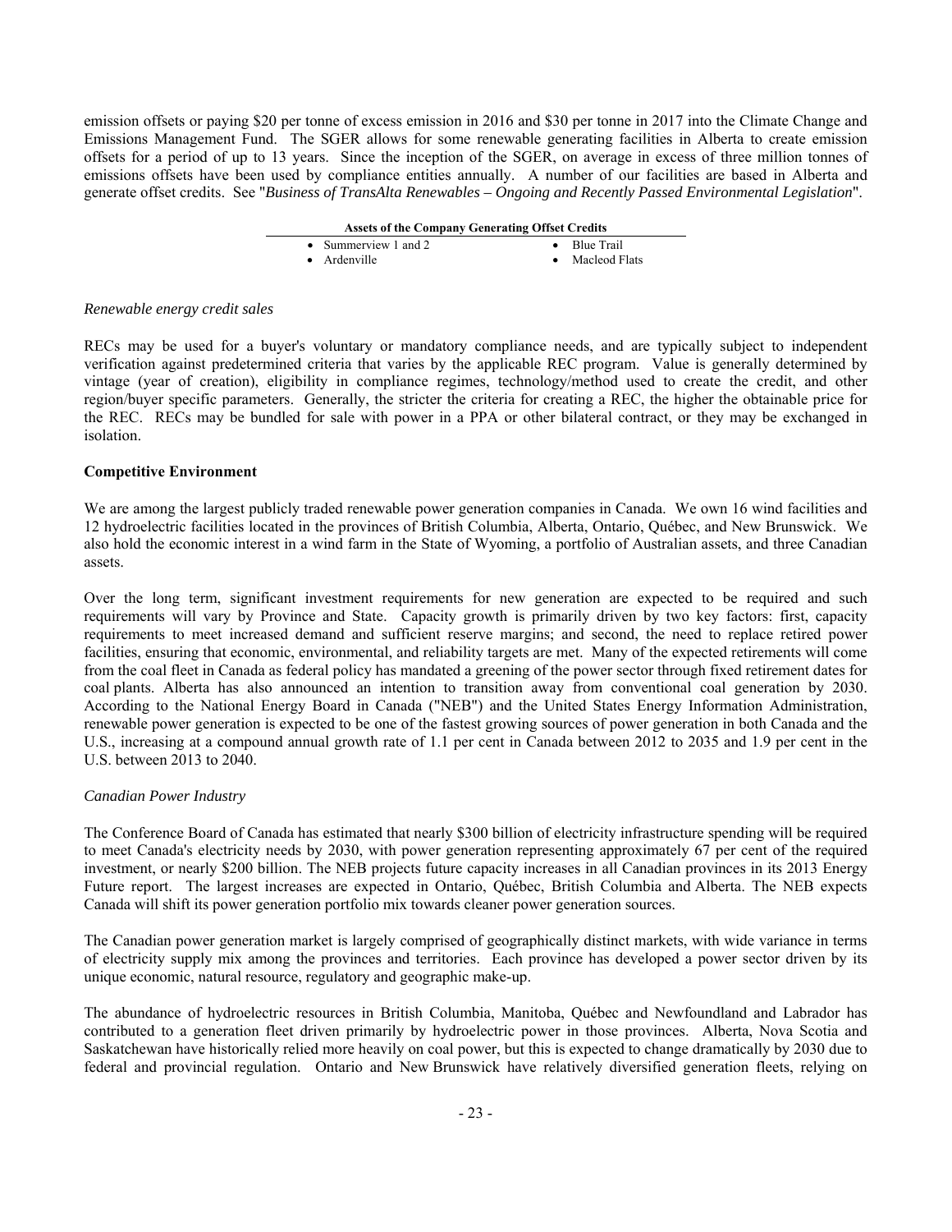emission offsets or paying $20 per tonne of excess emission in 2016 and $30 per tonne in 2017 into the Climate Change and Emissions Management Fund. The SGER allows for some renewable generating facilities in Alberta to create emission offsets for a period of up to 13 years. Since the inception of the SGER, on average in excess of three million tonnes of emissions offsets have been used by compliance entities annually. A number of our facilities are based in Alberta and generate offset credits. See "*Business of TransAlta Renewables – Ongoing and Recently Passed Environmental Legislation*".

| **Assets of the Company Generating Offset Credits** | |
|---|---|
| • Summerview 1 and 2 | • Blue Trail |
| • Ardenville | • Macleod Flats |

*Renewable energy credit sales*

RECs may be used for a buyer's voluntary or mandatory compliance needs, and are typically subject to independent verification against predetermined criteria that varies by the applicable REC program. Value is generally determined by vintage (year of creation), eligibility in compliance regimes, technology/method used to create the credit, and other region/buyer specific parameters. Generally, the stricter the criteria for creating a REC, the higher the obtainable price for the REC. RECs may be bundled for sale with power in a PPA or other bilateral contract, or they may be exchanged in isolation.

**Competitive Environment**

We are among the largest publicly traded renewable power generation companies in Canada. We own 16 wind facilities and 12 hydroelectric facilities located in the provinces of British Columbia, Alberta, Ontario, Québec, and New Brunswick. We also hold the economic interest in a wind farm in the State of Wyoming, a portfolio of Australian assets, and three Canadian assets.

Over the long term, significant investment requirements for new generation are expected to be required and such requirements will vary by Province and State. Capacity growth is primarily driven by two key factors: first, capacity requirements to meet increased demand and sufficient reserve margins; and second, the need to replace retired power facilities, ensuring that economic, environmental, and reliability targets are met. Many of the expected retirements will come from the coal fleet in Canada as federal policy has mandated a greening of the power sector through fixed retirement dates for coal plants. Alberta has also announced an intention to transition away from conventional coal generation by 2030. According to the National Energy Board in Canada ("NEB") and the United States Energy Information Administration, renewable power generation is expected to be one of the fastest growing sources of power generation in both Canada and the U.S., increasing at a compound annual growth rate of 1.1 per cent in Canada between 2012 to 2035 and 1.9 per cent in the U.S. between 2013 to 2040.

*Canadian Power Industry*

The Conference Board of Canada has estimated that nearly $300 billion of electricity infrastructure spending will be required to meet Canada's electricity needs by 2030, with power generation representing approximately 67 per cent of the required investment, or nearly $200 billion. The NEB projects future capacity increases in all Canadian provinces in its 2013 Energy Future report. The largest increases are expected in Ontario, Québec, British Columbia and Alberta. The NEB expects Canada will shift its power generation portfolio mix towards cleaner power generation sources.

The Canadian power generation market is largely comprised of geographically distinct markets, with wide variance in terms of electricity supply mix among the provinces and territories. Each province has developed a power sector driven by its unique economic, natural resource, regulatory and geographic make-up.

The abundance of hydroelectric resources in British Columbia, Manitoba, Québec and Newfoundland and Labrador has contributed to a generation fleet driven primarily by hydroelectric power in those provinces. Alberta, Nova Scotia and Saskatchewan have historically relied more heavily on coal power, but this is expected to change dramatically by 2030 due to federal and provincial regulation. Ontario and New Brunswick have relatively diversified generation fleets, relying on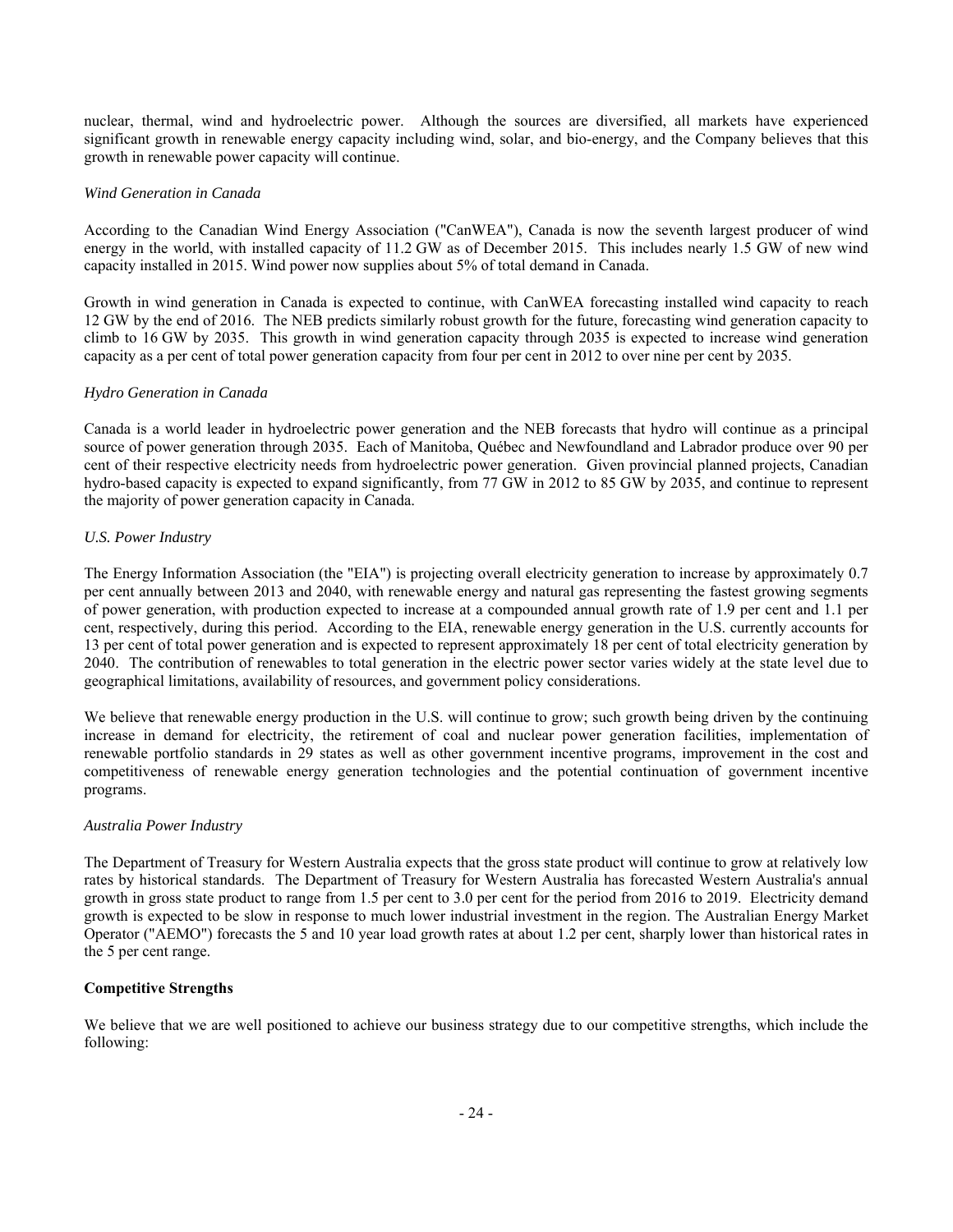nuclear, thermal, wind and hydroelectric power. Although the sources are diversified, all markets have experienced significant growth in renewable energy capacity including wind, solar, and bio-energy, and the Company believes that this growth in renewable power capacity will continue.

*Wind Generation in Canada*

According to the Canadian Wind Energy Association ("CanWEA"), Canada is now the seventh largest producer of wind energy in the world, with installed capacity of 11.2 GW as of December 2015. This includes nearly 1.5 GW of new wind capacity installed in 2015. Wind power now supplies about 5% of total demand in Canada.

Growth in wind generation in Canada is expected to continue, with CanWEA forecasting installed wind capacity to reach 12 GW by the end of 2016. The NEB predicts similarly robust growth for the future, forecasting wind generation capacity to climb to 16 GW by 2035. This growth in wind generation capacity through 2035 is expected to increase wind generation capacity as a per cent of total power generation capacity from four per cent in 2012 to over nine per cent by 2035.

*Hydro Generation in Canada*

Canada is a world leader in hydroelectric power generation and the NEB forecasts that hydro will continue as a principal source of power generation through 2035. Each of Manitoba, Québec and Newfoundland and Labrador produce over 90 per cent of their respective electricity needs from hydroelectric power generation. Given provincial planned projects, Canadian hydro-based capacity is expected to expand significantly, from 77 GW in 2012 to 85 GW by 2035, and continue to represent the majority of power generation capacity in Canada.

*U.S. Power Industry*

The Energy Information Association (the "EIA") is projecting overall electricity generation to increase by approximately 0.7 per cent annually between 2013 and 2040, with renewable energy and natural gas representing the fastest growing segments of power generation, with production expected to increase at a compounded annual growth rate of 1.9 per cent and 1.1 per cent, respectively, during this period. According to the EIA, renewable energy generation in the U.S. currently accounts for 13 per cent of total power generation and is expected to represent approximately 18 per cent of total electricity generation by 2040. The contribution of renewables to total generation in the electric power sector varies widely at the state level due to geographical limitations, availability of resources, and government policy considerations.

We believe that renewable energy production in the U.S. will continue to grow; such growth being driven by the continuing increase in demand for electricity, the retirement of coal and nuclear power generation facilities, implementation of renewable portfolio standards in 29 states as well as other government incentive programs, improvement in the cost and competitiveness of renewable energy generation technologies and the potential continuation of government incentive programs.

*Australia Power Industry*

The Department of Treasury for Western Australia expects that the gross state product will continue to grow at relatively low rates by historical standards. The Department of Treasury for Western Australia has forecasted Western Australia's annual growth in gross state product to range from 1.5 per cent to 3.0 per cent for the period from 2016 to 2019. Electricity demand growth is expected to be slow in response to much lower industrial investment in the region. The Australian Energy Market Operator ("AEMO") forecasts the 5 and 10 year load growth rates at about 1.2 per cent, sharply lower than historical rates in the 5 per cent range.

**Competitive Strengths**

We believe that we are well positioned to achieve our business strategy due to our competitive strengths, which include the following: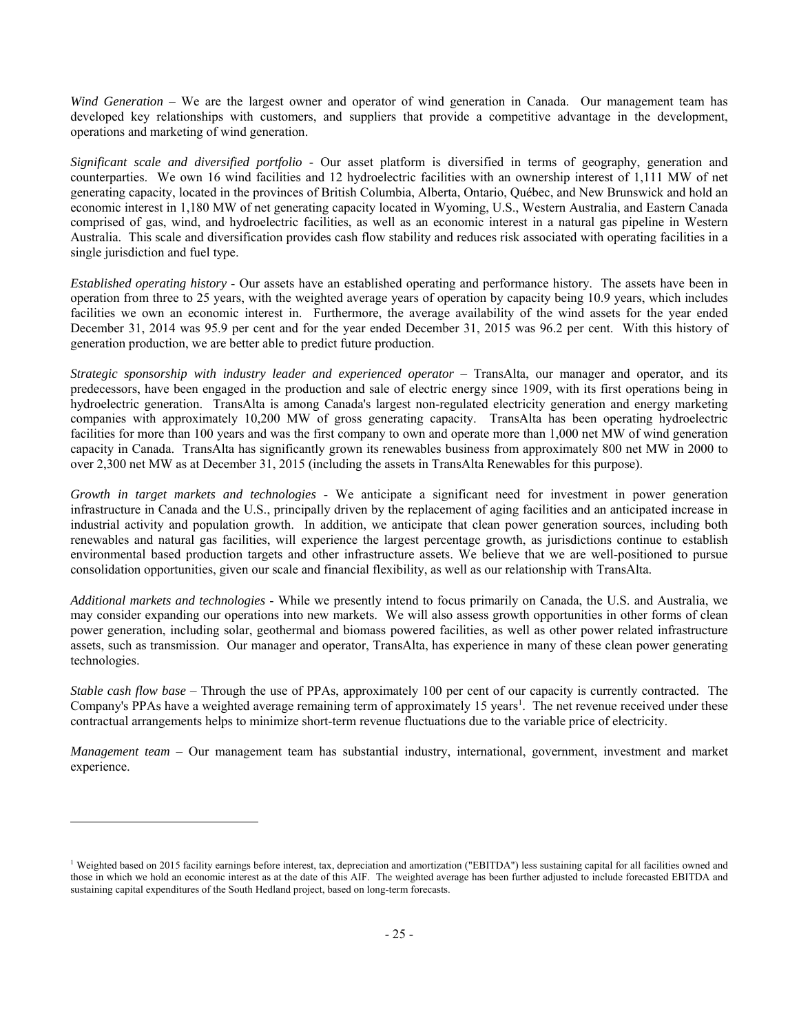*Wind Generation* – We are the largest owner and operator of wind generation in Canada. Our management team has developed key relationships with customers, and suppliers that provide a competitive advantage in the development, operations and marketing of wind generation.

*Significant scale and diversified portfolio* - Our asset platform is diversified in terms of geography, generation and counterparties. We own 16 wind facilities and 12 hydroelectric facilities with an ownership interest of 1,111 MW of net generating capacity, located in the provinces of British Columbia, Alberta, Ontario, Québec, and New Brunswick and hold an economic interest in 1,180 MW of net generating capacity located in Wyoming, U.S., Western Australia, and Eastern Canada comprised of gas, wind, and hydroelectric facilities, as well as an economic interest in a natural gas pipeline in Western Australia. This scale and diversification provides cash flow stability and reduces risk associated with operating facilities in a single jurisdiction and fuel type.

*Established operating history* - Our assets have an established operating and performance history. The assets have been in operation from three to 25 years, with the weighted average years of operation by capacity being 10.9 years, which includes facilities we own an economic interest in. Furthermore, the average availability of the wind assets for the year ended December 31, 2014 was 95.9 per cent and for the year ended December 31, 2015 was 96.2 per cent. With this history of generation production, we are better able to predict future production.

*Strategic sponsorship with industry leader and experienced operator* – TransAlta, our manager and operator, and its predecessors, have been engaged in the production and sale of electric energy since 1909, with its first operations being in hydroelectric generation. TransAlta is among Canada's largest non-regulated electricity generation and energy marketing companies with approximately 10,200 MW of gross generating capacity. TransAlta has been operating hydroelectric facilities for more than 100 years and was the first company to own and operate more than 1,000 net MW of wind generation capacity in Canada. TransAlta has significantly grown its renewables business from approximately 800 net MW in 2000 to over 2,300 net MW as at December 31, 2015 (including the assets in TransAlta Renewables for this purpose).

*Growth in target markets and technologies* - We anticipate a significant need for investment in power generation infrastructure in Canada and the U.S., principally driven by the replacement of aging facilities and an anticipated increase in industrial activity and population growth. In addition, we anticipate that clean power generation sources, including both renewables and natural gas facilities, will experience the largest percentage growth, as jurisdictions continue to establish environmental based production targets and other infrastructure assets. We believe that we are well-positioned to pursue consolidation opportunities, given our scale and financial flexibility, as well as our relationship with TransAlta.

*Additional markets and technologies* - While we presently intend to focus primarily on Canada, the U.S. and Australia, we may consider expanding our operations into new markets. We will also assess growth opportunities in other forms of clean power generation, including solar, geothermal and biomass powered facilities, as well as other power related infrastructure assets, such as transmission. Our manager and operator, TransAlta, has experience in many of these clean power generating technologies.

*Stable cash flow base* – Through the use of PPAs, approximately 100 per cent of our capacity is currently contracted. The Company's PPAs have a weighted average remaining term of approximately 15 years[1]. The net revenue received under these contractual arrangements helps to minimize short-term revenue fluctuations due to the variable price of electricity.

*Management team* – Our management team has substantial industry, international, government, investment and market experience.

---

[1] Weighted based on 2015 facility earnings before interest, tax, depreciation and amortization ("EBITDA") less sustaining capital for all facilities owned and those in which we hold an economic interest as at the date of this AIF. The weighted average has been further adjusted to include forecasted EBITDA and sustaining capital expenditures of the South Hedland project, based on long-term forecasts.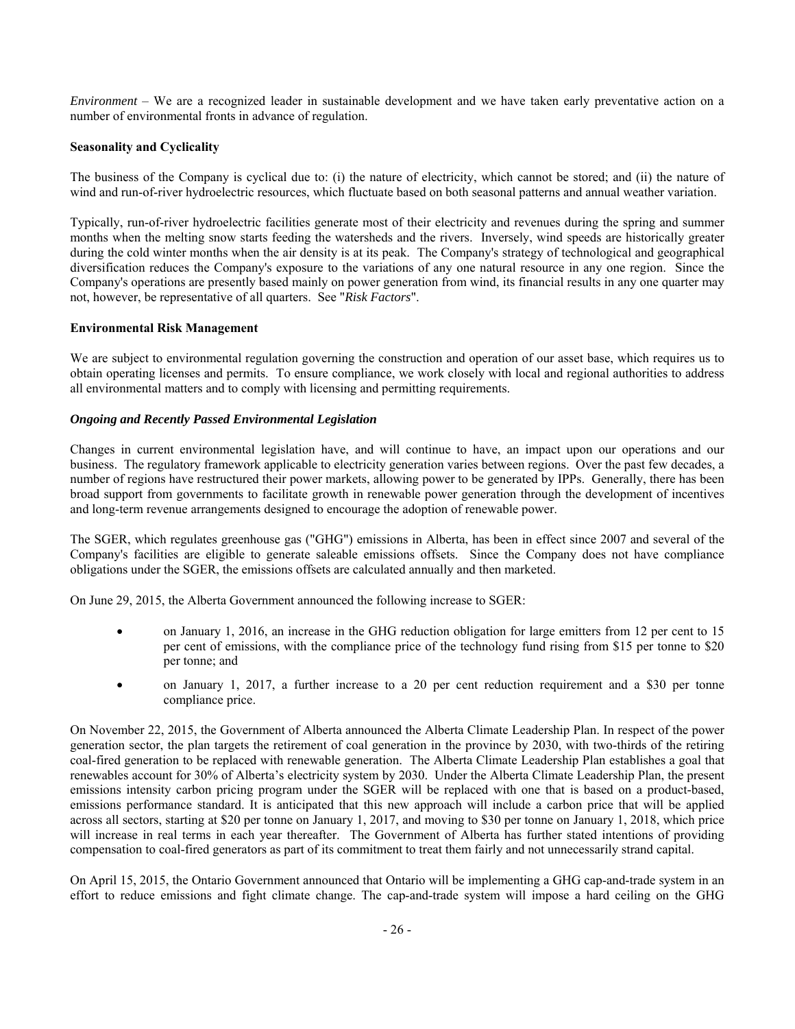*Environment* – We are a recognized leader in sustainable development and we have taken early preventative action on a number of environmental fronts in advance of regulation.

**Seasonality and Cyclicality**

The business of the Company is cyclical due to: (i) the nature of electricity, which cannot be stored; and (ii) the nature of wind and run-of-river hydroelectric resources, which fluctuate based on both seasonal patterns and annual weather variation.

Typically, run-of-river hydroelectric facilities generate most of their electricity and revenues during the spring and summer months when the melting snow starts feeding the watersheds and the rivers. Inversely, wind speeds are historically greater during the cold winter months when the air density is at its peak. The Company's strategy of technological and geographical diversification reduces the Company's exposure to the variations of any one natural resource in any one region. Since the Company's operations are presently based mainly on power generation from wind, its financial results in any one quarter may not, however, be representative of all quarters. See "*Risk Factors*".

**Environmental Risk Management**

We are subject to environmental regulation governing the construction and operation of our asset base, which requires us to obtain operating licenses and permits. To ensure compliance, we work closely with local and regional authorities to address all environmental matters and to comply with licensing and permitting requirements.

***Ongoing and Recently Passed Environmental Legislation***

Changes in current environmental legislation have, and will continue to have, an impact upon our operations and our business. The regulatory framework applicable to electricity generation varies between regions. Over the past few decades, a number of regions have restructured their power markets, allowing power to be generated by IPPs. Generally, there has been broad support from governments to facilitate growth in renewable power generation through the development of incentives and long-term revenue arrangements designed to encourage the adoption of renewable power.

The SGER, which regulates greenhouse gas ("GHG") emissions in Alberta, has been in effect since 2007 and several of the Company's facilities are eligible to generate saleable emissions offsets. Since the Company does not have compliance obligations under the SGER, the emissions offsets are calculated annually and then marketed.

On June 29, 2015, the Alberta Government announced the following increase to SGER:

- on January 1, 2016, an increase in the GHG reduction obligation for large emitters from 12 per cent to 15 per cent of emissions, with the compliance price of the technology fund rising from $15 per tonne to $20 per tonne; and
- on January 1, 2017, a further increase to a 20 per cent reduction requirement and a $30 per tonne compliance price.

On November 22, 2015, the Government of Alberta announced the Alberta Climate Leadership Plan. In respect of the power generation sector, the plan targets the retirement of coal generation in the province by 2030, with two-thirds of the retiring coal-fired generation to be replaced with renewable generation. The Alberta Climate Leadership Plan establishes a goal that renewables account for 30% of Alberta's electricity system by 2030. Under the Alberta Climate Leadership Plan, the present emissions intensity carbon pricing program under the SGER will be replaced with one that is based on a product-based, emissions performance standard. It is anticipated that this new approach will include a carbon price that will be applied across all sectors, starting at $20 per tonne on January 1, 2017, and moving to $30 per tonne on January 1, 2018, which price will increase in real terms in each year thereafter. The Government of Alberta has further stated intentions of providing compensation to coal-fired generators as part of its commitment to treat them fairly and not unnecessarily strand capital.

On April 15, 2015, the Ontario Government announced that Ontario will be implementing a GHG cap-and-trade system in an effort to reduce emissions and fight climate change. The cap-and-trade system will impose a hard ceiling on the GHG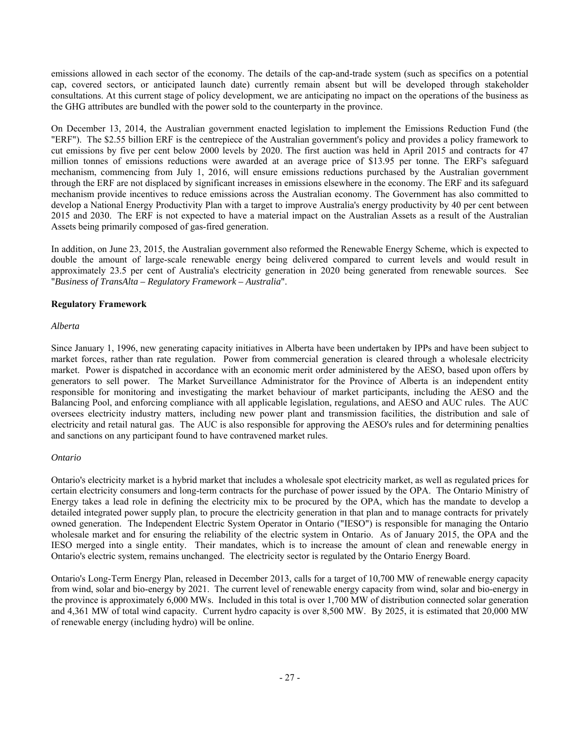emissions allowed in each sector of the economy. The details of the cap-and-trade system (such as specifics on a potential cap, covered sectors, or anticipated launch date) currently remain absent but will be developed through stakeholder consultations. At this current stage of policy development, we are anticipating no impact on the operations of the business as the GHG attributes are bundled with the power sold to the counterparty in the province.

On December 13, 2014, the Australian government enacted legislation to implement the Emissions Reduction Fund (the "ERF"). The $2.55 billion ERF is the centrepiece of the Australian government's policy and provides a policy framework to cut emissions by five per cent below 2000 levels by 2020. The first auction was held in April 2015 and contracts for 47 million tonnes of emissions reductions were awarded at an average price of $13.95 per tonne. The ERF's safeguard mechanism, commencing from July 1, 2016, will ensure emissions reductions purchased by the Australian government through the ERF are not displaced by significant increases in emissions elsewhere in the economy. The ERF and its safeguard mechanism provide incentives to reduce emissions across the Australian economy. The Government has also committed to develop a National Energy Productivity Plan with a target to improve Australia's energy productivity by 40 per cent between 2015 and 2030. The ERF is not expected to have a material impact on the Australian Assets as a result of the Australian Assets being primarily composed of gas-fired generation.

In addition, on June 23, 2015, the Australian government also reformed the Renewable Energy Scheme, which is expected to double the amount of large-scale renewable energy being delivered compared to current levels and would result in approximately 23.5 per cent of Australia's electricity generation in 2020 being generated from renewable sources. See "*Business of TransAlta – Regulatory Framework – Australia*".

**Regulatory Framework**

*Alberta*

Since January 1, 1996, new generating capacity initiatives in Alberta have been undertaken by IPPs and have been subject to market forces, rather than rate regulation. Power from commercial generation is cleared through a wholesale electricity market. Power is dispatched in accordance with an economic merit order administered by the AESO, based upon offers by generators to sell power. The Market Surveillance Administrator for the Province of Alberta is an independent entity responsible for monitoring and investigating the market behaviour of market participants, including the AESO and the Balancing Pool, and enforcing compliance with all applicable legislation, regulations, and AESO and AUC rules. The AUC oversees electricity industry matters, including new power plant and transmission facilities, the distribution and sale of electricity and retail natural gas. The AUC is also responsible for approving the AESO's rules and for determining penalties and sanctions on any participant found to have contravened market rules.

*Ontario*

Ontario's electricity market is a hybrid market that includes a wholesale spot electricity market, as well as regulated prices for certain electricity consumers and long-term contracts for the purchase of power issued by the OPA. The Ontario Ministry of Energy takes a lead role in defining the electricity mix to be procured by the OPA, which has the mandate to develop a detailed integrated power supply plan, to procure the electricity generation in that plan and to manage contracts for privately owned generation. The Independent Electric System Operator in Ontario ("IESO") is responsible for managing the Ontario wholesale market and for ensuring the reliability of the electric system in Ontario. As of January 2015, the OPA and the IESO merged into a single entity. Their mandates, which is to increase the amount of clean and renewable energy in Ontario's electric system, remains unchanged. The electricity sector is regulated by the Ontario Energy Board.

Ontario's Long-Term Energy Plan, released in December 2013, calls for a target of 10,700 MW of renewable energy capacity from wind, solar and bio-energy by 2021. The current level of renewable energy capacity from wind, solar and bio-energy in the province is approximately 6,000 MWs. Included in this total is over 1,700 MW of distribution connected solar generation and 4,361 MW of total wind capacity. Current hydro capacity is over 8,500 MW. By 2025, it is estimated that 20,000 MW of renewable energy (including hydro) will be online.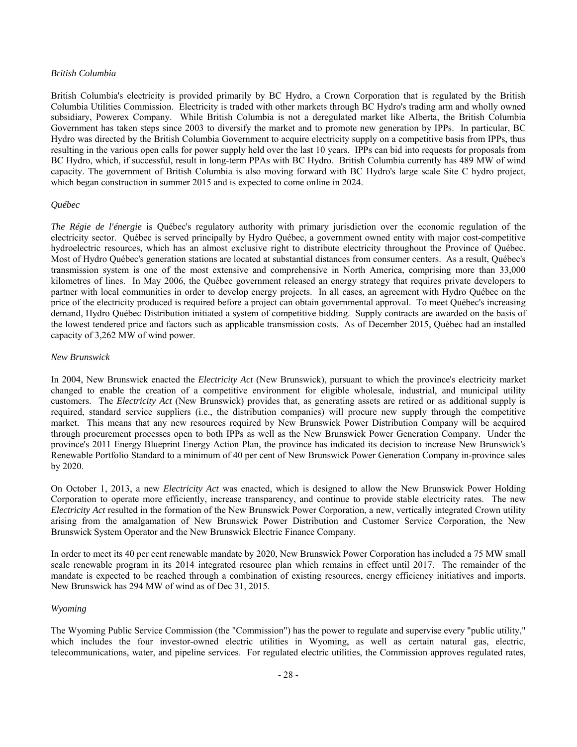*British Columbia*

British Columbia's electricity is provided primarily by BC Hydro, a Crown Corporation that is regulated by the British Columbia Utilities Commission. Electricity is traded with other markets through BC Hydro's trading arm and wholly owned subsidiary, Powerex Company. While British Columbia is not a deregulated market like Alberta, the British Columbia Government has taken steps since 2003 to diversify the market and to promote new generation by IPPs. In particular, BC Hydro was directed by the British Columbia Government to acquire electricity supply on a competitive basis from IPPs, thus resulting in the various open calls for power supply held over the last 10 years. IPPs can bid into requests for proposals from BC Hydro, which, if successful, result in long-term PPAs with BC Hydro. British Columbia currently has 489 MW of wind capacity. The government of British Columbia is also moving forward with BC Hydro's large scale Site C hydro project, which began construction in summer 2015 and is expected to come online in 2024.

*Québec*

*The Régie de l'énergie* is Québec's regulatory authority with primary jurisdiction over the economic regulation of the electricity sector. Québec is served principally by Hydro Québec, a government owned entity with major cost-competitive hydroelectric resources, which has an almost exclusive right to distribute electricity throughout the Province of Québec. Most of Hydro Québec's generation stations are located at substantial distances from consumer centers. As a result, Québec's transmission system is one of the most extensive and comprehensive in North America, comprising more than 33,000 kilometres of lines. In May 2006, the Québec government released an energy strategy that requires private developers to partner with local communities in order to develop energy projects. In all cases, an agreement with Hydro Québec on the price of the electricity produced is required before a project can obtain governmental approval. To meet Québec's increasing demand, Hydro Québec Distribution initiated a system of competitive bidding. Supply contracts are awarded on the basis of the lowest tendered price and factors such as applicable transmission costs. As of December 2015, Québec had an installed capacity of 3,262 MW of wind power.

*New Brunswick*

In 2004, New Brunswick enacted the *Electricity Act* (New Brunswick), pursuant to which the province's electricity market changed to enable the creation of a competitive environment for eligible wholesale, industrial, and municipal utility customers. The *Electricity Act* (New Brunswick) provides that, as generating assets are retired or as additional supply is required, standard service suppliers (i.e., the distribution companies) will procure new supply through the competitive market. This means that any new resources required by New Brunswick Power Distribution Company will be acquired through procurement processes open to both IPPs as well as the New Brunswick Power Generation Company. Under the province's 2011 Energy Blueprint Energy Action Plan, the province has indicated its decision to increase New Brunswick's Renewable Portfolio Standard to a minimum of 40 per cent of New Brunswick Power Generation Company in-province sales by 2020.

On October 1, 2013, a new *Electricity Act* was enacted, which is designed to allow the New Brunswick Power Holding Corporation to operate more efficiently, increase transparency, and continue to provide stable electricity rates. The new *Electricity Act* resulted in the formation of the New Brunswick Power Corporation, a new, vertically integrated Crown utility arising from the amalgamation of New Brunswick Power Distribution and Customer Service Corporation, the New Brunswick System Operator and the New Brunswick Electric Finance Company.

In order to meet its 40 per cent renewable mandate by 2020, New Brunswick Power Corporation has included a 75 MW small scale renewable program in its 2014 integrated resource plan which remains in effect until 2017. The remainder of the mandate is expected to be reached through a combination of existing resources, energy efficiency initiatives and imports. New Brunswick has 294 MW of wind as of Dec 31, 2015.

*Wyoming*

The Wyoming Public Service Commission (the "Commission") has the power to regulate and supervise every "public utility," which includes the four investor-owned electric utilities in Wyoming, as well as certain natural gas, electric, telecommunications, water, and pipeline services. For regulated electric utilities, the Commission approves regulated rates,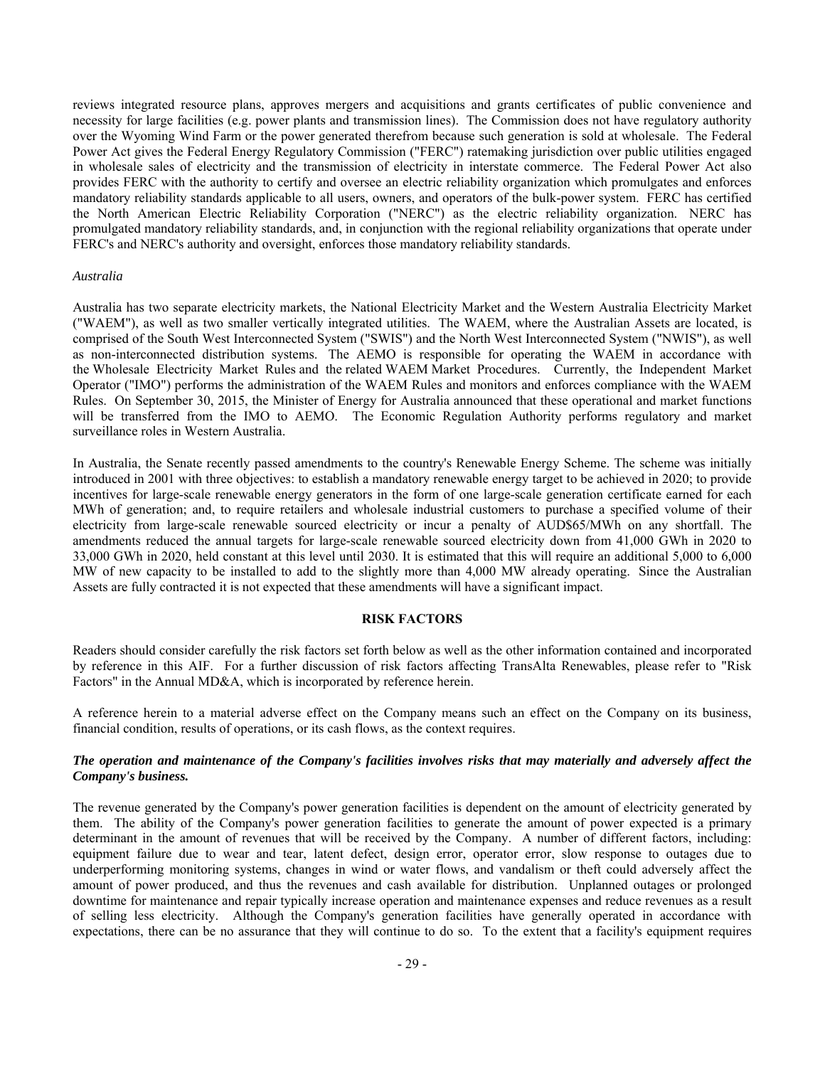reviews integrated resource plans, approves mergers and acquisitions and grants certificates of public convenience and necessity for large facilities (e.g. power plants and transmission lines). The Commission does not have regulatory authority over the Wyoming Wind Farm or the power generated therefrom because such generation is sold at wholesale. The Federal Power Act gives the Federal Energy Regulatory Commission ("FERC") ratemaking jurisdiction over public utilities engaged in wholesale sales of electricity and the transmission of electricity in interstate commerce. The Federal Power Act also provides FERC with the authority to certify and oversee an electric reliability organization which promulgates and enforces mandatory reliability standards applicable to all users, owners, and operators of the bulk-power system. FERC has certified the North American Electric Reliability Corporation ("NERC") as the electric reliability organization. NERC has promulgated mandatory reliability standards, and, in conjunction with the regional reliability organizations that operate under FERC's and NERC's authority and oversight, enforces those mandatory reliability standards.

*Australia*

Australia has two separate electricity markets, the National Electricity Market and the Western Australia Electricity Market ("WAEM"), as well as two smaller vertically integrated utilities. The WAEM, where the Australian Assets are located, is comprised of the South West Interconnected System ("SWIS") and the North West Interconnected System ("NWIS"), as well as non-interconnected distribution systems. The AEMO is responsible for operating the WAEM in accordance with the Wholesale Electricity Market Rules and the related WAEM Market Procedures. Currently, the Independent Market Operator ("IMO") performs the administration of the WAEM Rules and monitors and enforces compliance with the WAEM Rules. On September 30, 2015, the Minister of Energy for Australia announced that these operational and market functions will be transferred from the IMO to AEMO. The Economic Regulation Authority performs regulatory and market surveillance roles in Western Australia.

In Australia, the Senate recently passed amendments to the country's Renewable Energy Scheme. The scheme was initially introduced in 2001 with three objectives: to establish a mandatory renewable energy target to be achieved in 2020; to provide incentives for large-scale renewable energy generators in the form of one large-scale generation certificate earned for each MWh of generation; and, to require retailers and wholesale industrial customers to purchase a specified volume of their electricity from large-scale renewable sourced electricity or incur a penalty of AUD$65/MWh on any shortfall. The amendments reduced the annual targets for large-scale renewable sourced electricity down from 41,000 GWh in 2020 to 33,000 GWh in 2020, held constant at this level until 2030. It is estimated that this will require an additional 5,000 to 6,000 MW of new capacity to be installed to add to the slightly more than 4,000 MW already operating. Since the Australian Assets are fully contracted it is not expected that these amendments will have a significant impact.

## RISK FACTORS

Readers should consider carefully the risk factors set forth below as well as the other information contained and incorporated by reference in this AIF. For a further discussion of risk factors affecting TransAlta Renewables, please refer to "Risk Factors" in the Annual MD&A, which is incorporated by reference herein.

A reference herein to a material adverse effect on the Company means such an effect on the Company on its business, financial condition, results of operations, or its cash flows, as the context requires.

***The operation and maintenance of the Company's facilities involves risks that may materially and adversely affect the Company's business.***

The revenue generated by the Company's power generation facilities is dependent on the amount of electricity generated by them. The ability of the Company's power generation facilities to generate the amount of power expected is a primary determinant in the amount of revenues that will be received by the Company. A number of different factors, including: equipment failure due to wear and tear, latent defect, design error, operator error, slow response to outages due to underperforming monitoring systems, changes in wind or water flows, and vandalism or theft could adversely affect the amount of power produced, and thus the revenues and cash available for distribution. Unplanned outages or prolonged downtime for maintenance and repair typically increase operation and maintenance expenses and reduce revenues as a result of selling less electricity. Although the Company's generation facilities have generally operated in accordance with expectations, there can be no assurance that they will continue to do so. To the extent that a facility's equipment requires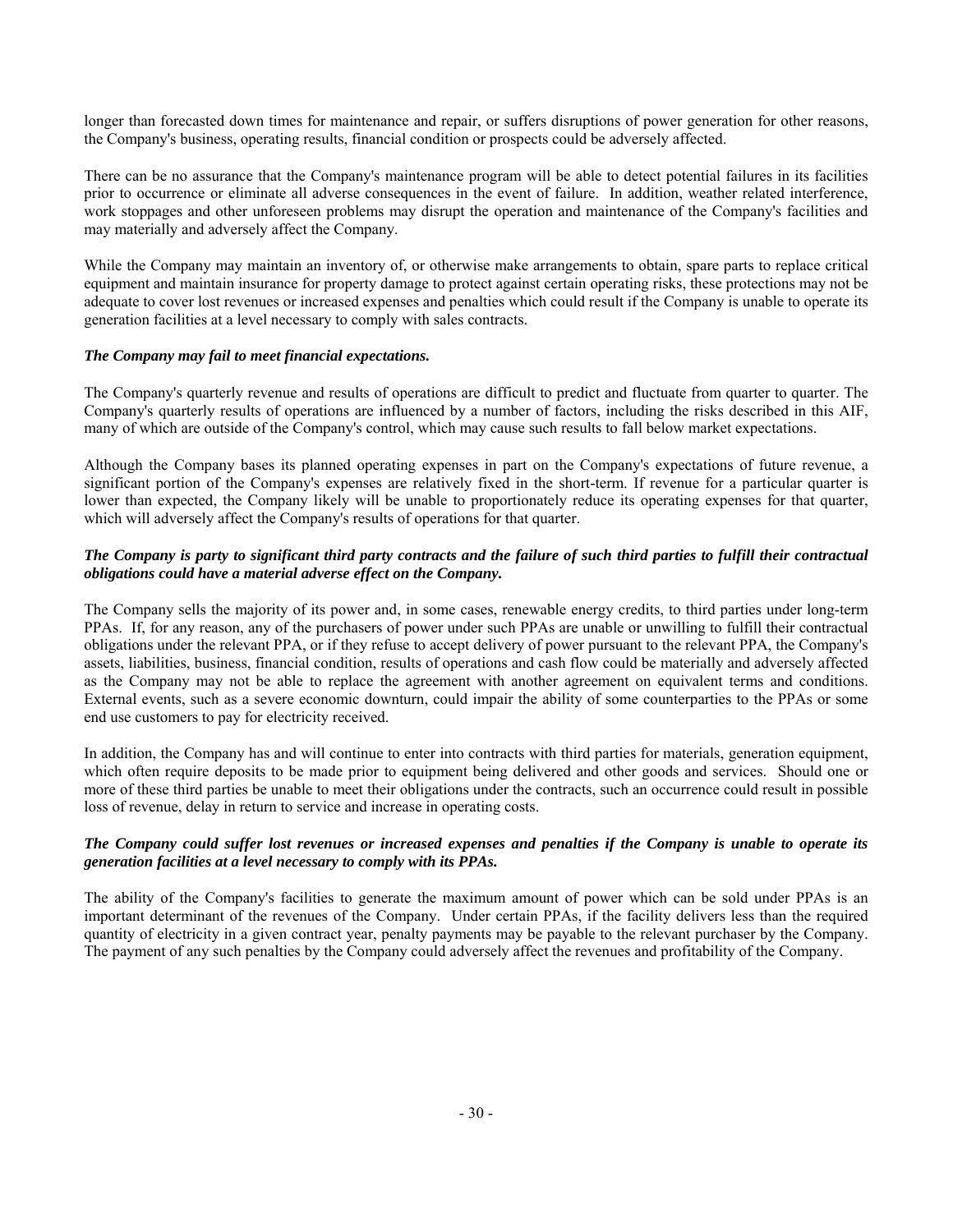longer than forecasted down times for maintenance and repair, or suffers disruptions of power generation for other reasons, the Company's business, operating results, financial condition or prospects could be adversely affected.

There can be no assurance that the Company's maintenance program will be able to detect potential failures in its facilities prior to occurrence or eliminate all adverse consequences in the event of failure. In addition, weather related interference, work stoppages and other unforeseen problems may disrupt the operation and maintenance of the Company's facilities and may materially and adversely affect the Company.

While the Company may maintain an inventory of, or otherwise make arrangements to obtain, spare parts to replace critical equipment and maintain insurance for property damage to protect against certain operating risks, these protections may not be adequate to cover lost revenues or increased expenses and penalties which could result if the Company is unable to operate its generation facilities at a level necessary to comply with sales contracts.

***The Company may fail to meet financial expectations.***

The Company's quarterly revenue and results of operations are difficult to predict and fluctuate from quarter to quarter. The Company's quarterly results of operations are influenced by a number of factors, including the risks described in this AIF, many of which are outside of the Company's control, which may cause such results to fall below market expectations.

Although the Company bases its planned operating expenses in part on the Company's expectations of future revenue, a significant portion of the Company's expenses are relatively fixed in the short-term. If revenue for a particular quarter is lower than expected, the Company likely will be unable to proportionately reduce its operating expenses for that quarter, which will adversely affect the Company's results of operations for that quarter.

***The Company is party to significant third party contracts and the failure of such third parties to fulfill their contractual obligations could have a material adverse effect on the Company.***

The Company sells the majority of its power and, in some cases, renewable energy credits, to third parties under long-term PPAs. If, for any reason, any of the purchasers of power under such PPAs are unable or unwilling to fulfill their contractual obligations under the relevant PPA, or if they refuse to accept delivery of power pursuant to the relevant PPA, the Company's assets, liabilities, business, financial condition, results of operations and cash flow could be materially and adversely affected as the Company may not be able to replace the agreement with another agreement on equivalent terms and conditions. External events, such as a severe economic downturn, could impair the ability of some counterparties to the PPAs or some end use customers to pay for electricity received.

In addition, the Company has and will continue to enter into contracts with third parties for materials, generation equipment, which often require deposits to be made prior to equipment being delivered and other goods and services. Should one or more of these third parties be unable to meet their obligations under the contracts, such an occurrence could result in possible loss of revenue, delay in return to service and increase in operating costs.

***The Company could suffer lost revenues or increased expenses and penalties if the Company is unable to operate its generation facilities at a level necessary to comply with its PPAs.***

The ability of the Company's facilities to generate the maximum amount of power which can be sold under PPAs is an important determinant of the revenues of the Company. Under certain PPAs, if the facility delivers less than the required quantity of electricity in a given contract year, penalty payments may be payable to the relevant purchaser by the Company. The payment of any such penalties by the Company could adversely affect the revenues and profitability of the Company.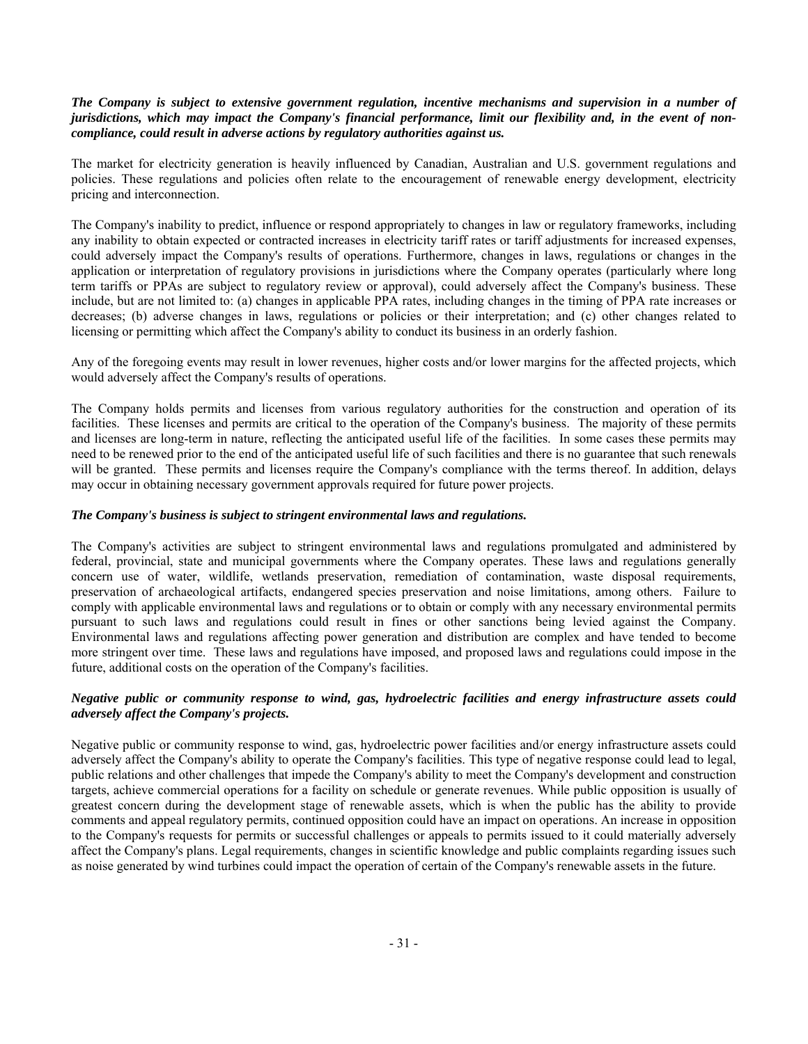***The Company is subject to extensive government regulation, incentive mechanisms and supervision in a number of jurisdictions, which may impact the Company's financial performance, limit our flexibility and, in the event of non-compliance, could result in adverse actions by regulatory authorities against us.***

The market for electricity generation is heavily influenced by Canadian, Australian and U.S. government regulations and policies. These regulations and policies often relate to the encouragement of renewable energy development, electricity pricing and interconnection.

The Company's inability to predict, influence or respond appropriately to changes in law or regulatory frameworks, including any inability to obtain expected or contracted increases in electricity tariff rates or tariff adjustments for increased expenses, could adversely impact the Company's results of operations. Furthermore, changes in laws, regulations or changes in the application or interpretation of regulatory provisions in jurisdictions where the Company operates (particularly where long term tariffs or PPAs are subject to regulatory review or approval), could adversely affect the Company's business. These include, but are not limited to: (a) changes in applicable PPA rates, including changes in the timing of PPA rate increases or decreases; (b) adverse changes in laws, regulations or policies or their interpretation; and (c) other changes related to licensing or permitting which affect the Company's ability to conduct its business in an orderly fashion.

Any of the foregoing events may result in lower revenues, higher costs and/or lower margins for the affected projects, which would adversely affect the Company's results of operations.

The Company holds permits and licenses from various regulatory authorities for the construction and operation of its facilities. These licenses and permits are critical to the operation of the Company's business. The majority of these permits and licenses are long-term in nature, reflecting the anticipated useful life of the facilities. In some cases these permits may need to be renewed prior to the end of the anticipated useful life of such facilities and there is no guarantee that such renewals will be granted. These permits and licenses require the Company's compliance with the terms thereof. In addition, delays may occur in obtaining necessary government approvals required for future power projects.

***The Company's business is subject to stringent environmental laws and regulations.***

The Company's activities are subject to stringent environmental laws and regulations promulgated and administered by federal, provincial, state and municipal governments where the Company operates. These laws and regulations generally concern use of water, wildlife, wetlands preservation, remediation of contamination, waste disposal requirements, preservation of archaeological artifacts, endangered species preservation and noise limitations, among others. Failure to comply with applicable environmental laws and regulations or to obtain or comply with any necessary environmental permits pursuant to such laws and regulations could result in fines or other sanctions being levied against the Company. Environmental laws and regulations affecting power generation and distribution are complex and have tended to become more stringent over time. These laws and regulations have imposed, and proposed laws and regulations could impose in the future, additional costs on the operation of the Company's facilities.

***Negative public or community response to wind, gas, hydroelectric facilities and energy infrastructure assets could adversely affect the Company's projects.***

Negative public or community response to wind, gas, hydroelectric power facilities and/or energy infrastructure assets could adversely affect the Company's ability to operate the Company's facilities. This type of negative response could lead to legal, public relations and other challenges that impede the Company's ability to meet the Company's development and construction targets, achieve commercial operations for a facility on schedule or generate revenues. While public opposition is usually of greatest concern during the development stage of renewable assets, which is when the public has the ability to provide comments and appeal regulatory permits, continued opposition could have an impact on operations. An increase in opposition to the Company's requests for permits or successful challenges or appeals to permits issued to it could materially adversely affect the Company's plans. Legal requirements, changes in scientific knowledge and public complaints regarding issues such as noise generated by wind turbines could impact the operation of certain of the Company's renewable assets in the future.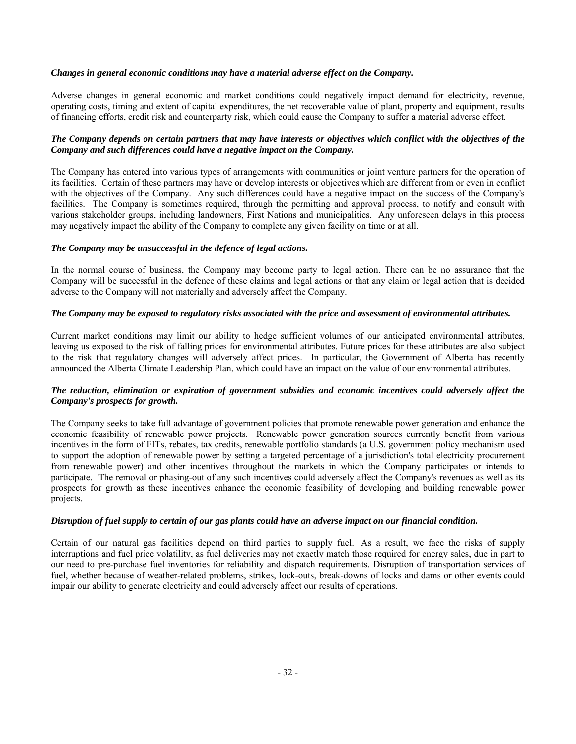***Changes in general economic conditions may have a material adverse effect on the Company.***

Adverse changes in general economic and market conditions could negatively impact demand for electricity, revenue, operating costs, timing and extent of capital expenditures, the net recoverable value of plant, property and equipment, results of financing efforts, credit risk and counterparty risk, which could cause the Company to suffer a material adverse effect.

***The Company depends on certain partners that may have interests or objectives which conflict with the objectives of the Company and such differences could have a negative impact on the Company.***

The Company has entered into various types of arrangements with communities or joint venture partners for the operation of its facilities. Certain of these partners may have or develop interests or objectives which are different from or even in conflict with the objectives of the Company. Any such differences could have a negative impact on the success of the Company's facilities. The Company is sometimes required, through the permitting and approval process, to notify and consult with various stakeholder groups, including landowners, First Nations and municipalities. Any unforeseen delays in this process may negatively impact the ability of the Company to complete any given facility on time or at all.

***The Company may be unsuccessful in the defence of legal actions.***

In the normal course of business, the Company may become party to legal action. There can be no assurance that the Company will be successful in the defence of these claims and legal actions or that any claim or legal action that is decided adverse to the Company will not materially and adversely affect the Company.

***The Company may be exposed to regulatory risks associated with the price and assessment of environmental attributes.***

Current market conditions may limit our ability to hedge sufficient volumes of our anticipated environmental attributes, leaving us exposed to the risk of falling prices for environmental attributes. Future prices for these attributes are also subject to the risk that regulatory changes will adversely affect prices. In particular, the Government of Alberta has recently announced the Alberta Climate Leadership Plan, which could have an impact on the value of our environmental attributes.

***The reduction, elimination or expiration of government subsidies and economic incentives could adversely affect the Company's prospects for growth.***

The Company seeks to take full advantage of government policies that promote renewable power generation and enhance the economic feasibility of renewable power projects. Renewable power generation sources currently benefit from various incentives in the form of FITs, rebates, tax credits, renewable portfolio standards (a U.S. government policy mechanism used to support the adoption of renewable power by setting a targeted percentage of a jurisdiction's total electricity procurement from renewable power) and other incentives throughout the markets in which the Company participates or intends to participate. The removal or phasing-out of any such incentives could adversely affect the Company's revenues as well as its prospects for growth as these incentives enhance the economic feasibility of developing and building renewable power projects.

***Disruption of fuel supply to certain of our gas plants could have an adverse impact on our financial condition.***

Certain of our natural gas facilities depend on third parties to supply fuel. As a result, we face the risks of supply interruptions and fuel price volatility, as fuel deliveries may not exactly match those required for energy sales, due in part to our need to pre-purchase fuel inventories for reliability and dispatch requirements. Disruption of transportation services of fuel, whether because of weather-related problems, strikes, lock-outs, break-downs of locks and dams or other events could impair our ability to generate electricity and could adversely affect our results of operations.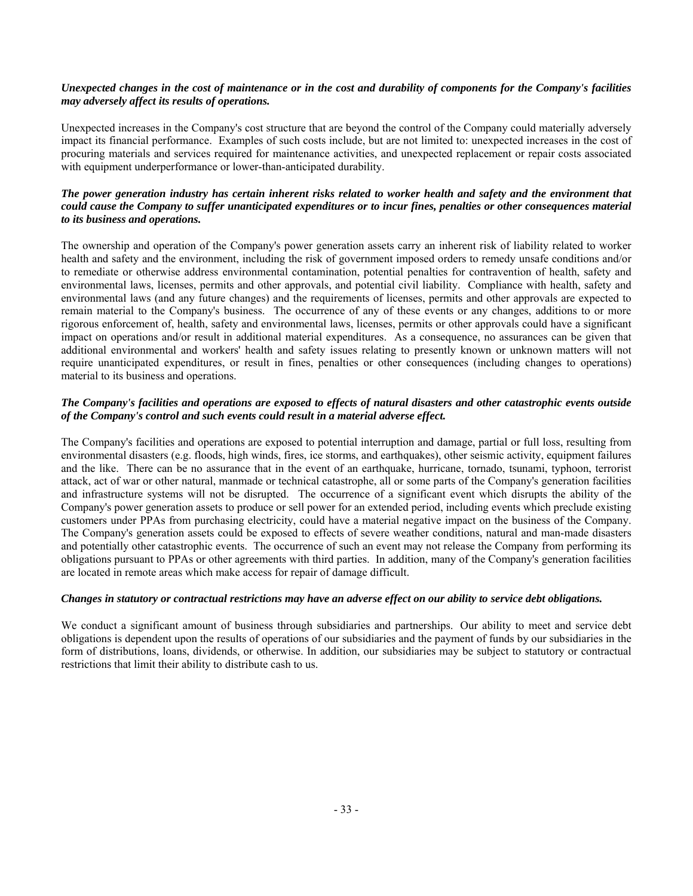***Unexpected changes in the cost of maintenance or in the cost and durability of components for the Company's facilities may adversely affect its results of operations.***

Unexpected increases in the Company's cost structure that are beyond the control of the Company could materially adversely impact its financial performance. Examples of such costs include, but are not limited to: unexpected increases in the cost of procuring materials and services required for maintenance activities, and unexpected replacement or repair costs associated with equipment underperformance or lower-than-anticipated durability.

***The power generation industry has certain inherent risks related to worker health and safety and the environment that could cause the Company to suffer unanticipated expenditures or to incur fines, penalties or other consequences material to its business and operations.***

The ownership and operation of the Company's power generation assets carry an inherent risk of liability related to worker health and safety and the environment, including the risk of government imposed orders to remedy unsafe conditions and/or to remediate or otherwise address environmental contamination, potential penalties for contravention of health, safety and environmental laws, licenses, permits and other approvals, and potential civil liability. Compliance with health, safety and environmental laws (and any future changes) and the requirements of licenses, permits and other approvals are expected to remain material to the Company's business. The occurrence of any of these events or any changes, additions to or more rigorous enforcement of, health, safety and environmental laws, licenses, permits or other approvals could have a significant impact on operations and/or result in additional material expenditures. As a consequence, no assurances can be given that additional environmental and workers' health and safety issues relating to presently known or unknown matters will not require unanticipated expenditures, or result in fines, penalties or other consequences (including changes to operations) material to its business and operations.

***The Company's facilities and operations are exposed to effects of natural disasters and other catastrophic events outside of the Company's control and such events could result in a material adverse effect.***

The Company's facilities and operations are exposed to potential interruption and damage, partial or full loss, resulting from environmental disasters (e.g. floods, high winds, fires, ice storms, and earthquakes), other seismic activity, equipment failures and the like. There can be no assurance that in the event of an earthquake, hurricane, tornado, tsunami, typhoon, terrorist attack, act of war or other natural, manmade or technical catastrophe, all or some parts of the Company's generation facilities and infrastructure systems will not be disrupted. The occurrence of a significant event which disrupts the ability of the Company's power generation assets to produce or sell power for an extended period, including events which preclude existing customers under PPAs from purchasing electricity, could have a material negative impact on the business of the Company. The Company's generation assets could be exposed to effects of severe weather conditions, natural and man-made disasters and potentially other catastrophic events. The occurrence of such an event may not release the Company from performing its obligations pursuant to PPAs or other agreements with third parties. In addition, many of the Company's generation facilities are located in remote areas which make access for repair of damage difficult.

***Changes in statutory or contractual restrictions may have an adverse effect on our ability to service debt obligations.***

We conduct a significant amount of business through subsidiaries and partnerships. Our ability to meet and service debt obligations is dependent upon the results of operations of our subsidiaries and the payment of funds by our subsidiaries in the form of distributions, loans, dividends, or otherwise. In addition, our subsidiaries may be subject to statutory or contractual restrictions that limit their ability to distribute cash to us.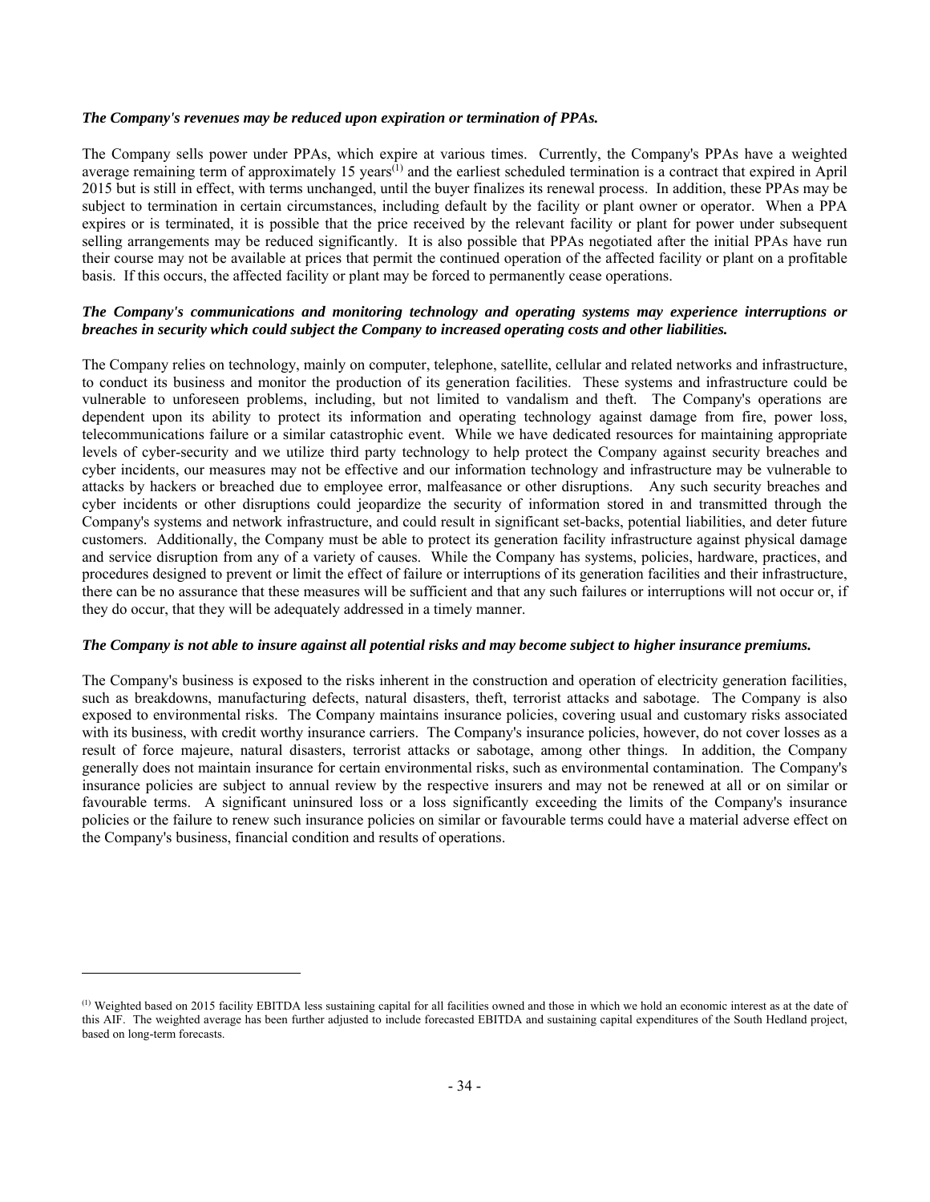***The Company's revenues may be reduced upon expiration or termination of PPAs.***

The Company sells power under PPAs, which expire at various times. Currently, the Company's PPAs have a weighted average remaining term of approximately 15 years[(1)] and the earliest scheduled termination is a contract that expired in April 2015 but is still in effect, with terms unchanged, until the buyer finalizes its renewal process. In addition, these PPAs may be subject to termination in certain circumstances, including default by the facility or plant owner or operator. When a PPA expires or is terminated, it is possible that the price received by the relevant facility or plant for power under subsequent selling arrangements may be reduced significantly. It is also possible that PPAs negotiated after the initial PPAs have run their course may not be available at prices that permit the continued operation of the affected facility or plant on a profitable basis. If this occurs, the affected facility or plant may be forced to permanently cease operations.

***The Company's communications and monitoring technology and operating systems may experience interruptions or breaches in security which could subject the Company to increased operating costs and other liabilities.***

The Company relies on technology, mainly on computer, telephone, satellite, cellular and related networks and infrastructure, to conduct its business and monitor the production of its generation facilities. These systems and infrastructure could be vulnerable to unforeseen problems, including, but not limited to vandalism and theft. The Company's operations are dependent upon its ability to protect its information and operating technology against damage from fire, power loss, telecommunications failure or a similar catastrophic event. While we have dedicated resources for maintaining appropriate levels of cyber-security and we utilize third party technology to help protect the Company against security breaches and cyber incidents, our measures may not be effective and our information technology and infrastructure may be vulnerable to attacks by hackers or breached due to employee error, malfeasance or other disruptions. Any such security breaches and cyber incidents or other disruptions could jeopardize the security of information stored in and transmitted through the Company's systems and network infrastructure, and could result in significant set-backs, potential liabilities, and deter future customers. Additionally, the Company must be able to protect its generation facility infrastructure against physical damage and service disruption from any of a variety of causes. While the Company has systems, policies, hardware, practices, and procedures designed to prevent or limit the effect of failure or interruptions of its generation facilities and their infrastructure, there can be no assurance that these measures will be sufficient and that any such failures or interruptions will not occur or, if they do occur, that they will be adequately addressed in a timely manner.

***The Company is not able to insure against all potential risks and may become subject to higher insurance premiums.***

The Company's business is exposed to the risks inherent in the construction and operation of electricity generation facilities, such as breakdowns, manufacturing defects, natural disasters, theft, terrorist attacks and sabotage. The Company is also exposed to environmental risks. The Company maintains insurance policies, covering usual and customary risks associated with its business, with credit worthy insurance carriers. The Company's insurance policies, however, do not cover losses as a result of force majeure, natural disasters, terrorist attacks or sabotage, among other things. In addition, the Company generally does not maintain insurance for certain environmental risks, such as environmental contamination. The Company's insurance policies are subject to annual review by the respective insurers and may not be renewed at all or on similar or favourable terms. A significant uninsured loss or a loss significantly exceeding the limits of the Company's insurance policies or the failure to renew such insurance policies on similar or favourable terms could have a material adverse effect on the Company's business, financial condition and results of operations.

---

[(1)] Weighted based on 2015 facility EBITDA less sustaining capital for all facilities owned and those in which we hold an economic interest as at the date of this AIF. The weighted average has been further adjusted to include forecasted EBITDA and sustaining capital expenditures of the South Hedland project, based on long-term forecasts.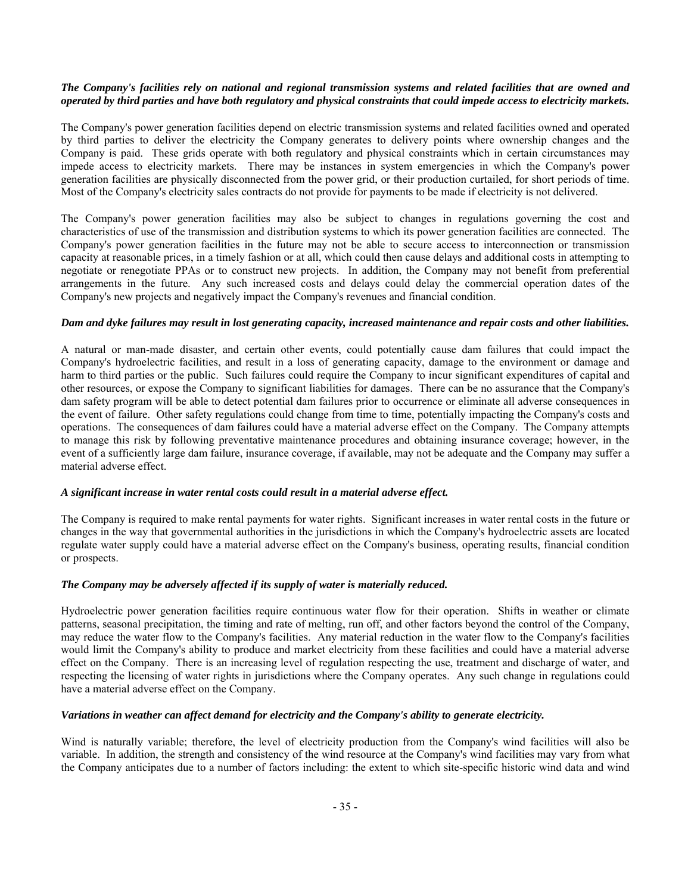***The Company's facilities rely on national and regional transmission systems and related facilities that are owned and operated by third parties and have both regulatory and physical constraints that could impede access to electricity markets.***

The Company's power generation facilities depend on electric transmission systems and related facilities owned and operated by third parties to deliver the electricity the Company generates to delivery points where ownership changes and the Company is paid. These grids operate with both regulatory and physical constraints which in certain circumstances may impede access to electricity markets. There may be instances in system emergencies in which the Company's power generation facilities are physically disconnected from the power grid, or their production curtailed, for short periods of time. Most of the Company's electricity sales contracts do not provide for payments to be made if electricity is not delivered.

The Company's power generation facilities may also be subject to changes in regulations governing the cost and characteristics of use of the transmission and distribution systems to which its power generation facilities are connected. The Company's power generation facilities in the future may not be able to secure access to interconnection or transmission capacity at reasonable prices, in a timely fashion or at all, which could then cause delays and additional costs in attempting to negotiate or renegotiate PPAs or to construct new projects. In addition, the Company may not benefit from preferential arrangements in the future. Any such increased costs and delays could delay the commercial operation dates of the Company's new projects and negatively impact the Company's revenues and financial condition.

***Dam and dyke failures may result in lost generating capacity, increased maintenance and repair costs and other liabilities.***

A natural or man-made disaster, and certain other events, could potentially cause dam failures that could impact the Company's hydroelectric facilities, and result in a loss of generating capacity, damage to the environment or damage and harm to third parties or the public. Such failures could require the Company to incur significant expenditures of capital and other resources, or expose the Company to significant liabilities for damages. There can be no assurance that the Company's dam safety program will be able to detect potential dam failures prior to occurrence or eliminate all adverse consequences in the event of failure. Other safety regulations could change from time to time, potentially impacting the Company's costs and operations. The consequences of dam failures could have a material adverse effect on the Company. The Company attempts to manage this risk by following preventative maintenance procedures and obtaining insurance coverage; however, in the event of a sufficiently large dam failure, insurance coverage, if available, may not be adequate and the Company may suffer a material adverse effect.

***A significant increase in water rental costs could result in a material adverse effect.***

The Company is required to make rental payments for water rights. Significant increases in water rental costs in the future or changes in the way that governmental authorities in the jurisdictions in which the Company's hydroelectric assets are located regulate water supply could have a material adverse effect on the Company's business, operating results, financial condition or prospects.

***The Company may be adversely affected if its supply of water is materially reduced.***

Hydroelectric power generation facilities require continuous water flow for their operation. Shifts in weather or climate patterns, seasonal precipitation, the timing and rate of melting, run off, and other factors beyond the control of the Company, may reduce the water flow to the Company's facilities. Any material reduction in the water flow to the Company's facilities would limit the Company's ability to produce and market electricity from these facilities and could have a material adverse effect on the Company. There is an increasing level of regulation respecting the use, treatment and discharge of water, and respecting the licensing of water rights in jurisdictions where the Company operates. Any such change in regulations could have a material adverse effect on the Company.

***Variations in weather can affect demand for electricity and the Company's ability to generate electricity.***

Wind is naturally variable; therefore, the level of electricity production from the Company's wind facilities will also be variable. In addition, the strength and consistency of the wind resource at the Company's wind facilities may vary from what the Company anticipates due to a number of factors including: the extent to which site-specific historic wind data and wind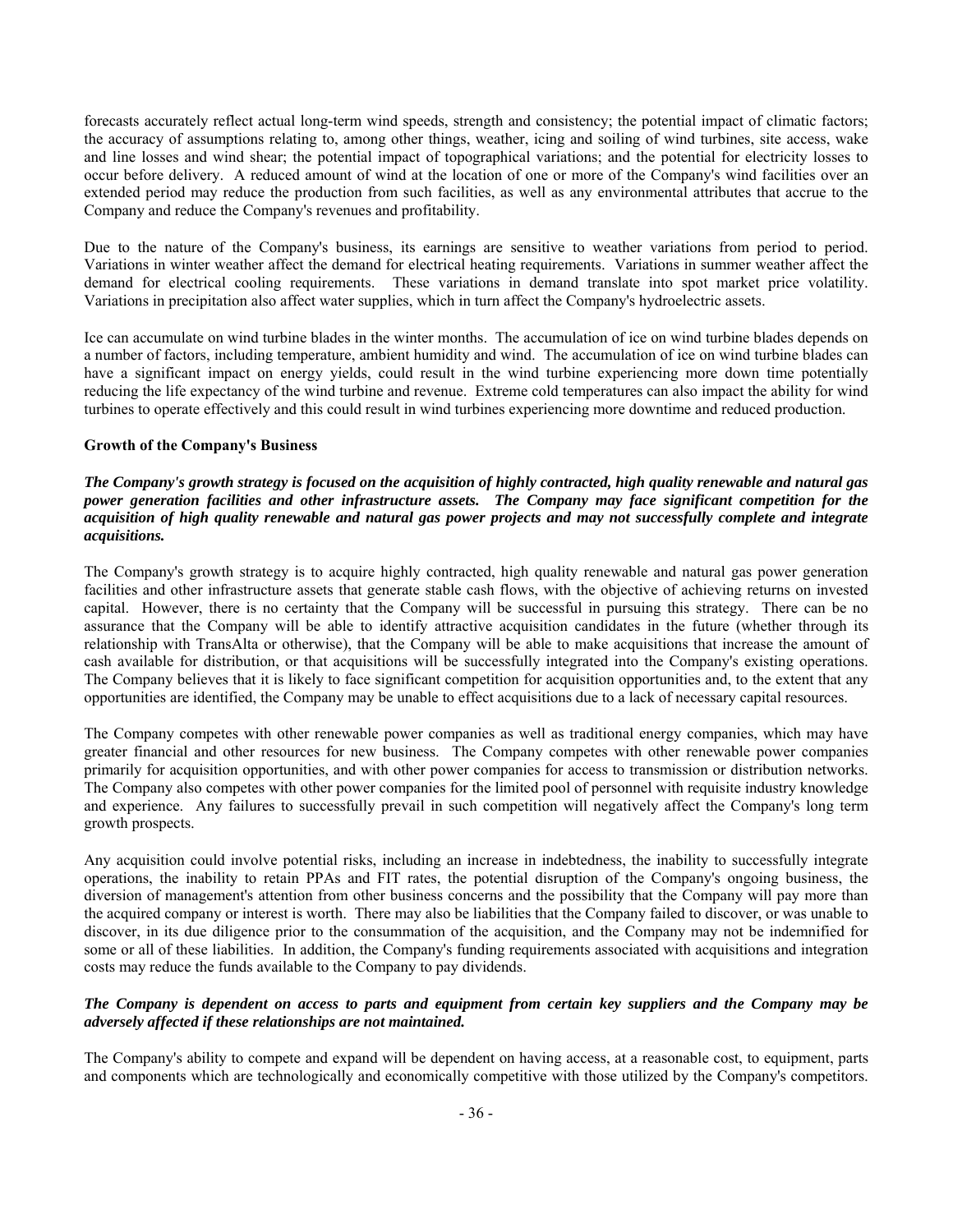forecasts accurately reflect actual long-term wind speeds, strength and consistency; the potential impact of climatic factors; the accuracy of assumptions relating to, among other things, weather, icing and soiling of wind turbines, site access, wake and line losses and wind shear; the potential impact of topographical variations; and the potential for electricity losses to occur before delivery. A reduced amount of wind at the location of one or more of the Company's wind facilities over an extended period may reduce the production from such facilities, as well as any environmental attributes that accrue to the Company and reduce the Company's revenues and profitability.

Due to the nature of the Company's business, its earnings are sensitive to weather variations from period to period. Variations in winter weather affect the demand for electrical heating requirements. Variations in summer weather affect the demand for electrical cooling requirements. These variations in demand translate into spot market price volatility. Variations in precipitation also affect water supplies, which in turn affect the Company's hydroelectric assets.

Ice can accumulate on wind turbine blades in the winter months. The accumulation of ice on wind turbine blades depends on a number of factors, including temperature, ambient humidity and wind. The accumulation of ice on wind turbine blades can have a significant impact on energy yields, could result in the wind turbine experiencing more down time potentially reducing the life expectancy of the wind turbine and revenue. Extreme cold temperatures can also impact the ability for wind turbines to operate effectively and this could result in wind turbines experiencing more downtime and reduced production.

**Growth of the Company's Business**

***The Company's growth strategy is focused on the acquisition of highly contracted, high quality renewable and natural gas power generation facilities and other infrastructure assets. The Company may face significant competition for the acquisition of high quality renewable and natural gas power projects and may not successfully complete and integrate acquisitions.***

The Company's growth strategy is to acquire highly contracted, high quality renewable and natural gas power generation facilities and other infrastructure assets that generate stable cash flows, with the objective of achieving returns on invested capital. However, there is no certainty that the Company will be successful in pursuing this strategy. There can be no assurance that the Company will be able to identify attractive acquisition candidates in the future (whether through its relationship with TransAlta or otherwise), that the Company will be able to make acquisitions that increase the amount of cash available for distribution, or that acquisitions will be successfully integrated into the Company's existing operations. The Company believes that it is likely to face significant competition for acquisition opportunities and, to the extent that any opportunities are identified, the Company may be unable to effect acquisitions due to a lack of necessary capital resources.

The Company competes with other renewable power companies as well as traditional energy companies, which may have greater financial and other resources for new business. The Company competes with other renewable power companies primarily for acquisition opportunities, and with other power companies for access to transmission or distribution networks. The Company also competes with other power companies for the limited pool of personnel with requisite industry knowledge and experience. Any failures to successfully prevail in such competition will negatively affect the Company's long term growth prospects.

Any acquisition could involve potential risks, including an increase in indebtedness, the inability to successfully integrate operations, the inability to retain PPAs and FIT rates, the potential disruption of the Company's ongoing business, the diversion of management's attention from other business concerns and the possibility that the Company will pay more than the acquired company or interest is worth. There may also be liabilities that the Company failed to discover, or was unable to discover, in its due diligence prior to the consummation of the acquisition, and the Company may not be indemnified for some or all of these liabilities. In addition, the Company's funding requirements associated with acquisitions and integration costs may reduce the funds available to the Company to pay dividends.

***The Company is dependent on access to parts and equipment from certain key suppliers and the Company may be adversely affected if these relationships are not maintained.***

The Company's ability to compete and expand will be dependent on having access, at a reasonable cost, to equipment, parts and components which are technologically and economically competitive with those utilized by the Company's competitors.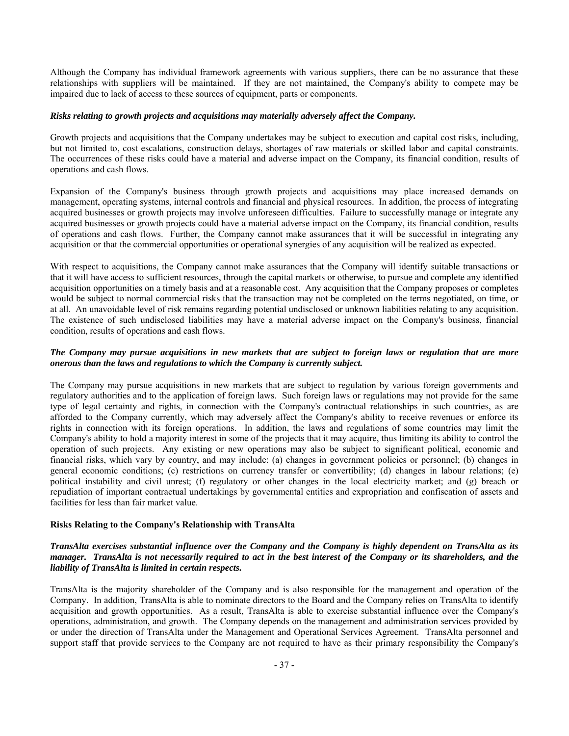Although the Company has individual framework agreements with various suppliers, there can be no assurance that these relationships with suppliers will be maintained. If they are not maintained, the Company's ability to compete may be impaired due to lack of access to these sources of equipment, parts or components.

***Risks relating to growth projects and acquisitions may materially adversely affect the Company.***

Growth projects and acquisitions that the Company undertakes may be subject to execution and capital cost risks, including, but not limited to, cost escalations, construction delays, shortages of raw materials or skilled labor and capital constraints. The occurrences of these risks could have a material and adverse impact on the Company, its financial condition, results of operations and cash flows.

Expansion of the Company's business through growth projects and acquisitions may place increased demands on management, operating systems, internal controls and financial and physical resources. In addition, the process of integrating acquired businesses or growth projects may involve unforeseen difficulties. Failure to successfully manage or integrate any acquired businesses or growth projects could have a material adverse impact on the Company, its financial condition, results of operations and cash flows. Further, the Company cannot make assurances that it will be successful in integrating any acquisition or that the commercial opportunities or operational synergies of any acquisition will be realized as expected.

With respect to acquisitions, the Company cannot make assurances that the Company will identify suitable transactions or that it will have access to sufficient resources, through the capital markets or otherwise, to pursue and complete any identified acquisition opportunities on a timely basis and at a reasonable cost. Any acquisition that the Company proposes or completes would be subject to normal commercial risks that the transaction may not be completed on the terms negotiated, on time, or at all. An unavoidable level of risk remains regarding potential undisclosed or unknown liabilities relating to any acquisition. The existence of such undisclosed liabilities may have a material adverse impact on the Company's business, financial condition, results of operations and cash flows.

***The Company may pursue acquisitions in new markets that are subject to foreign laws or regulation that are more onerous than the laws and regulations to which the Company is currently subject.***

The Company may pursue acquisitions in new markets that are subject to regulation by various foreign governments and regulatory authorities and to the application of foreign laws. Such foreign laws or regulations may not provide for the same type of legal certainty and rights, in connection with the Company's contractual relationships in such countries, as are afforded to the Company currently, which may adversely affect the Company's ability to receive revenues or enforce its rights in connection with its foreign operations. In addition, the laws and regulations of some countries may limit the Company's ability to hold a majority interest in some of the projects that it may acquire, thus limiting its ability to control the operation of such projects. Any existing or new operations may also be subject to significant political, economic and financial risks, which vary by country, and may include: (a) changes in government policies or personnel; (b) changes in general economic conditions; (c) restrictions on currency transfer or convertibility; (d) changes in labour relations; (e) political instability and civil unrest; (f) regulatory or other changes in the local electricity market; and (g) breach or repudiation of important contractual undertakings by governmental entities and expropriation and confiscation of assets and facilities for less than fair market value.

**Risks Relating to the Company's Relationship with TransAlta**

***TransAlta exercises substantial influence over the Company and the Company is highly dependent on TransAlta as its manager. TransAlta is not necessarily required to act in the best interest of the Company or its shareholders, and the liability of TransAlta is limited in certain respects.***

TransAlta is the majority shareholder of the Company and is also responsible for the management and operation of the Company. In addition, TransAlta is able to nominate directors to the Board and the Company relies on TransAlta to identify acquisition and growth opportunities. As a result, TransAlta is able to exercise substantial influence over the Company's operations, administration, and growth. The Company depends on the management and administration services provided by or under the direction of TransAlta under the Management and Operational Services Agreement. TransAlta personnel and support staff that provide services to the Company are not required to have as their primary responsibility the Company's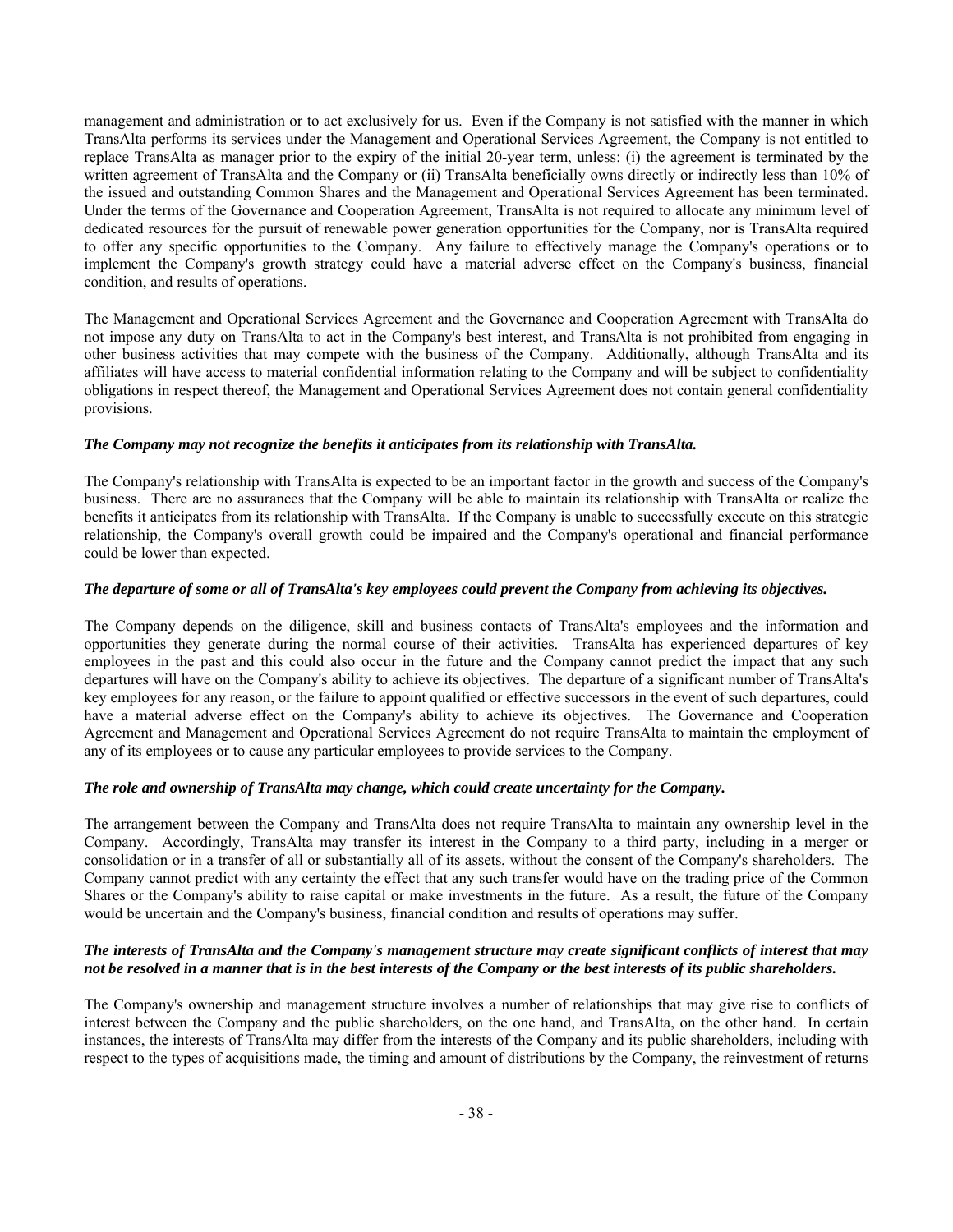management and administration or to act exclusively for us. Even if the Company is not satisfied with the manner in which TransAlta performs its services under the Management and Operational Services Agreement, the Company is not entitled to replace TransAlta as manager prior to the expiry of the initial 20-year term, unless: (i) the agreement is terminated by the written agreement of TransAlta and the Company or (ii) TransAlta beneficially owns directly or indirectly less than 10% of the issued and outstanding Common Shares and the Management and Operational Services Agreement has been terminated. Under the terms of the Governance and Cooperation Agreement, TransAlta is not required to allocate any minimum level of dedicated resources for the pursuit of renewable power generation opportunities for the Company, nor is TransAlta required to offer any specific opportunities to the Company. Any failure to effectively manage the Company's operations or to implement the Company's growth strategy could have a material adverse effect on the Company's business, financial condition, and results of operations.

The Management and Operational Services Agreement and the Governance and Cooperation Agreement with TransAlta do not impose any duty on TransAlta to act in the Company's best interest, and TransAlta is not prohibited from engaging in other business activities that may compete with the business of the Company. Additionally, although TransAlta and its affiliates will have access to material confidential information relating to the Company and will be subject to confidentiality obligations in respect thereof, the Management and Operational Services Agreement does not contain general confidentiality provisions.

***The Company may not recognize the benefits it anticipates from its relationship with TransAlta.***

The Company's relationship with TransAlta is expected to be an important factor in the growth and success of the Company's business. There are no assurances that the Company will be able to maintain its relationship with TransAlta or realize the benefits it anticipates from its relationship with TransAlta. If the Company is unable to successfully execute on this strategic relationship, the Company's overall growth could be impaired and the Company's operational and financial performance could be lower than expected.

***The departure of some or all of TransAlta's key employees could prevent the Company from achieving its objectives.***

The Company depends on the diligence, skill and business contacts of TransAlta's employees and the information and opportunities they generate during the normal course of their activities. TransAlta has experienced departures of key employees in the past and this could also occur in the future and the Company cannot predict the impact that any such departures will have on the Company's ability to achieve its objectives. The departure of a significant number of TransAlta's key employees for any reason, or the failure to appoint qualified or effective successors in the event of such departures, could have a material adverse effect on the Company's ability to achieve its objectives. The Governance and Cooperation Agreement and Management and Operational Services Agreement do not require TransAlta to maintain the employment of any of its employees or to cause any particular employees to provide services to the Company.

***The role and ownership of TransAlta may change, which could create uncertainty for the Company.***

The arrangement between the Company and TransAlta does not require TransAlta to maintain any ownership level in the Company. Accordingly, TransAlta may transfer its interest in the Company to a third party, including in a merger or consolidation or in a transfer of all or substantially all of its assets, without the consent of the Company's shareholders. The Company cannot predict with any certainty the effect that any such transfer would have on the trading price of the Common Shares or the Company's ability to raise capital or make investments in the future. As a result, the future of the Company would be uncertain and the Company's business, financial condition and results of operations may suffer.

***The interests of TransAlta and the Company's management structure may create significant conflicts of interest that may not be resolved in a manner that is in the best interests of the Company or the best interests of its public shareholders.***

The Company's ownership and management structure involves a number of relationships that may give rise to conflicts of interest between the Company and the public shareholders, on the one hand, and TransAlta, on the other hand. In certain instances, the interests of TransAlta may differ from the interests of the Company and its public shareholders, including with respect to the types of acquisitions made, the timing and amount of distributions by the Company, the reinvestment of returns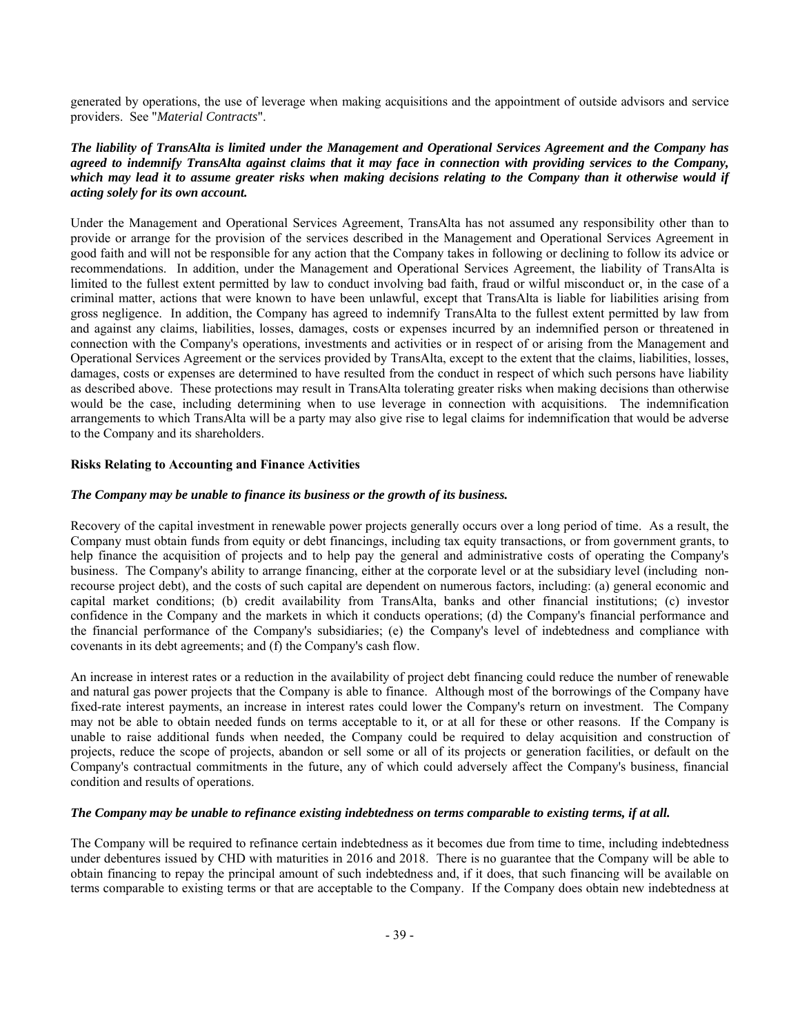generated by operations, the use of leverage when making acquisitions and the appointment of outside advisors and service providers. See "*Material Contracts*".

***The liability of TransAlta is limited under the Management and Operational Services Agreement and the Company has agreed to indemnify TransAlta against claims that it may face in connection with providing services to the Company, which may lead it to assume greater risks when making decisions relating to the Company than it otherwise would if acting solely for its own account.***

Under the Management and Operational Services Agreement, TransAlta has not assumed any responsibility other than to provide or arrange for the provision of the services described in the Management and Operational Services Agreement in good faith and will not be responsible for any action that the Company takes in following or declining to follow its advice or recommendations. In addition, under the Management and Operational Services Agreement, the liability of TransAlta is limited to the fullest extent permitted by law to conduct involving bad faith, fraud or wilful misconduct or, in the case of a criminal matter, actions that were known to have been unlawful, except that TransAlta is liable for liabilities arising from gross negligence. In addition, the Company has agreed to indemnify TransAlta to the fullest extent permitted by law from and against any claims, liabilities, losses, damages, costs or expenses incurred by an indemnified person or threatened in connection with the Company's operations, investments and activities or in respect of or arising from the Management and Operational Services Agreement or the services provided by TransAlta, except to the extent that the claims, liabilities, losses, damages, costs or expenses are determined to have resulted from the conduct in respect of which such persons have liability as described above. These protections may result in TransAlta tolerating greater risks when making decisions than otherwise would be the case, including determining when to use leverage in connection with acquisitions. The indemnification arrangements to which TransAlta will be a party may also give rise to legal claims for indemnification that would be adverse to the Company and its shareholders.

**Risks Relating to Accounting and Finance Activities**

***The Company may be unable to finance its business or the growth of its business.***

Recovery of the capital investment in renewable power projects generally occurs over a long period of time. As a result, the Company must obtain funds from equity or debt financings, including tax equity transactions, or from government grants, to help finance the acquisition of projects and to help pay the general and administrative costs of operating the Company's business. The Company's ability to arrange financing, either at the corporate level or at the subsidiary level (including non-recourse project debt), and the costs of such capital are dependent on numerous factors, including: (a) general economic and capital market conditions; (b) credit availability from TransAlta, banks and other financial institutions; (c) investor confidence in the Company and the markets in which it conducts operations; (d) the Company's financial performance and the financial performance of the Company's subsidiaries; (e) the Company's level of indebtedness and compliance with covenants in its debt agreements; and (f) the Company's cash flow.

An increase in interest rates or a reduction in the availability of project debt financing could reduce the number of renewable and natural gas power projects that the Company is able to finance. Although most of the borrowings of the Company have fixed-rate interest payments, an increase in interest rates could lower the Company's return on investment. The Company may not be able to obtain needed funds on terms acceptable to it, or at all for these or other reasons. If the Company is unable to raise additional funds when needed, the Company could be required to delay acquisition and construction of projects, reduce the scope of projects, abandon or sell some or all of its projects or generation facilities, or default on the Company's contractual commitments in the future, any of which could adversely affect the Company's business, financial condition and results of operations.

***The Company may be unable to refinance existing indebtedness on terms comparable to existing terms, if at all.***

The Company will be required to refinance certain indebtedness as it becomes due from time to time, including indebtedness under debentures issued by CHD with maturities in 2016 and 2018. There is no guarantee that the Company will be able to obtain financing to repay the principal amount of such indebtedness and, if it does, that such financing will be available on terms comparable to existing terms or that are acceptable to the Company. If the Company does obtain new indebtedness at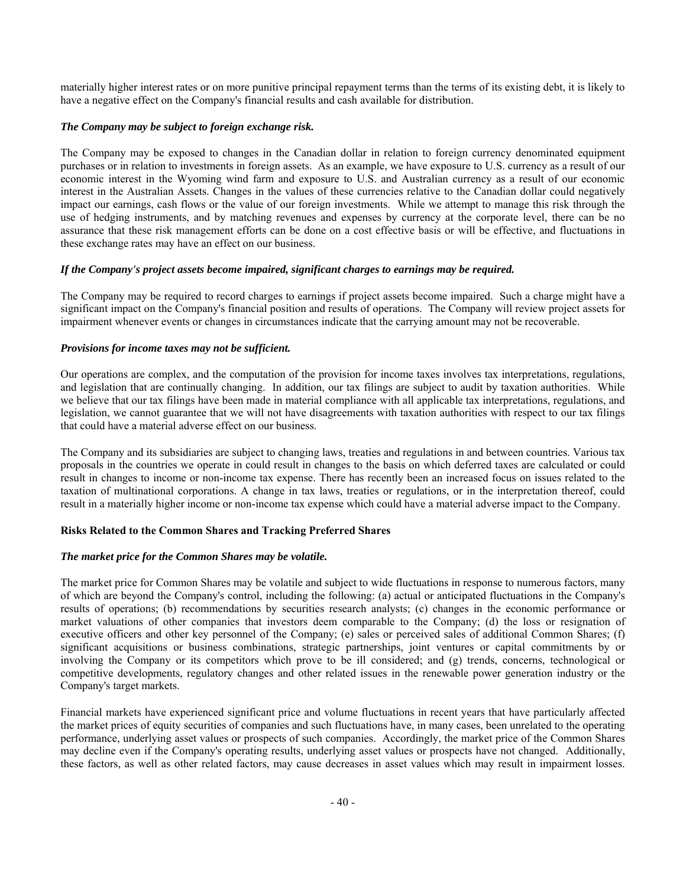materially higher interest rates or on more punitive principal repayment terms than the terms of its existing debt, it is likely to have a negative effect on the Company's financial results and cash available for distribution.

***The Company may be subject to foreign exchange risk.***

The Company may be exposed to changes in the Canadian dollar in relation to foreign currency denominated equipment purchases or in relation to investments in foreign assets. As an example, we have exposure to U.S. currency as a result of our economic interest in the Wyoming wind farm and exposure to U.S. and Australian currency as a result of our economic interest in the Australian Assets. Changes in the values of these currencies relative to the Canadian dollar could negatively impact our earnings, cash flows or the value of our foreign investments. While we attempt to manage this risk through the use of hedging instruments, and by matching revenues and expenses by currency at the corporate level, there can be no assurance that these risk management efforts can be done on a cost effective basis or will be effective, and fluctuations in these exchange rates may have an effect on our business.

***If the Company's project assets become impaired, significant charges to earnings may be required.***

The Company may be required to record charges to earnings if project assets become impaired. Such a charge might have a significant impact on the Company's financial position and results of operations. The Company will review project assets for impairment whenever events or changes in circumstances indicate that the carrying amount may not be recoverable.

***Provisions for income taxes may not be sufficient.***

Our operations are complex, and the computation of the provision for income taxes involves tax interpretations, regulations, and legislation that are continually changing. In addition, our tax filings are subject to audit by taxation authorities. While we believe that our tax filings have been made in material compliance with all applicable tax interpretations, regulations, and legislation, we cannot guarantee that we will not have disagreements with taxation authorities with respect to our tax filings that could have a material adverse effect on our business.

The Company and its subsidiaries are subject to changing laws, treaties and regulations in and between countries. Various tax proposals in the countries we operate in could result in changes to the basis on which deferred taxes are calculated or could result in changes to income or non-income tax expense. There has recently been an increased focus on issues related to the taxation of multinational corporations. A change in tax laws, treaties or regulations, or in the interpretation thereof, could result in a materially higher income or non-income tax expense which could have a material adverse impact to the Company.

**Risks Related to the Common Shares and Tracking Preferred Shares**

***The market price for the Common Shares may be volatile.***

The market price for Common Shares may be volatile and subject to wide fluctuations in response to numerous factors, many of which are beyond the Company's control, including the following: (a) actual or anticipated fluctuations in the Company's results of operations; (b) recommendations by securities research analysts; (c) changes in the economic performance or market valuations of other companies that investors deem comparable to the Company; (d) the loss or resignation of executive officers and other key personnel of the Company; (e) sales or perceived sales of additional Common Shares; (f) significant acquisitions or business combinations, strategic partnerships, joint ventures or capital commitments by or involving the Company or its competitors which prove to be ill considered; and (g) trends, concerns, technological or competitive developments, regulatory changes and other related issues in the renewable power generation industry or the Company's target markets.

Financial markets have experienced significant price and volume fluctuations in recent years that have particularly affected the market prices of equity securities of companies and such fluctuations have, in many cases, been unrelated to the operating performance, underlying asset values or prospects of such companies. Accordingly, the market price of the Common Shares may decline even if the Company's operating results, underlying asset values or prospects have not changed. Additionally, these factors, as well as other related factors, may cause decreases in asset values which may result in impairment losses.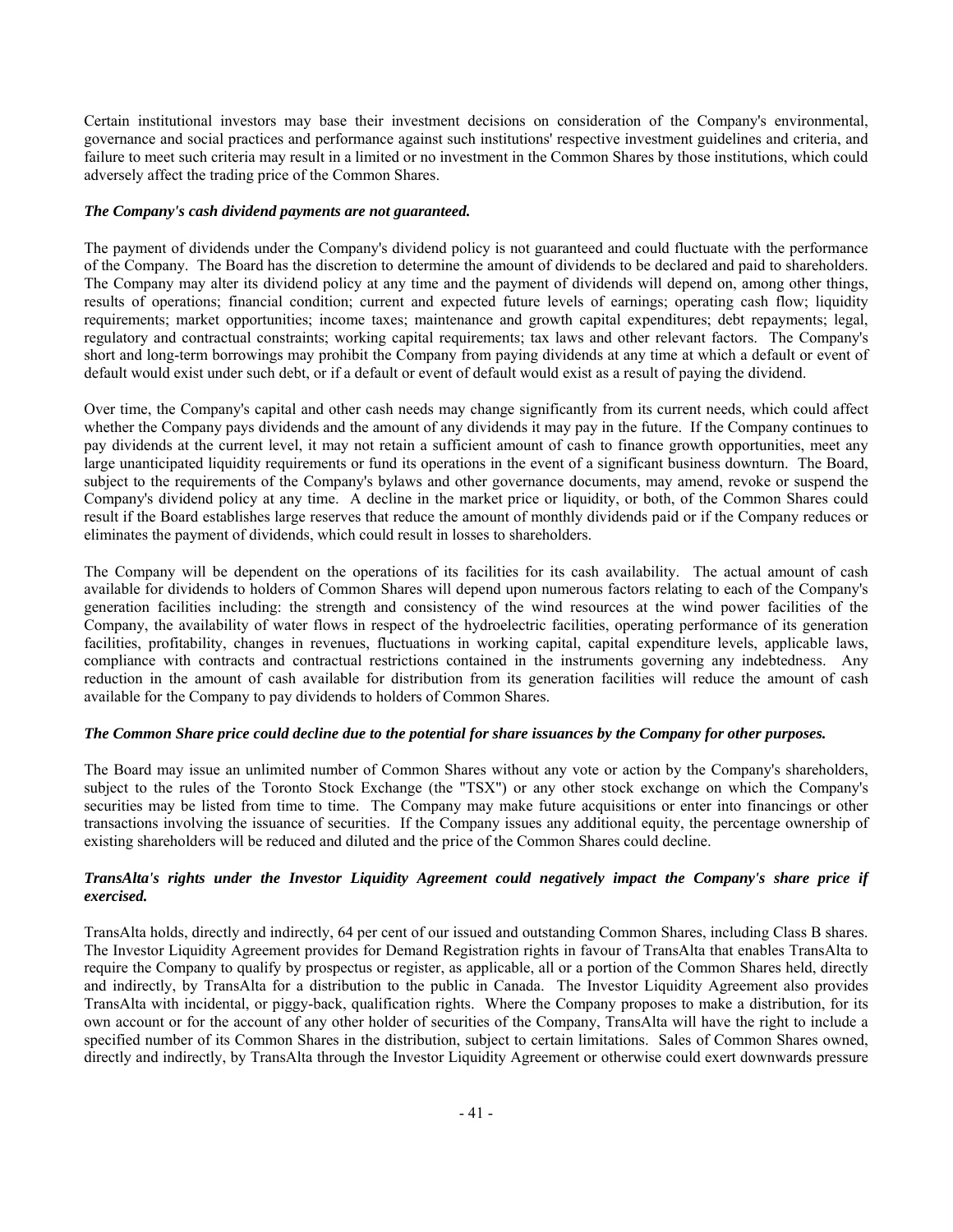Certain institutional investors may base their investment decisions on consideration of the Company's environmental, governance and social practices and performance against such institutions' respective investment guidelines and criteria, and failure to meet such criteria may result in a limited or no investment in the Common Shares by those institutions, which could adversely affect the trading price of the Common Shares.

***The Company's cash dividend payments are not guaranteed.***

The payment of dividends under the Company's dividend policy is not guaranteed and could fluctuate with the performance of the Company. The Board has the discretion to determine the amount of dividends to be declared and paid to shareholders. The Company may alter its dividend policy at any time and the payment of dividends will depend on, among other things, results of operations; financial condition; current and expected future levels of earnings; operating cash flow; liquidity requirements; market opportunities; income taxes; maintenance and growth capital expenditures; debt repayments; legal, regulatory and contractual constraints; working capital requirements; tax laws and other relevant factors. The Company's short and long-term borrowings may prohibit the Company from paying dividends at any time at which a default or event of default would exist under such debt, or if a default or event of default would exist as a result of paying the dividend.

Over time, the Company's capital and other cash needs may change significantly from its current needs, which could affect whether the Company pays dividends and the amount of any dividends it may pay in the future. If the Company continues to pay dividends at the current level, it may not retain a sufficient amount of cash to finance growth opportunities, meet any large unanticipated liquidity requirements or fund its operations in the event of a significant business downturn. The Board, subject to the requirements of the Company's bylaws and other governance documents, may amend, revoke or suspend the Company's dividend policy at any time. A decline in the market price or liquidity, or both, of the Common Shares could result if the Board establishes large reserves that reduce the amount of monthly dividends paid or if the Company reduces or eliminates the payment of dividends, which could result in losses to shareholders.

The Company will be dependent on the operations of its facilities for its cash availability. The actual amount of cash available for dividends to holders of Common Shares will depend upon numerous factors relating to each of the Company's generation facilities including: the strength and consistency of the wind resources at the wind power facilities of the Company, the availability of water flows in respect of the hydroelectric facilities, operating performance of its generation facilities, profitability, changes in revenues, fluctuations in working capital, capital expenditure levels, applicable laws, compliance with contracts and contractual restrictions contained in the instruments governing any indebtedness. Any reduction in the amount of cash available for distribution from its generation facilities will reduce the amount of cash available for the Company to pay dividends to holders of Common Shares.

***The Common Share price could decline due to the potential for share issuances by the Company for other purposes.***

The Board may issue an unlimited number of Common Shares without any vote or action by the Company's shareholders, subject to the rules of the Toronto Stock Exchange (the "TSX") or any other stock exchange on which the Company's securities may be listed from time to time. The Company may make future acquisitions or enter into financings or other transactions involving the issuance of securities. If the Company issues any additional equity, the percentage ownership of existing shareholders will be reduced and diluted and the price of the Common Shares could decline.

***TransAlta's rights under the Investor Liquidity Agreement could negatively impact the Company's share price if exercised.***

TransAlta holds, directly and indirectly, 64 per cent of our issued and outstanding Common Shares, including Class B shares. The Investor Liquidity Agreement provides for Demand Registration rights in favour of TransAlta that enables TransAlta to require the Company to qualify by prospectus or register, as applicable, all or a portion of the Common Shares held, directly and indirectly, by TransAlta for a distribution to the public in Canada. The Investor Liquidity Agreement also provides TransAlta with incidental, or piggy-back, qualification rights. Where the Company proposes to make a distribution, for its own account or for the account of any other holder of securities of the Company, TransAlta will have the right to include a specified number of its Common Shares in the distribution, subject to certain limitations. Sales of Common Shares owned, directly and indirectly, by TransAlta through the Investor Liquidity Agreement or otherwise could exert downwards pressure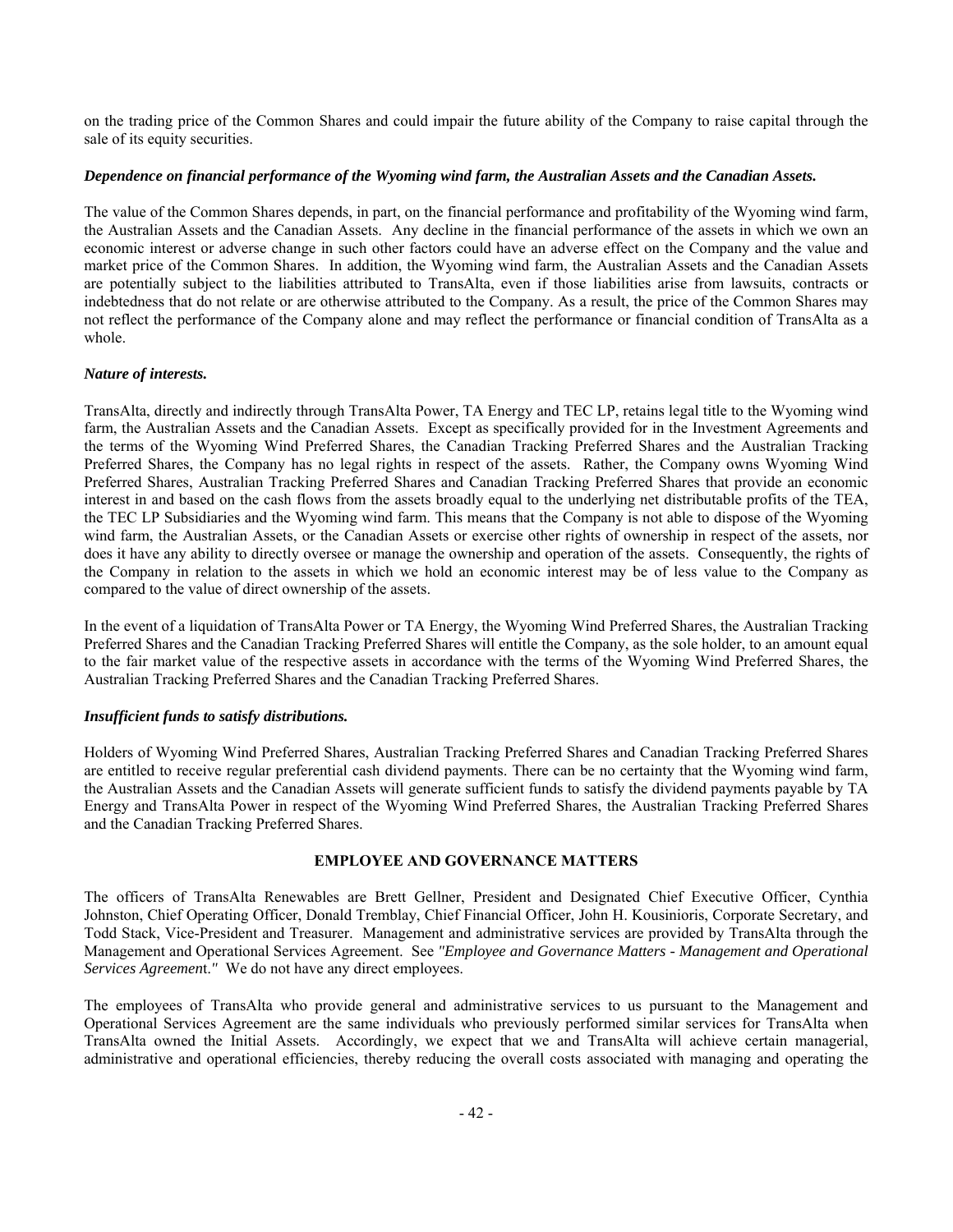on the trading price of the Common Shares and could impair the future ability of the Company to raise capital through the sale of its equity securities.

***Dependence on financial performance of the Wyoming wind farm, the Australian Assets and the Canadian Assets.***

The value of the Common Shares depends, in part, on the financial performance and profitability of the Wyoming wind farm, the Australian Assets and the Canadian Assets. Any decline in the financial performance of the assets in which we own an economic interest or adverse change in such other factors could have an adverse effect on the Company and the value and market price of the Common Shares. In addition, the Wyoming wind farm, the Australian Assets and the Canadian Assets are potentially subject to the liabilities attributed to TransAlta, even if those liabilities arise from lawsuits, contracts or indebtedness that do not relate or are otherwise attributed to the Company. As a result, the price of the Common Shares may not reflect the performance of the Company alone and may reflect the performance or financial condition of TransAlta as a whole.

***Nature of interests.***

TransAlta, directly and indirectly through TransAlta Power, TA Energy and TEC LP, retains legal title to the Wyoming wind farm, the Australian Assets and the Canadian Assets. Except as specifically provided for in the Investment Agreements and the terms of the Wyoming Wind Preferred Shares, the Canadian Tracking Preferred Shares and the Australian Tracking Preferred Shares, the Company has no legal rights in respect of the assets. Rather, the Company owns Wyoming Wind Preferred Shares, Australian Tracking Preferred Shares and Canadian Tracking Preferred Shares that provide an economic interest in and based on the cash flows from the assets broadly equal to the underlying net distributable profits of the TEA, the TEC LP Subsidiaries and the Wyoming wind farm. This means that the Company is not able to dispose of the Wyoming wind farm, the Australian Assets, or the Canadian Assets or exercise other rights of ownership in respect of the assets, nor does it have any ability to directly oversee or manage the ownership and operation of the assets. Consequently, the rights of the Company in relation to the assets in which we hold an economic interest may be of less value to the Company as compared to the value of direct ownership of the assets.

In the event of a liquidation of TransAlta Power or TA Energy, the Wyoming Wind Preferred Shares, the Australian Tracking Preferred Shares and the Canadian Tracking Preferred Shares will entitle the Company, as the sole holder, to an amount equal to the fair market value of the respective assets in accordance with the terms of the Wyoming Wind Preferred Shares, the Australian Tracking Preferred Shares and the Canadian Tracking Preferred Shares.

***Insufficient funds to satisfy distributions.***

Holders of Wyoming Wind Preferred Shares, Australian Tracking Preferred Shares and Canadian Tracking Preferred Shares are entitled to receive regular preferential cash dividend payments. There can be no certainty that the Wyoming wind farm, the Australian Assets and the Canadian Assets will generate sufficient funds to satisfy the dividend payments payable by TA Energy and TransAlta Power in respect of the Wyoming Wind Preferred Shares, the Australian Tracking Preferred Shares and the Canadian Tracking Preferred Shares.

## EMPLOYEE AND GOVERNANCE MATTERS

The officers of TransAlta Renewables are Brett Gellner, President and Designated Chief Executive Officer, Cynthia Johnston, Chief Operating Officer, Donald Tremblay, Chief Financial Officer, John H. Kousinioris, Corporate Secretary, and Todd Stack, Vice-President and Treasurer. Management and administrative services are provided by TransAlta through the Management and Operational Services Agreement. See *"Employee and Governance Matters - Management and Operational Services Agreement."* We do not have any direct employees.

The employees of TransAlta who provide general and administrative services to us pursuant to the Management and Operational Services Agreement are the same individuals who previously performed similar services for TransAlta when TransAlta owned the Initial Assets. Accordingly, we expect that we and TransAlta will achieve certain managerial, administrative and operational efficiencies, thereby reducing the overall costs associated with managing and operating the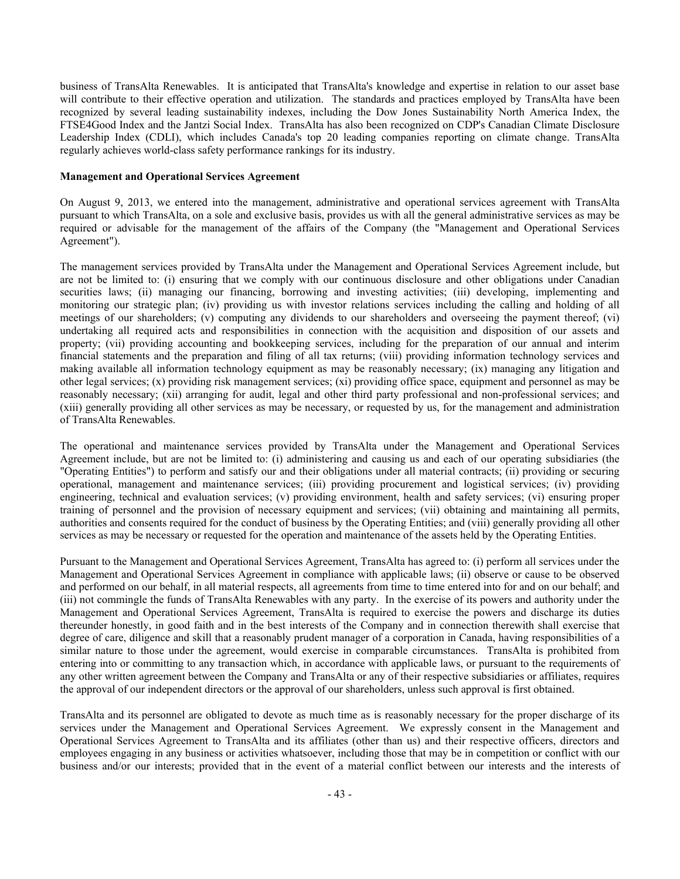business of TransAlta Renewables. It is anticipated that TransAlta's knowledge and expertise in relation to our asset base will contribute to their effective operation and utilization. The standards and practices employed by TransAlta have been recognized by several leading sustainability indexes, including the Dow Jones Sustainability North America Index, the FTSE4Good Index and the Jantzi Social Index. TransAlta has also been recognized on CDP's Canadian Climate Disclosure Leadership Index (CDLI), which includes Canada's top 20 leading companies reporting on climate change. TransAlta regularly achieves world-class safety performance rankings for its industry.

**Management and Operational Services Agreement**

On August 9, 2013, we entered into the management, administrative and operational services agreement with TransAlta pursuant to which TransAlta, on a sole and exclusive basis, provides us with all the general administrative services as may be required or advisable for the management of the affairs of the Company (the "Management and Operational Services Agreement").

The management services provided by TransAlta under the Management and Operational Services Agreement include, but are not be limited to: (i) ensuring that we comply with our continuous disclosure and other obligations under Canadian securities laws; (ii) managing our financing, borrowing and investing activities; (iii) developing, implementing and monitoring our strategic plan; (iv) providing us with investor relations services including the calling and holding of all meetings of our shareholders; (v) computing any dividends to our shareholders and overseeing the payment thereof; (vi) undertaking all required acts and responsibilities in connection with the acquisition and disposition of our assets and property; (vii) providing accounting and bookkeeping services, including for the preparation of our annual and interim financial statements and the preparation and filing of all tax returns; (viii) providing information technology services and making available all information technology equipment as may be reasonably necessary; (ix) managing any litigation and other legal services; (x) providing risk management services; (xi) providing office space, equipment and personnel as may be reasonably necessary; (xii) arranging for audit, legal and other third party professional and non-professional services; and (xiii) generally providing all other services as may be necessary, or requested by us, for the management and administration of TransAlta Renewables.

The operational and maintenance services provided by TransAlta under the Management and Operational Services Agreement include, but are not be limited to: (i) administering and causing us and each of our operating subsidiaries (the "Operating Entities") to perform and satisfy our and their obligations under all material contracts; (ii) providing or securing operational, management and maintenance services; (iii) providing procurement and logistical services; (iv) providing engineering, technical and evaluation services; (v) providing environment, health and safety services; (vi) ensuring proper training of personnel and the provision of necessary equipment and services; (vii) obtaining and maintaining all permits, authorities and consents required for the conduct of business by the Operating Entities; and (viii) generally providing all other services as may be necessary or requested for the operation and maintenance of the assets held by the Operating Entities.

Pursuant to the Management and Operational Services Agreement, TransAlta has agreed to: (i) perform all services under the Management and Operational Services Agreement in compliance with applicable laws; (ii) observe or cause to be observed and performed on our behalf, in all material respects, all agreements from time to time entered into for and on our behalf; and (iii) not commingle the funds of TransAlta Renewables with any party. In the exercise of its powers and authority under the Management and Operational Services Agreement, TransAlta is required to exercise the powers and discharge its duties thereunder honestly, in good faith and in the best interests of the Company and in connection therewith shall exercise that degree of care, diligence and skill that a reasonably prudent manager of a corporation in Canada, having responsibilities of a similar nature to those under the agreement, would exercise in comparable circumstances. TransAlta is prohibited from entering into or committing to any transaction which, in accordance with applicable laws, or pursuant to the requirements of any other written agreement between the Company and TransAlta or any of their respective subsidiaries or affiliates, requires the approval of our independent directors or the approval of our shareholders, unless such approval is first obtained.

TransAlta and its personnel are obligated to devote as much time as is reasonably necessary for the proper discharge of its services under the Management and Operational Services Agreement. We expressly consent in the Management and Operational Services Agreement to TransAlta and its affiliates (other than us) and their respective officers, directors and employees engaging in any business or activities whatsoever, including those that may be in competition or conflict with our business and/or our interests; provided that in the event of a material conflict between our interests and the interests of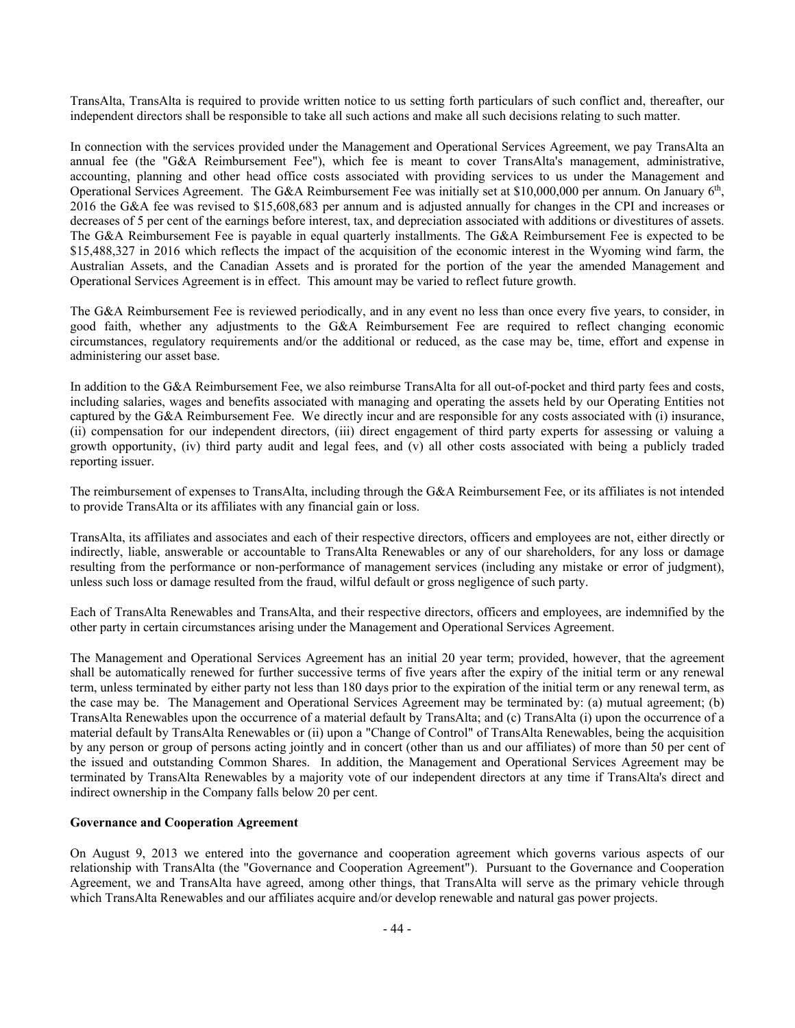TransAlta, TransAlta is required to provide written notice to us setting forth particulars of such conflict and, thereafter, our independent directors shall be responsible to take all such actions and make all such decisions relating to such matter.

In connection with the services provided under the Management and Operational Services Agreement, we pay TransAlta an annual fee (the "G&A Reimbursement Fee"), which fee is meant to cover TransAlta's management, administrative, accounting, planning and other head office costs associated with providing services to us under the Management and Operational Services Agreement. The G&A Reimbursement Fee was initially set at $10,000,000 per annum. On January 6th, 2016 the G&A fee was revised to $15,608,683 per annum and is adjusted annually for changes in the CPI and increases or decreases of 5 per cent of the earnings before interest, tax, and depreciation associated with additions or divestitures of assets. The G&A Reimbursement Fee is payable in equal quarterly installments. The G&A Reimbursement Fee is expected to be $15,488,327 in 2016 which reflects the impact of the acquisition of the economic interest in the Wyoming wind farm, the Australian Assets, and the Canadian Assets and is prorated for the portion of the year the amended Management and Operational Services Agreement is in effect. This amount may be varied to reflect future growth.

The G&A Reimbursement Fee is reviewed periodically, and in any event no less than once every five years, to consider, in good faith, whether any adjustments to the G&A Reimbursement Fee are required to reflect changing economic circumstances, regulatory requirements and/or the additional or reduced, as the case may be, time, effort and expense in administering our asset base.

In addition to the G&A Reimbursement Fee, we also reimburse TransAlta for all out-of-pocket and third party fees and costs, including salaries, wages and benefits associated with managing and operating the assets held by our Operating Entities not captured by the G&A Reimbursement Fee. We directly incur and are responsible for any costs associated with (i) insurance, (ii) compensation for our independent directors, (iii) direct engagement of third party experts for assessing or valuing a growth opportunity, (iv) third party audit and legal fees, and (v) all other costs associated with being a publicly traded reporting issuer.

The reimbursement of expenses to TransAlta, including through the G&A Reimbursement Fee, or its affiliates is not intended to provide TransAlta or its affiliates with any financial gain or loss.

TransAlta, its affiliates and associates and each of their respective directors, officers and employees are not, either directly or indirectly, liable, answerable or accountable to TransAlta Renewables or any of our shareholders, for any loss or damage resulting from the performance or non-performance of management services (including any mistake or error of judgment), unless such loss or damage resulted from the fraud, wilful default or gross negligence of such party.

Each of TransAlta Renewables and TransAlta, and their respective directors, officers and employees, are indemnified by the other party in certain circumstances arising under the Management and Operational Services Agreement.

The Management and Operational Services Agreement has an initial 20 year term; provided, however, that the agreement shall be automatically renewed for further successive terms of five years after the expiry of the initial term or any renewal term, unless terminated by either party not less than 180 days prior to the expiration of the initial term or any renewal term, as the case may be. The Management and Operational Services Agreement may be terminated by: (a) mutual agreement; (b) TransAlta Renewables upon the occurrence of a material default by TransAlta; and (c) TransAlta (i) upon the occurrence of a material default by TransAlta Renewables or (ii) upon a "Change of Control" of TransAlta Renewables, being the acquisition by any person or group of persons acting jointly and in concert (other than us and our affiliates) of more than 50 per cent of the issued and outstanding Common Shares. In addition, the Management and Operational Services Agreement may be terminated by TransAlta Renewables by a majority vote of our independent directors at any time if TransAlta's direct and indirect ownership in the Company falls below 20 per cent.

**Governance and Cooperation Agreement**

On August 9, 2013 we entered into the governance and cooperation agreement which governs various aspects of our relationship with TransAlta (the "Governance and Cooperation Agreement"). Pursuant to the Governance and Cooperation Agreement, we and TransAlta have agreed, among other things, that TransAlta will serve as the primary vehicle through which TransAlta Renewables and our affiliates acquire and/or develop renewable and natural gas power projects.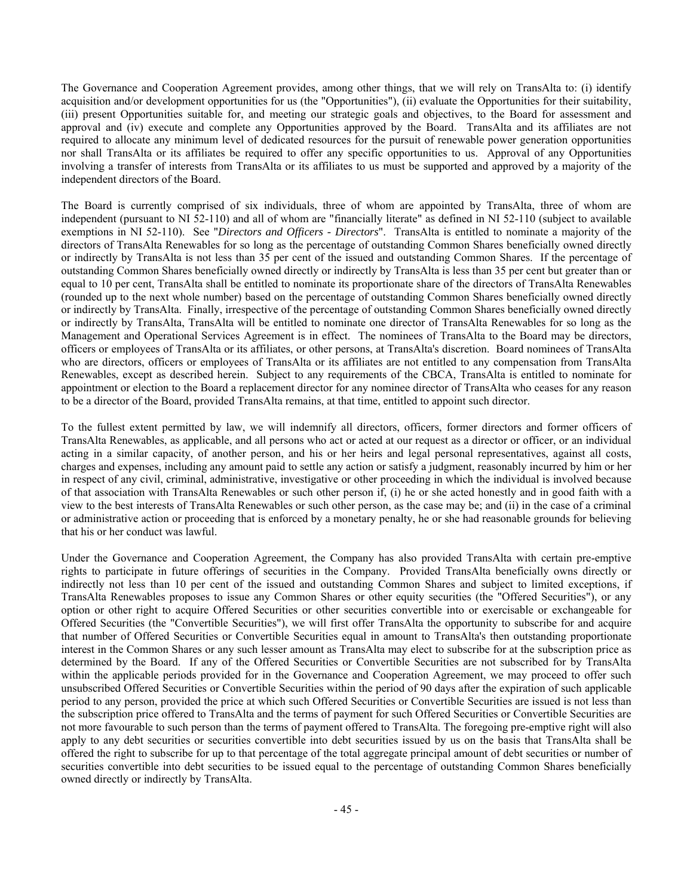The Governance and Cooperation Agreement provides, among other things, that we will rely on TransAlta to: (i) identify acquisition and/or development opportunities for us (the "Opportunities"), (ii) evaluate the Opportunities for their suitability, (iii) present Opportunities suitable for, and meeting our strategic goals and objectives, to the Board for assessment and approval and (iv) execute and complete any Opportunities approved by the Board. TransAlta and its affiliates are not required to allocate any minimum level of dedicated resources for the pursuit of renewable power generation opportunities nor shall TransAlta or its affiliates be required to offer any specific opportunities to us. Approval of any Opportunities involving a transfer of interests from TransAlta or its affiliates to us must be supported and approved by a majority of the independent directors of the Board.

The Board is currently comprised of six individuals, three of whom are appointed by TransAlta, three of whom are independent (pursuant to NI 52-110) and all of whom are "financially literate" as defined in NI 52-110 (subject to available exemptions in NI 52-110). See "*Directors and Officers - Directors*". TransAlta is entitled to nominate a majority of the directors of TransAlta Renewables for so long as the percentage of outstanding Common Shares beneficially owned directly or indirectly by TransAlta is not less than 35 per cent of the issued and outstanding Common Shares. If the percentage of outstanding Common Shares beneficially owned directly or indirectly by TransAlta is less than 35 per cent but greater than or equal to 10 per cent, TransAlta shall be entitled to nominate its proportionate share of the directors of TransAlta Renewables (rounded up to the next whole number) based on the percentage of outstanding Common Shares beneficially owned directly or indirectly by TransAlta. Finally, irrespective of the percentage of outstanding Common Shares beneficially owned directly or indirectly by TransAlta, TransAlta will be entitled to nominate one director of TransAlta Renewables for so long as the Management and Operational Services Agreement is in effect. The nominees of TransAlta to the Board may be directors, officers or employees of TransAlta or its affiliates, or other persons, at TransAlta's discretion. Board nominees of TransAlta who are directors, officers or employees of TransAlta or its affiliates are not entitled to any compensation from TransAlta Renewables, except as described herein. Subject to any requirements of the CBCA, TransAlta is entitled to nominate for appointment or election to the Board a replacement director for any nominee director of TransAlta who ceases for any reason to be a director of the Board, provided TransAlta remains, at that time, entitled to appoint such director.

To the fullest extent permitted by law, we will indemnify all directors, officers, former directors and former officers of TransAlta Renewables, as applicable, and all persons who act or acted at our request as a director or officer, or an individual acting in a similar capacity, of another person, and his or her heirs and legal personal representatives, against all costs, charges and expenses, including any amount paid to settle any action or satisfy a judgment, reasonably incurred by him or her in respect of any civil, criminal, administrative, investigative or other proceeding in which the individual is involved because of that association with TransAlta Renewables or such other person if, (i) he or she acted honestly and in good faith with a view to the best interests of TransAlta Renewables or such other person, as the case may be; and (ii) in the case of a criminal or administrative action or proceeding that is enforced by a monetary penalty, he or she had reasonable grounds for believing that his or her conduct was lawful.

Under the Governance and Cooperation Agreement, the Company has also provided TransAlta with certain pre-emptive rights to participate in future offerings of securities in the Company. Provided TransAlta beneficially owns directly or indirectly not less than 10 per cent of the issued and outstanding Common Shares and subject to limited exceptions, if TransAlta Renewables proposes to issue any Common Shares or other equity securities (the "Offered Securities"), or any option or other right to acquire Offered Securities or other securities convertible into or exercisable or exchangeable for Offered Securities (the "Convertible Securities"), we will first offer TransAlta the opportunity to subscribe for and acquire that number of Offered Securities or Convertible Securities equal in amount to TransAlta's then outstanding proportionate interest in the Common Shares or any such lesser amount as TransAlta may elect to subscribe for at the subscription price as determined by the Board. If any of the Offered Securities or Convertible Securities are not subscribed for by TransAlta within the applicable periods provided for in the Governance and Cooperation Agreement, we may proceed to offer such unsubscribed Offered Securities or Convertible Securities within the period of 90 days after the expiration of such applicable period to any person, provided the price at which such Offered Securities or Convertible Securities are issued is not less than the subscription price offered to TransAlta and the terms of payment for such Offered Securities or Convertible Securities are not more favourable to such person than the terms of payment offered to TransAlta. The foregoing pre-emptive right will also apply to any debt securities or securities convertible into debt securities issued by us on the basis that TransAlta shall be offered the right to subscribe for up to that percentage of the total aggregate principal amount of debt securities or number of securities convertible into debt securities to be issued equal to the percentage of outstanding Common Shares beneficially owned directly or indirectly by TransAlta.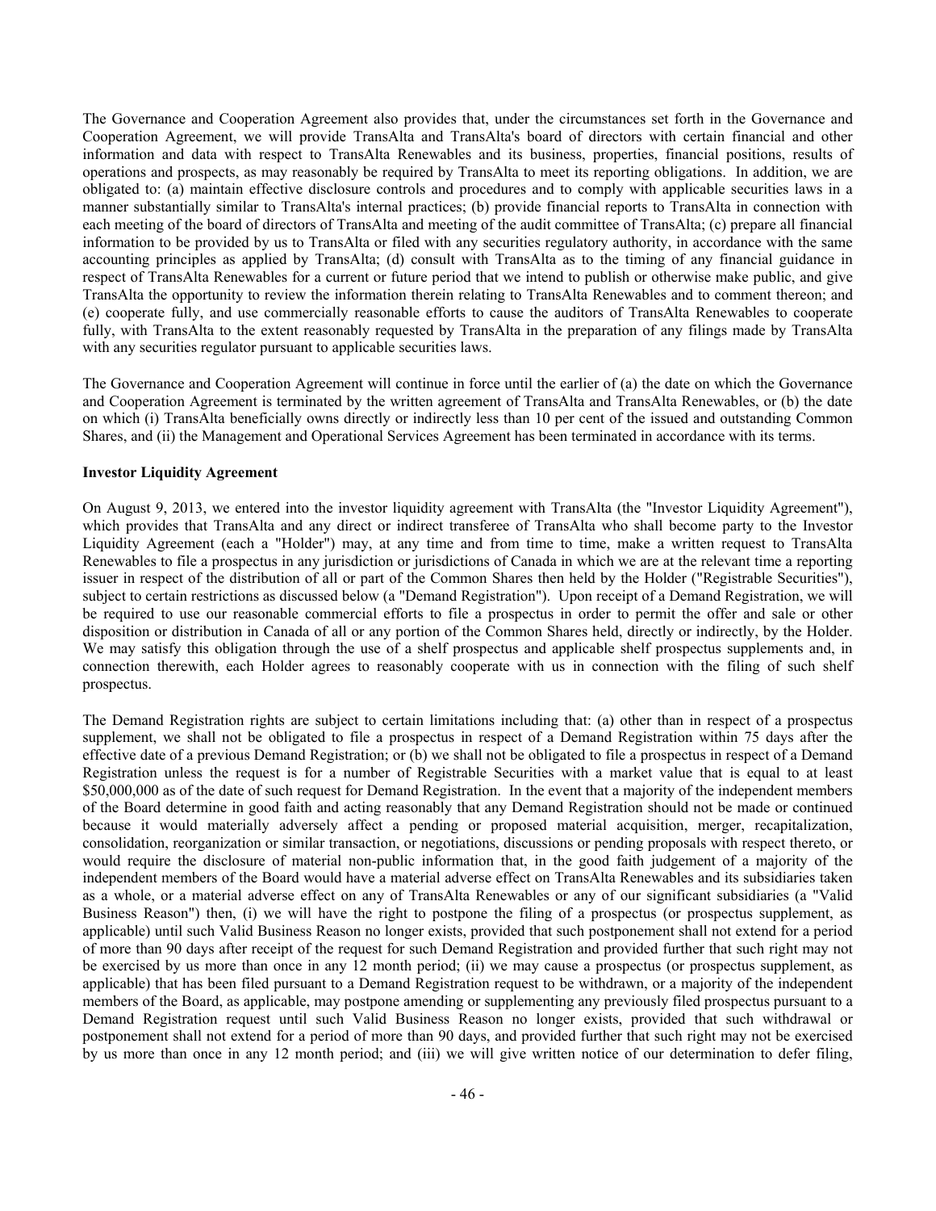The Governance and Cooperation Agreement also provides that, under the circumstances set forth in the Governance and Cooperation Agreement, we will provide TransAlta and TransAlta's board of directors with certain financial and other information and data with respect to TransAlta Renewables and its business, properties, financial positions, results of operations and prospects, as may reasonably be required by TransAlta to meet its reporting obligations. In addition, we are obligated to: (a) maintain effective disclosure controls and procedures and to comply with applicable securities laws in a manner substantially similar to TransAlta's internal practices; (b) provide financial reports to TransAlta in connection with each meeting of the board of directors of TransAlta and meeting of the audit committee of TransAlta; (c) prepare all financial information to be provided by us to TransAlta or filed with any securities regulatory authority, in accordance with the same accounting principles as applied by TransAlta; (d) consult with TransAlta as to the timing of any financial guidance in respect of TransAlta Renewables for a current or future period that we intend to publish or otherwise make public, and give TransAlta the opportunity to review the information therein relating to TransAlta Renewables and to comment thereon; and (e) cooperate fully, and use commercially reasonable efforts to cause the auditors of TransAlta Renewables to cooperate fully, with TransAlta to the extent reasonably requested by TransAlta in the preparation of any filings made by TransAlta with any securities regulator pursuant to applicable securities laws.

The Governance and Cooperation Agreement will continue in force until the earlier of (a) the date on which the Governance and Cooperation Agreement is terminated by the written agreement of TransAlta and TransAlta Renewables, or (b) the date on which (i) TransAlta beneficially owns directly or indirectly less than 10 per cent of the issued and outstanding Common Shares, and (ii) the Management and Operational Services Agreement has been terminated in accordance with its terms.

**Investor Liquidity Agreement**

On August 9, 2013, we entered into the investor liquidity agreement with TransAlta (the "Investor Liquidity Agreement"), which provides that TransAlta and any direct or indirect transferee of TransAlta who shall become party to the Investor Liquidity Agreement (each a "Holder") may, at any time and from time to time, make a written request to TransAlta Renewables to file a prospectus in any jurisdiction or jurisdictions of Canada in which we are at the relevant time a reporting issuer in respect of the distribution of all or part of the Common Shares then held by the Holder ("Registrable Securities"), subject to certain restrictions as discussed below (a "Demand Registration"). Upon receipt of a Demand Registration, we will be required to use our reasonable commercial efforts to file a prospectus in order to permit the offer and sale or other disposition or distribution in Canada of all or any portion of the Common Shares held, directly or indirectly, by the Holder. We may satisfy this obligation through the use of a shelf prospectus and applicable shelf prospectus supplements and, in connection therewith, each Holder agrees to reasonably cooperate with us in connection with the filing of such shelf prospectus.

The Demand Registration rights are subject to certain limitations including that: (a) other than in respect of a prospectus supplement, we shall not be obligated to file a prospectus in respect of a Demand Registration within 75 days after the effective date of a previous Demand Registration; or (b) we shall not be obligated to file a prospectus in respect of a Demand Registration unless the request is for a number of Registrable Securities with a market value that is equal to at least $50,000,000 as of the date of such request for Demand Registration. In the event that a majority of the independent members of the Board determine in good faith and acting reasonably that any Demand Registration should not be made or continued because it would materially adversely affect a pending or proposed material acquisition, merger, recapitalization, consolidation, reorganization or similar transaction, or negotiations, discussions or pending proposals with respect thereto, or would require the disclosure of material non-public information that, in the good faith judgement of a majority of the independent members of the Board would have a material adverse effect on TransAlta Renewables and its subsidiaries taken as a whole, or a material adverse effect on any of TransAlta Renewables or any of our significant subsidiaries (a "Valid Business Reason") then, (i) we will have the right to postpone the filing of a prospectus (or prospectus supplement, as applicable) until such Valid Business Reason no longer exists, provided that such postponement shall not extend for a period of more than 90 days after receipt of the request for such Demand Registration and provided further that such right may not be exercised by us more than once in any 12 month period; (ii) we may cause a prospectus (or prospectus supplement, as applicable) that has been filed pursuant to a Demand Registration request to be withdrawn, or a majority of the independent members of the Board, as applicable, may postpone amending or supplementing any previously filed prospectus pursuant to a Demand Registration request until such Valid Business Reason no longer exists, provided that such withdrawal or postponement shall not extend for a period of more than 90 days, and provided further that such right may not be exercised by us more than once in any 12 month period; and (iii) we will give written notice of our determination to defer filing,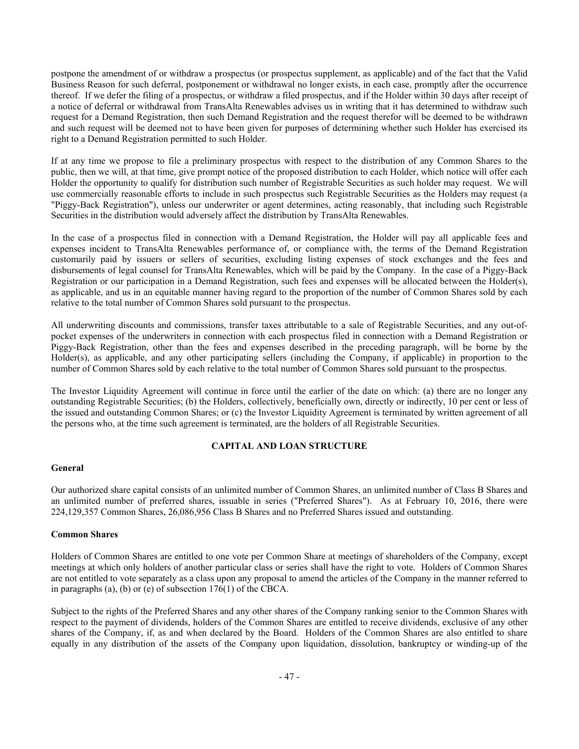postpone the amendment of or withdraw a prospectus (or prospectus supplement, as applicable) and of the fact that the Valid Business Reason for such deferral, postponement or withdrawal no longer exists, in each case, promptly after the occurrence thereof. If we defer the filing of a prospectus, or withdraw a filed prospectus, and if the Holder within 30 days after receipt of a notice of deferral or withdrawal from TransAlta Renewables advises us in writing that it has determined to withdraw such request for a Demand Registration, then such Demand Registration and the request therefor will be deemed to be withdrawn and such request will be deemed not to have been given for purposes of determining whether such Holder has exercised its right to a Demand Registration permitted to such Holder.

If at any time we propose to file a preliminary prospectus with respect to the distribution of any Common Shares to the public, then we will, at that time, give prompt notice of the proposed distribution to each Holder, which notice will offer each Holder the opportunity to qualify for distribution such number of Registrable Securities as such holder may request. We will use commercially reasonable efforts to include in such prospectus such Registrable Securities as the Holders may request (a "Piggy-Back Registration"), unless our underwriter or agent determines, acting reasonably, that including such Registrable Securities in the distribution would adversely affect the distribution by TransAlta Renewables.

In the case of a prospectus filed in connection with a Demand Registration, the Holder will pay all applicable fees and expenses incident to TransAlta Renewables performance of, or compliance with, the terms of the Demand Registration customarily paid by issuers or sellers of securities, excluding listing expenses of stock exchanges and the fees and disbursements of legal counsel for TransAlta Renewables, which will be paid by the Company. In the case of a Piggy-Back Registration or our participation in a Demand Registration, such fees and expenses will be allocated between the Holder(s), as applicable, and us in an equitable manner having regard to the proportion of the number of Common Shares sold by each relative to the total number of Common Shares sold pursuant to the prospectus.

All underwriting discounts and commissions, transfer taxes attributable to a sale of Registrable Securities, and any out-of-pocket expenses of the underwriters in connection with each prospectus filed in connection with a Demand Registration or Piggy-Back Registration, other than the fees and expenses described in the preceding paragraph, will be borne by the Holder(s), as applicable, and any other participating sellers (including the Company, if applicable) in proportion to the number of Common Shares sold by each relative to the total number of Common Shares sold pursuant to the prospectus.

The Investor Liquidity Agreement will continue in force until the earlier of the date on which: (a) there are no longer any outstanding Registrable Securities; (b) the Holders, collectively, beneficially own, directly or indirectly, 10 per cent or less of the issued and outstanding Common Shares; or (c) the Investor Liquidity Agreement is terminated by written agreement of all the persons who, at the time such agreement is terminated, are the holders of all Registrable Securities.

## CAPITAL AND LOAN STRUCTURE

### General

Our authorized share capital consists of an unlimited number of Common Shares, an unlimited number of Class B Shares and an unlimited number of preferred shares, issuable in series ("Preferred Shares"). As at February 10, 2016, there were 224,129,357 Common Shares, 26,086,956 Class B Shares and no Preferred Shares issued and outstanding.

### Common Shares

Holders of Common Shares are entitled to one vote per Common Share at meetings of shareholders of the Company, except meetings at which only holders of another particular class or series shall have the right to vote. Holders of Common Shares are not entitled to vote separately as a class upon any proposal to amend the articles of the Company in the manner referred to in paragraphs (a), (b) or (e) of subsection 176(1) of the CBCA.

Subject to the rights of the Preferred Shares and any other shares of the Company ranking senior to the Common Shares with respect to the payment of dividends, holders of the Common Shares are entitled to receive dividends, exclusive of any other shares of the Company, if, as and when declared by the Board. Holders of the Common Shares are also entitled to share equally in any distribution of the assets of the Company upon liquidation, dissolution, bankruptcy or winding-up of the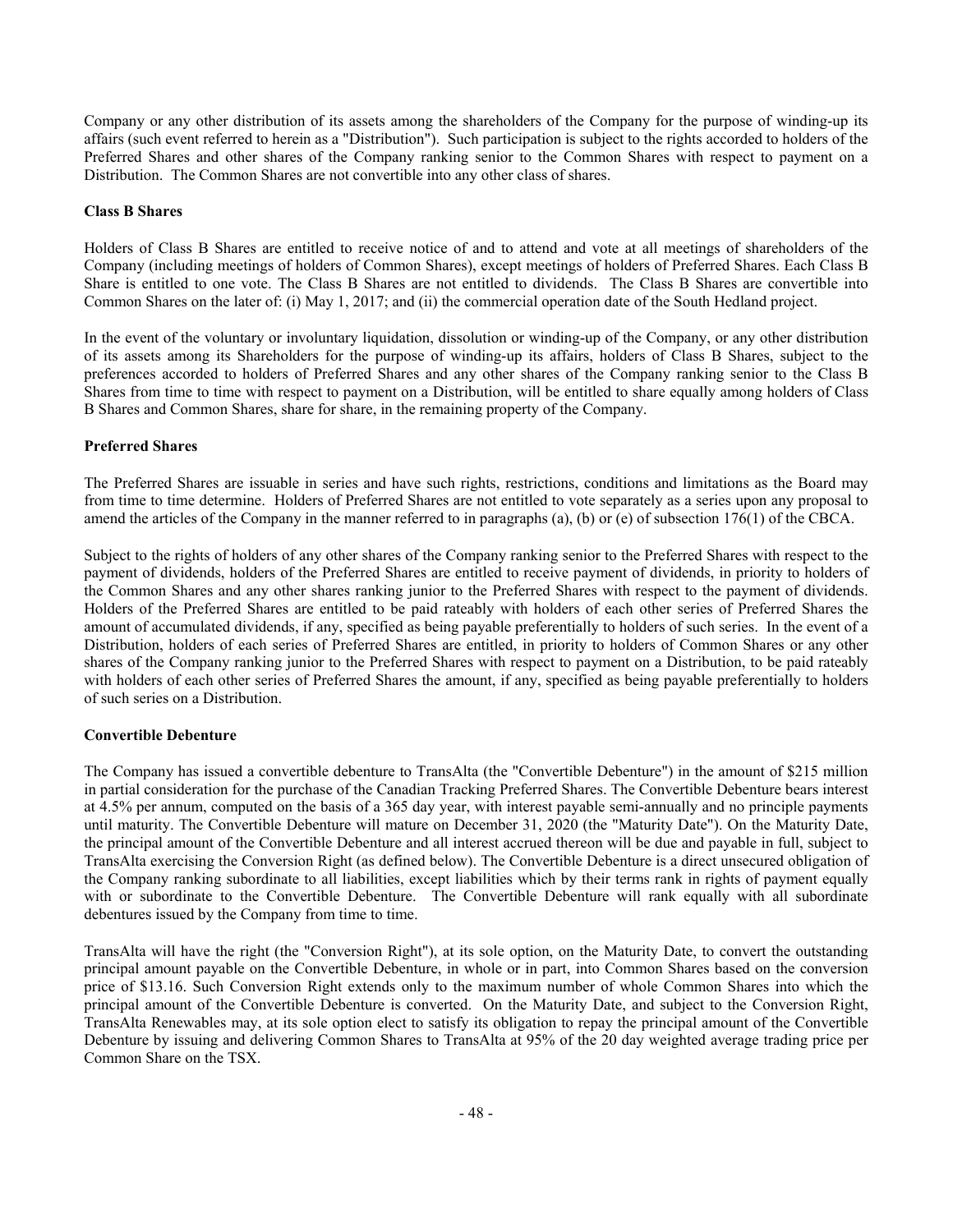Company or any other distribution of its assets among the shareholders of the Company for the purpose of winding-up its affairs (such event referred to herein as a "Distribution"). Such participation is subject to the rights accorded to holders of the Preferred Shares and other shares of the Company ranking senior to the Common Shares with respect to payment on a Distribution. The Common Shares are not convertible into any other class of shares.

**Class B Shares**

Holders of Class B Shares are entitled to receive notice of and to attend and vote at all meetings of shareholders of the Company (including meetings of holders of Common Shares), except meetings of holders of Preferred Shares. Each Class B Share is entitled to one vote. The Class B Shares are not entitled to dividends. The Class B Shares are convertible into Common Shares on the later of: (i) May 1, 2017; and (ii) the commercial operation date of the South Hedland project.

In the event of the voluntary or involuntary liquidation, dissolution or winding-up of the Company, or any other distribution of its assets among its Shareholders for the purpose of winding-up its affairs, holders of Class B Shares, subject to the preferences accorded to holders of Preferred Shares and any other shares of the Company ranking senior to the Class B Shares from time to time with respect to payment on a Distribution, will be entitled to share equally among holders of Class B Shares and Common Shares, share for share, in the remaining property of the Company.

**Preferred Shares**

The Preferred Shares are issuable in series and have such rights, restrictions, conditions and limitations as the Board may from time to time determine. Holders of Preferred Shares are not entitled to vote separately as a series upon any proposal to amend the articles of the Company in the manner referred to in paragraphs (a), (b) or (e) of subsection 176(1) of the CBCA.

Subject to the rights of holders of any other shares of the Company ranking senior to the Preferred Shares with respect to the payment of dividends, holders of the Preferred Shares are entitled to receive payment of dividends, in priority to holders of the Common Shares and any other shares ranking junior to the Preferred Shares with respect to the payment of dividends. Holders of the Preferred Shares are entitled to be paid rateably with holders of each other series of Preferred Shares the amount of accumulated dividends, if any, specified as being payable preferentially to holders of such series. In the event of a Distribution, holders of each series of Preferred Shares are entitled, in priority to holders of Common Shares or any other shares of the Company ranking junior to the Preferred Shares with respect to payment on a Distribution, to be paid rateably with holders of each other series of Preferred Shares the amount, if any, specified as being payable preferentially to holders of such series on a Distribution.

**Convertible Debenture**

The Company has issued a convertible debenture to TransAlta (the "Convertible Debenture") in the amount of $215 million in partial consideration for the purchase of the Canadian Tracking Preferred Shares. The Convertible Debenture bears interest at 4.5% per annum, computed on the basis of a 365 day year, with interest payable semi-annually and no principle payments until maturity. The Convertible Debenture will mature on December 31, 2020 (the "Maturity Date"). On the Maturity Date, the principal amount of the Convertible Debenture and all interest accrued thereon will be due and payable in full, subject to TransAlta exercising the Conversion Right (as defined below). The Convertible Debenture is a direct unsecured obligation of the Company ranking subordinate to all liabilities, except liabilities which by their terms rank in rights of payment equally with or subordinate to the Convertible Debenture. The Convertible Debenture will rank equally with all subordinate debentures issued by the Company from time to time.

TransAlta will have the right (the "Conversion Right"), at its sole option, on the Maturity Date, to convert the outstanding principal amount payable on the Convertible Debenture, in whole or in part, into Common Shares based on the conversion price of $13.16. Such Conversion Right extends only to the maximum number of whole Common Shares into which the principal amount of the Convertible Debenture is converted. On the Maturity Date, and subject to the Conversion Right, TransAlta Renewables may, at its sole option elect to satisfy its obligation to repay the principal amount of the Convertible Debenture by issuing and delivering Common Shares to TransAlta at 95% of the 20 day weighted average trading price per Common Share on the TSX.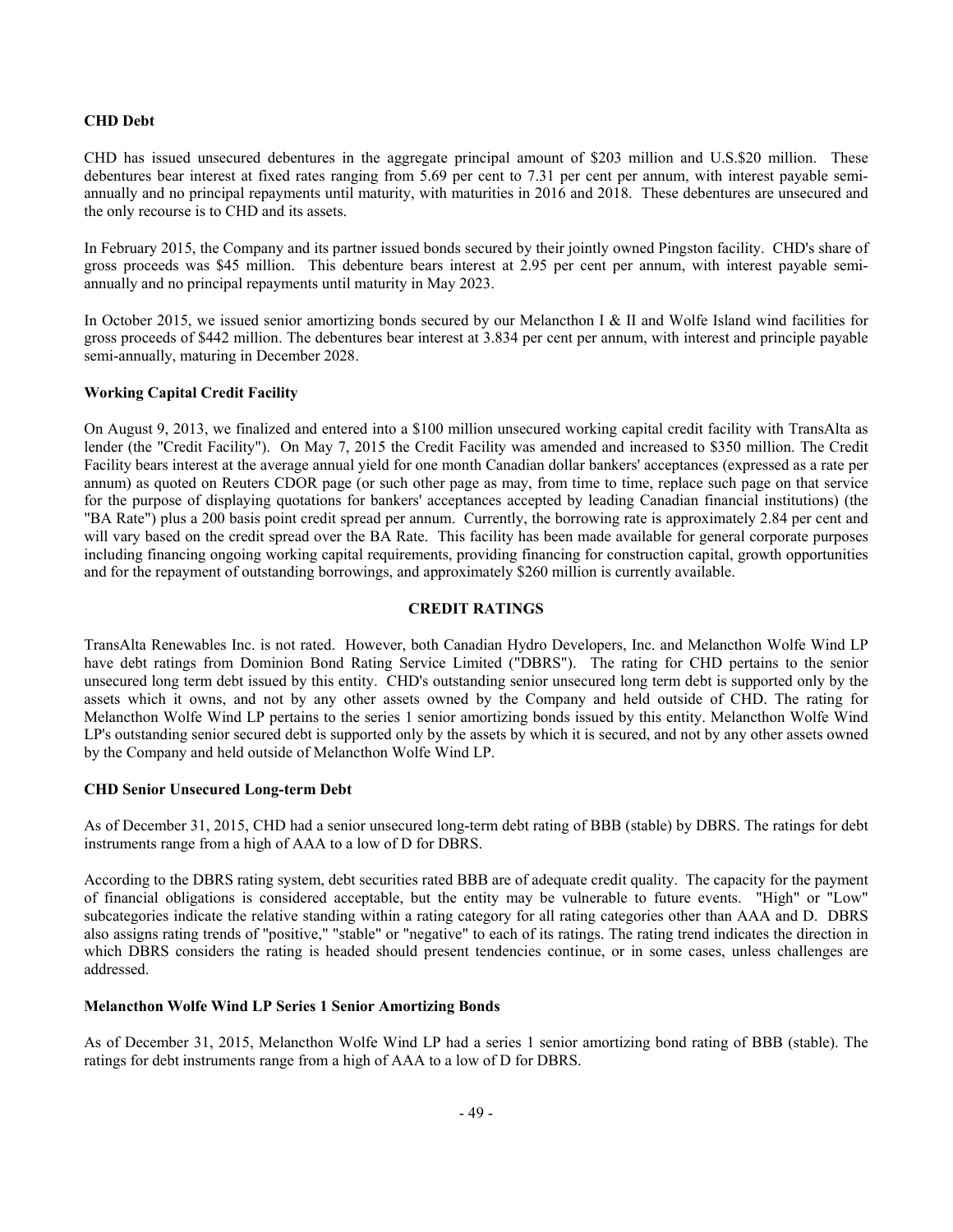**CHD Debt**

CHD has issued unsecured debentures in the aggregate principal amount of $203 million and U.S.$20 million. These debentures bear interest at fixed rates ranging from 5.69 per cent to 7.31 per cent per annum, with interest payable semi-annually and no principal repayments until maturity, with maturities in 2016 and 2018. These debentures are unsecured and the only recourse is to CHD and its assets.

In February 2015, the Company and its partner issued bonds secured by their jointly owned Pingston facility. CHD's share of gross proceeds was $45 million. This debenture bears interest at 2.95 per cent per annum, with interest payable semi-annually and no principal repayments until maturity in May 2023.

In October 2015, we issued senior amortizing bonds secured by our Melancthon I & II and Wolfe Island wind facilities for gross proceeds of $442 million. The debentures bear interest at 3.834 per cent per annum, with interest and principle payable semi-annually, maturing in December 2028.

**Working Capital Credit Facility**

On August 9, 2013, we finalized and entered into a $100 million unsecured working capital credit facility with TransAlta as lender (the "Credit Facility"). On May 7, 2015 the Credit Facility was amended and increased to $350 million. The Credit Facility bears interest at the average annual yield for one month Canadian dollar bankers' acceptances (expressed as a rate per annum) as quoted on Reuters CDOR page (or such other page as may, from time to time, replace such page on that service for the purpose of displaying quotations for bankers' acceptances accepted by leading Canadian financial institutions) (the "BA Rate") plus a 200 basis point credit spread per annum. Currently, the borrowing rate is approximately 2.84 per cent and will vary based on the credit spread over the BA Rate. This facility has been made available for general corporate purposes including financing ongoing working capital requirements, providing financing for construction capital, growth opportunities and for the repayment of outstanding borrowings, and approximately $260 million is currently available.

## CREDIT RATINGS

TransAlta Renewables Inc. is not rated. However, both Canadian Hydro Developers, Inc. and Melancthon Wolfe Wind LP have debt ratings from Dominion Bond Rating Service Limited ("DBRS"). The rating for CHD pertains to the senior unsecured long term debt issued by this entity. CHD's outstanding senior unsecured long term debt is supported only by the assets which it owns, and not by any other assets owned by the Company and held outside of CHD. The rating for Melancthon Wolfe Wind LP pertains to the series 1 senior amortizing bonds issued by this entity. Melancthon Wolfe Wind LP's outstanding senior secured debt is supported only by the assets by which it is secured, and not by any other assets owned by the Company and held outside of Melancthon Wolfe Wind LP.

**CHD Senior Unsecured Long-term Debt**

As of December 31, 2015, CHD had a senior unsecured long-term debt rating of BBB (stable) by DBRS. The ratings for debt instruments range from a high of AAA to a low of D for DBRS.

According to the DBRS rating system, debt securities rated BBB are of adequate credit quality. The capacity for the payment of financial obligations is considered acceptable, but the entity may be vulnerable to future events. "High" or "Low" subcategories indicate the relative standing within a rating category for all rating categories other than AAA and D. DBRS also assigns rating trends of "positive," "stable" or "negative" to each of its ratings. The rating trend indicates the direction in which DBRS considers the rating is headed should present tendencies continue, or in some cases, unless challenges are addressed.

**Melancthon Wolfe Wind LP Series 1 Senior Amortizing Bonds**

As of December 31, 2015, Melancthon Wolfe Wind LP had a series 1 senior amortizing bond rating of BBB (stable). The ratings for debt instruments range from a high of AAA to a low of D for DBRS.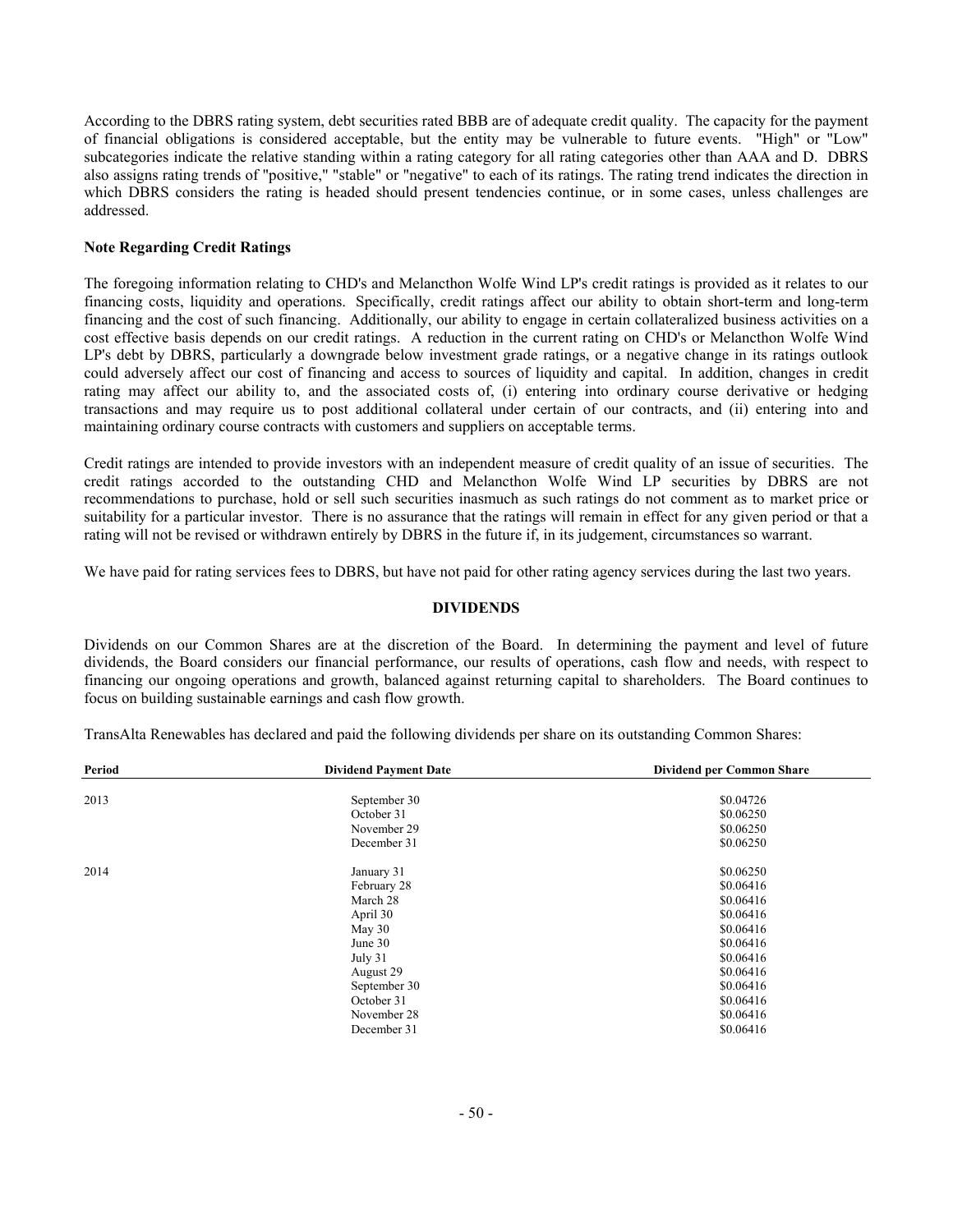According to the DBRS rating system, debt securities rated BBB are of adequate credit quality. The capacity for the payment of financial obligations is considered acceptable, but the entity may be vulnerable to future events. "High" or "Low" subcategories indicate the relative standing within a rating category for all rating categories other than AAA and D. DBRS also assigns rating trends of "positive," "stable" or "negative" to each of its ratings. The rating trend indicates the direction in which DBRS considers the rating is headed should present tendencies continue, or in some cases, unless challenges are addressed.

**Note Regarding Credit Ratings**

The foregoing information relating to CHD's and Melancthon Wolfe Wind LP's credit ratings is provided as it relates to our financing costs, liquidity and operations. Specifically, credit ratings affect our ability to obtain short-term and long-term financing and the cost of such financing. Additionally, our ability to engage in certain collateralized business activities on a cost effective basis depends on our credit ratings. A reduction in the current rating on CHD's or Melancthon Wolfe Wind LP's debt by DBRS, particularly a downgrade below investment grade ratings, or a negative change in its ratings outlook could adversely affect our cost of financing and access to sources of liquidity and capital. In addition, changes in credit rating may affect our ability to, and the associated costs of, (i) entering into ordinary course derivative or hedging transactions and may require us to post additional collateral under certain of our contracts, and (ii) entering into and maintaining ordinary course contracts with customers and suppliers on acceptable terms.

Credit ratings are intended to provide investors with an independent measure of credit quality of an issue of securities. The credit ratings accorded to the outstanding CHD and Melancthon Wolfe Wind LP securities by DBRS are not recommendations to purchase, hold or sell such securities inasmuch as such ratings do not comment as to market price or suitability for a particular investor. There is no assurance that the ratings will remain in effect for any given period or that a rating will not be revised or withdrawn entirely by DBRS in the future if, in its judgement, circumstances so warrant.

We have paid for rating services fees to DBRS, but have not paid for other rating agency services during the last two years.

## DIVIDENDS

Dividends on our Common Shares are at the discretion of the Board. In determining the payment and level of future dividends, the Board considers our financial performance, our results of operations, cash flow and needs, with respect to financing our ongoing operations and growth, balanced against returning capital to shareholders. The Board continues to focus on building sustainable earnings and cash flow growth.

TransAlta Renewables has declared and paid the following dividends per share on its outstanding Common Shares:

| Period | Dividend Payment Date | Dividend per Common Share |
|---|---|---|
| 2013 | September 30 | $0.04726 |
| | October 31 | $0.06250 |
| | November 29 | $0.06250 |
| | December 31 | $0.06250 |
| 2014 | January 31 | $0.06250 |
| | February 28 | $0.06416 |
| | March 28 | $0.06416 |
| | April 30 | $0.06416 |
| | May 30 | $0.06416 |
| | June 30 | $0.06416 |
| | July 31 | $0.06416 |
| | August 29 | $0.06416 |
| | September 30 | $0.06416 |
| | October 31 | $0.06416 |
| | November 28 | $0.06416 |
| | December 31 | $0.06416 |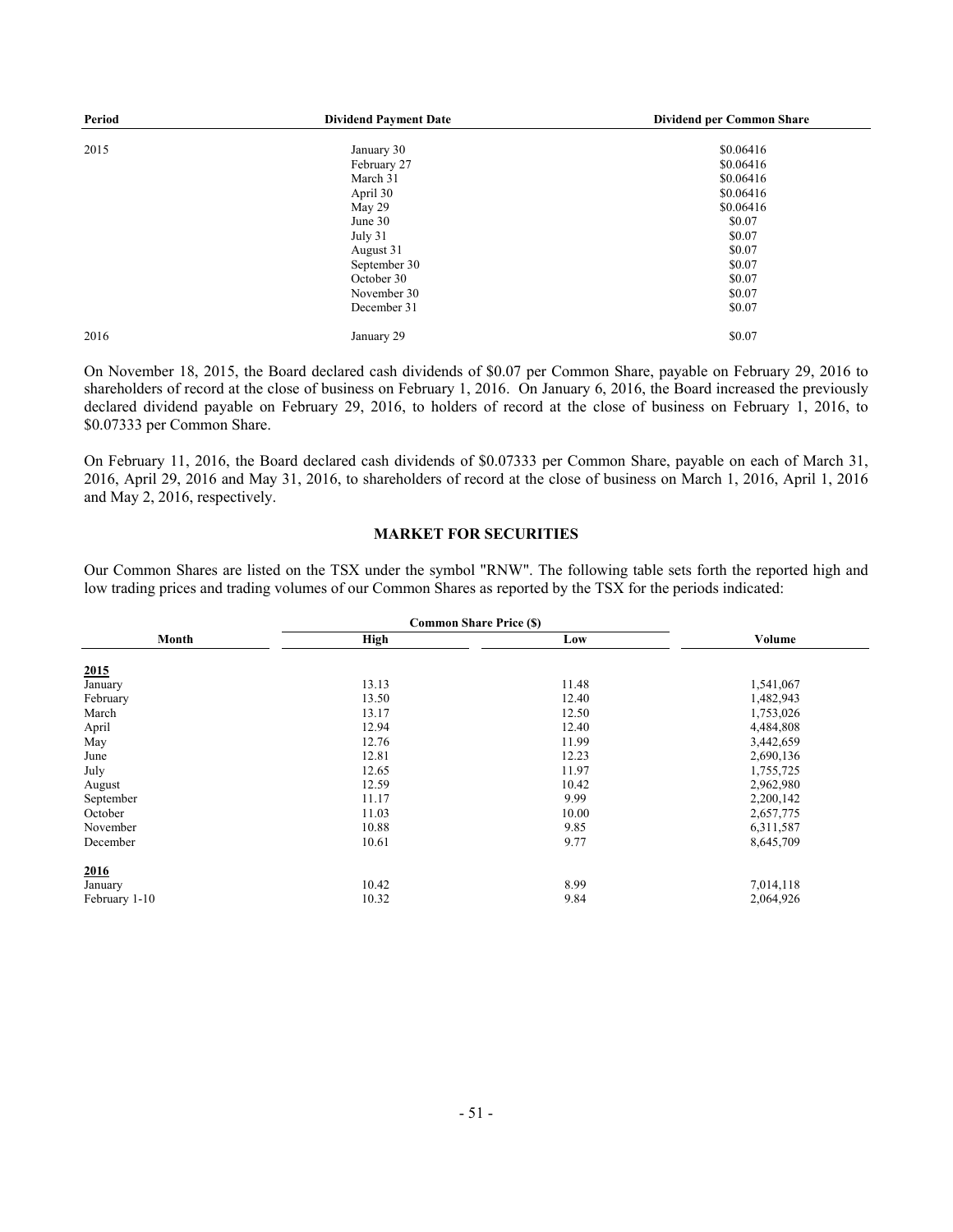| Period | Dividend Payment Date | Dividend per Common Share |
|---|---|---|
| 2015 | January 30 | $0.06416 |
| | February 27 | $0.06416 |
| | March 31 | $0.06416 |
| | April 30 | $0.06416 |
| | May 29 | $0.06416 |
| | June 30 | $0.07 |
| | July 31 | $0.07 |
| | August 31 | $0.07 |
| | September 30 | $0.07 |
| | October 30 | $0.07 |
| | November 30 | $0.07 |
| | December 31 | $0.07 |
| 2016 | January 29 | $0.07 |

On November 18, 2015, the Board declared cash dividends of $0.07 per Common Share, payable on February 29, 2016 to shareholders of record at the close of business on February 1, 2016. On January 6, 2016, the Board increased the previously declared dividend payable on February 29, 2016, to holders of record at the close of business on February 1, 2016, to $0.07333 per Common Share.

On February 11, 2016, the Board declared cash dividends of $0.07333 per Common Share, payable on each of March 31, 2016, April 29, 2016 and May 31, 2016, to shareholders of record at the close of business on March 1, 2016, April 1, 2016 and May 2, 2016, respectively.

## MARKET FOR SECURITIES

Our Common Shares are listed on the TSX under the symbol "RNW". The following table sets forth the reported high and low trading prices and trading volumes of our Common Shares as reported by the TSX for the periods indicated:

| Month | Common Share Price ($) | | Volume |
|---|---|---|---|
| | High | Low | |
| **2015** | | | |
| January | 13.13 | 11.48 | 1,541,067 |
| February | 13.50 | 12.40 | 1,482,943 |
| March | 13.17 | 12.50 | 1,753,026 |
| April | 12.94 | 12.40 | 4,484,808 |
| May | 12.76 | 11.99 | 3,442,659 |
| June | 12.81 | 12.23 | 2,690,136 |
| July | 12.65 | 11.97 | 1,755,725 |
| August | 12.59 | 10.42 | 2,962,980 |
| September | 11.17 | 9.99 | 2,200,142 |
| October | 11.03 | 10.00 | 2,657,775 |
| November | 10.88 | 9.85 | 6,311,587 |
| December | 10.61 | 9.77 | 8,645,709 |
| **2016** | | | |
| January | 10.42 | 8.99 | 7,014,118 |
| February 1-10 | 10.32 | 9.84 | 2,064,926 |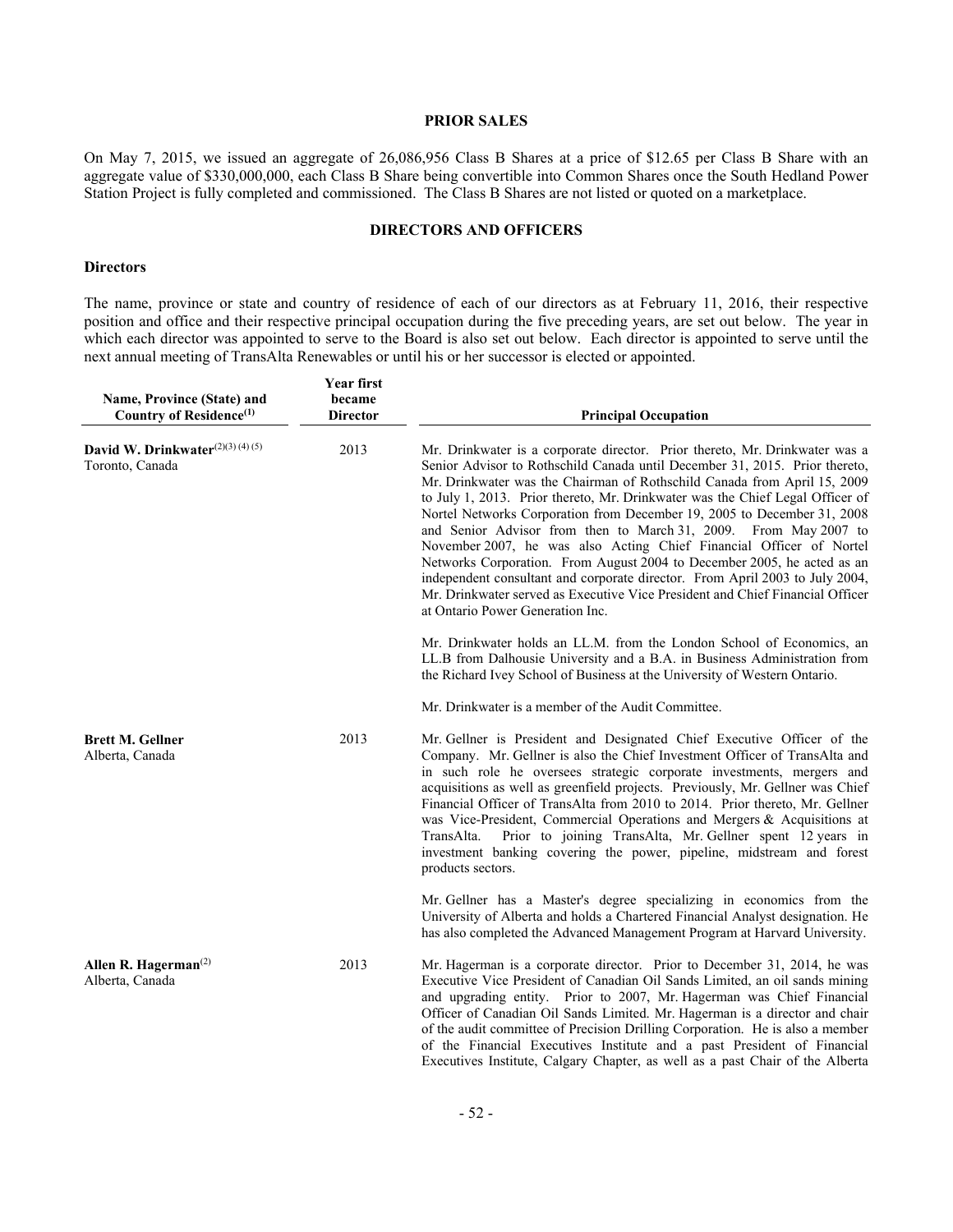## PRIOR SALES

On May 7, 2015, we issued an aggregate of 26,086,956 Class B Shares at a price of $12.65 per Class B Share with an aggregate value of $330,000,000, each Class B Share being convertible into Common Shares once the South Hedland Power Station Project is fully completed and commissioned. The Class B Shares are not listed or quoted on a marketplace.

## DIRECTORS AND OFFICERS

### Directors

The name, province or state and country of residence of each of our directors as at February 11, 2016, their respective position and office and their respective principal occupation during the five preceding years, are set out below. The year in which each director was appointed to serve to the Board is also set out below. Each director is appointed to serve until the next annual meeting of TransAlta Renewables or until his or her successor is elected or appointed.

| Name, Province (State) and Country of Residence[1] | Year first became Director | Principal Occupation |
|---|---|---|
| **David W. Drinkwater**[2][3][4][5]<br>Toronto, Canada | 2013 | Mr. Drinkwater is a corporate director. Prior thereto, Mr. Drinkwater was a Senior Advisor to Rothschild Canada until December 31, 2015. Prior thereto, Mr. Drinkwater was the Chairman of Rothschild Canada from April 15, 2009 to July 1, 2013. Prior thereto, Mr. Drinkwater was the Chief Legal Officer of Nortel Networks Corporation from December 19, 2005 to December 31, 2008 and Senior Advisor from then to March 31, 2009. From May 2007 to November 2007, he was also Acting Chief Financial Officer of Nortel Networks Corporation. From August 2004 to December 2005, he acted as an independent consultant and corporate director. From April 2003 to July 2004, Mr. Drinkwater served as Executive Vice President and Chief Financial Officer at Ontario Power Generation Inc.<br><br>Mr. Drinkwater holds an LL.M. from the London School of Economics, an LL.B from Dalhousie University and a B.A. in Business Administration from the Richard Ivey School of Business at the University of Western Ontario.<br><br>Mr. Drinkwater is a member of the Audit Committee. |
| **Brett M. Gellner**<br>Alberta, Canada | 2013 | Mr. Gellner is President and Designated Chief Executive Officer of the Company. Mr. Gellner is also the Chief Investment Officer of TransAlta and in such role he oversees strategic corporate investments, mergers and acquisitions as well as greenfield projects. Previously, Mr. Gellner was Chief Financial Officer of TransAlta from 2010 to 2014. Prior thereto, Mr. Gellner was Vice-President, Commercial Operations and Mergers & Acquisitions at TransAlta. Prior to joining TransAlta, Mr. Gellner spent 12 years in investment banking covering the power, pipeline, midstream and forest products sectors.<br><br>Mr. Gellner has a Master's degree specializing in economics from the University of Alberta and holds a Chartered Financial Analyst designation. He has also completed the Advanced Management Program at Harvard University. |
| **Allen R. Hagerman**[2]<br>Alberta, Canada | 2013 | Mr. Hagerman is a corporate director. Prior to December 31, 2014, he was Executive Vice President of Canadian Oil Sands Limited, an oil sands mining and upgrading entity. Prior to 2007, Mr. Hagerman was Chief Financial Officer of Canadian Oil Sands Limited. Mr. Hagerman is a director and chair of the audit committee of Precision Drilling Corporation. He is also a member of the Financial Executives Institute and a past President of Financial Executives Institute, Calgary Chapter, as well as a past Chair of the Alberta |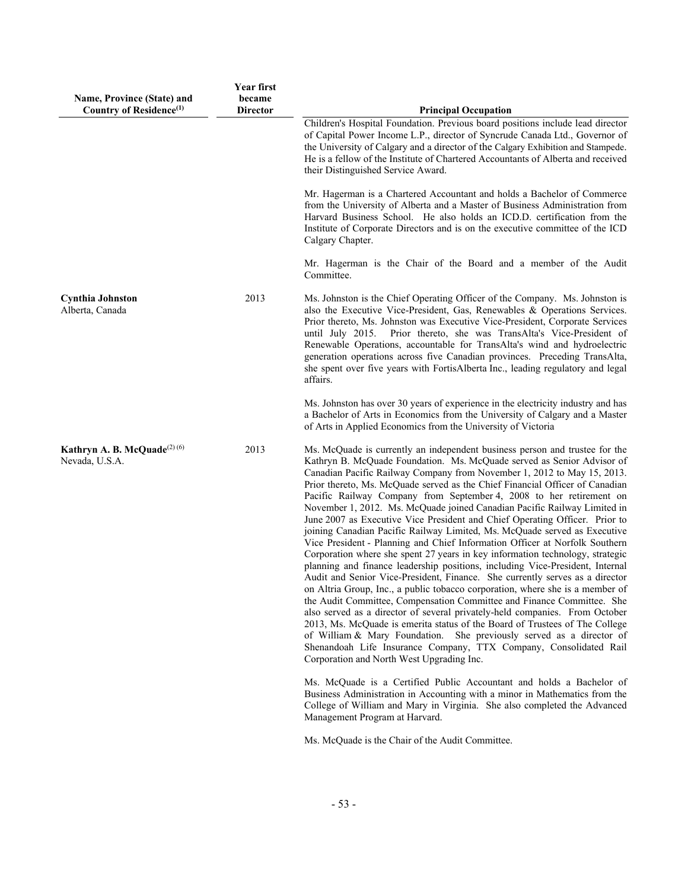| Name, Province (State) and Country of Residence[(1)] | Year first became Director | Principal Occupation |
|---|---|---|
| | | Children's Hospital Foundation. Previous board positions include lead director of Capital Power Income L.P., director of Syncrude Canada Ltd., Governor of the University of Calgary and a director of the Calgary Exhibition and Stampede. He is a fellow of the Institute of Chartered Accountants of Alberta and received their Distinguished Service Award.<br><br>Mr. Hagerman is a Chartered Accountant and holds a Bachelor of Commerce from the University of Alberta and a Master of Business Administration from Harvard Business School. He also holds an ICD.D. certification from the Institute of Corporate Directors and is on the executive committee of the ICD Calgary Chapter.<br><br>Mr. Hagerman is the Chair of the Board and a member of the Audit Committee. |
| **Cynthia Johnston**<br>Alberta, Canada | 2013 | Ms. Johnston is the Chief Operating Officer of the Company. Ms. Johnston is also the Executive Vice-President, Gas, Renewables & Operations Services. Prior thereto, Ms. Johnston was Executive Vice-President, Corporate Services until July 2015. Prior thereto, she was TransAlta's Vice-President of Renewable Operations, accountable for TransAlta's wind and hydroelectric generation operations across five Canadian provinces. Preceding TransAlta, she spent over five years with FortisAlberta Inc., leading regulatory and legal affairs.<br><br>Ms. Johnston has over 30 years of experience in the electricity industry and has a Bachelor of Arts in Economics from the University of Calgary and a Master of Arts in Applied Economics from the University of Victoria |
| **Kathryn A. B. McQuade**[(2) (6)]<br>Nevada, U.S.A. | 2013 | Ms. McQuade is currently an independent business person and trustee for the Kathryn B. McQuade Foundation. Ms. McQuade served as Senior Advisor of Canadian Pacific Railway Company from November 1, 2012 to May 15, 2013. Prior thereto, Ms. McQuade served as the Chief Financial Officer of Canadian Pacific Railway Company from September 4, 2008 to her retirement on November 1, 2012. Ms. McQuade joined Canadian Pacific Railway Limited in June 2007 as Executive Vice President and Chief Operating Officer. Prior to joining Canadian Pacific Railway Limited, Ms. McQuade served as Executive Vice President - Planning and Chief Information Officer at Norfolk Southern Corporation where she spent 27 years in key information technology, strategic planning and finance leadership positions, including Vice-President, Internal Audit and Senior Vice-President, Finance. She currently serves as a director on Altria Group, Inc., a public tobacco corporation, where she is a member of the Audit Committee, Compensation Committee and Finance Committee. She also served as a director of several privately-held companies. From October 2013, Ms. McQuade is emerita status of the Board of Trustees of The College of William & Mary Foundation. She previously served as a director of Shenandoah Life Insurance Company, TTX Company, Consolidated Rail Corporation and North West Upgrading Inc.<br><br>Ms. McQuade is a Certified Public Accountant and holds a Bachelor of Business Administration in Accounting with a minor in Mathematics from the College of William and Mary in Virginia. She also completed the Advanced Management Program at Harvard.<br><br>Ms. McQuade is the Chair of the Audit Committee. |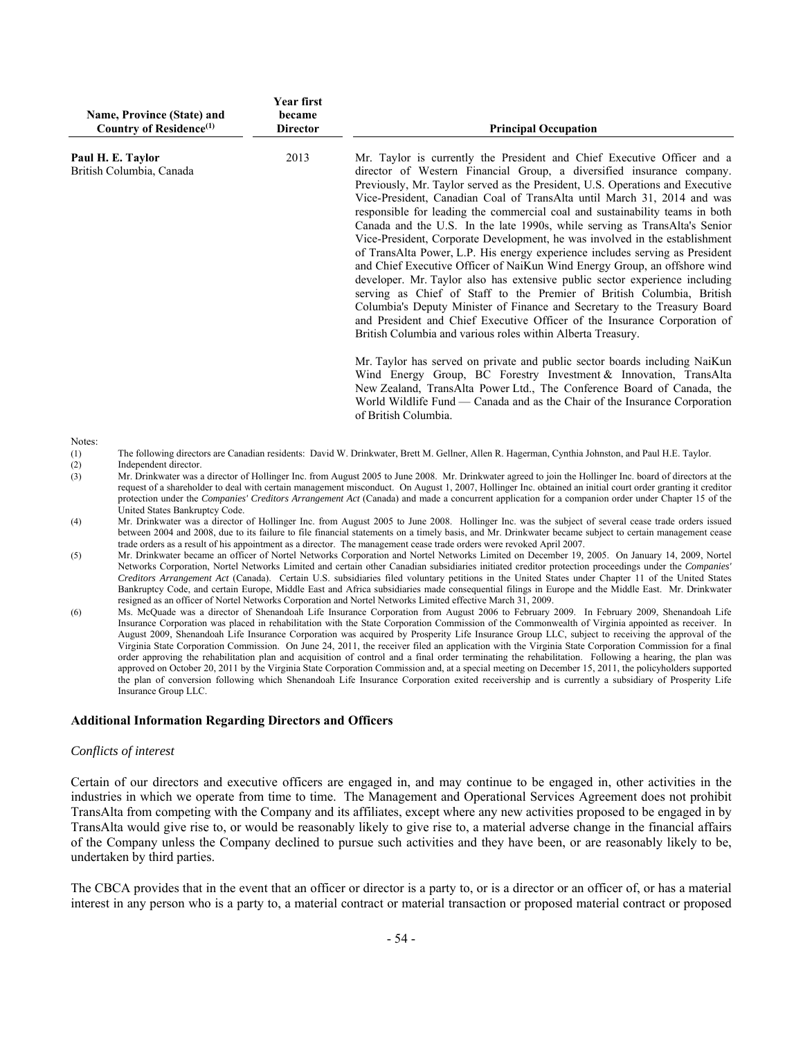| Name, Province (State) and Country of Residence[(1)] | Year first became Director | Principal Occupation |
| --- | --- | --- |
| **Paul H. E. Taylor**<br>British Columbia, Canada | 2013 | Mr. Taylor is currently the President and Chief Executive Officer and a director of Western Financial Group, a diversified insurance company. Previously, Mr. Taylor served as the President, U.S. Operations and Executive Vice-President, Canadian Coal of TransAlta until March 31, 2014 and was responsible for leading the commercial coal and sustainability teams in both Canada and the U.S. In the late 1990s, while serving as TransAlta's Senior Vice-President, Corporate Development, he was involved in the establishment of TransAlta Power, L.P. His energy experience includes serving as President and Chief Executive Officer of NaiKun Wind Energy Group, an offshore wind developer. Mr. Taylor also has extensive public sector experience including serving as Chief of Staff to the Premier of British Columbia, British Columbia's Deputy Minister of Finance and Secretary to the Treasury Board and President and Chief Executive Officer of the Insurance Corporation of British Columbia and various roles within Alberta Treasury.<br><br>Mr. Taylor has served on private and public sector boards including NaiKun Wind Energy Group, BC Forestry Investment & Innovation, TransAlta New Zealand, TransAlta Power Ltd., The Conference Board of Canada, the World Wildlife Fund — Canada and as the Chair of the Insurance Corporation of British Columbia. |

Notes:

(1) The following directors are Canadian residents: David W. Drinkwater, Brett M. Gellner, Allen R. Hagerman, Cynthia Johnston, and Paul H.E. Taylor.

(2) Independent director.

(3) Mr. Drinkwater was a director of Hollinger Inc. from August 2005 to June 2008. Mr. Drinkwater agreed to join the Hollinger Inc. board of directors at the request of a shareholder to deal with certain management misconduct. On August 1, 2007, Hollinger Inc. obtained an initial court order granting it creditor protection under the *Companies' Creditors Arrangement Act* (Canada) and made a concurrent application for a companion order under Chapter 15 of the United States Bankruptcy Code.

(4) Mr. Drinkwater was a director of Hollinger Inc. from August 2005 to June 2008. Hollinger Inc. was the subject of several cease trade orders issued between 2004 and 2008, due to its failure to file financial statements on a timely basis, and Mr. Drinkwater became subject to certain management cease trade orders as a result of his appointment as a director. The management cease trade orders were revoked April 2007.

(5) Mr. Drinkwater became an officer of Nortel Networks Corporation and Nortel Networks Limited on December 19, 2005. On January 14, 2009, Nortel Networks Corporation, Nortel Networks Limited and certain other Canadian subsidiaries initiated creditor protection proceedings under the *Companies' Creditors Arrangement Act* (Canada). Certain U.S. subsidiaries filed voluntary petitions in the United States under Chapter 11 of the United States Bankruptcy Code, and certain Europe, Middle East and Africa subsidiaries made consequential filings in Europe and the Middle East. Mr. Drinkwater resigned as an officer of Nortel Networks Corporation and Nortel Networks Limited effective March 31, 2009.

(6) Ms. McQuade was a director of Shenandoah Life Insurance Corporation from August 2006 to February 2009. In February 2009, Shenandoah Life Insurance Corporation was placed in rehabilitation with the State Corporation Commission of the Commonwealth of Virginia appointed as receiver. In August 2009, Shenandoah Life Insurance Corporation was acquired by Prosperity Life Insurance Group LLC, subject to receiving the approval of the Virginia State Corporation Commission. On June 24, 2011, the receiver filed an application with the Virginia State Corporation Commission for a final order approving the rehabilitation plan and acquisition of control and a final order terminating the rehabilitation. Following a hearing, the plan was approved on October 20, 2011 by the Virginia State Corporation Commission and, at a special meeting on December 15, 2011, the policyholders supported the plan of conversion following which Shenandoah Life Insurance Corporation exited receivership and is currently a subsidiary of Prosperity Life Insurance Group LLC.

### Additional Information Regarding Directors and Officers

*Conflicts of interest*

Certain of our directors and executive officers are engaged in, and may continue to be engaged in, other activities in the industries in which we operate from time to time. The Management and Operational Services Agreement does not prohibit TransAlta from competing with the Company and its affiliates, except where any new activities proposed to be engaged in by TransAlta would give rise to, or would be reasonably likely to give rise to, a material adverse change in the financial affairs of the Company unless the Company declined to pursue such activities and they have been, or are reasonably likely to be, undertaken by third parties.

The CBCA provides that in the event that an officer or director is a party to, or is a director or an officer of, or has a material interest in any person who is a party to, a material contract or material transaction or proposed material contract or proposed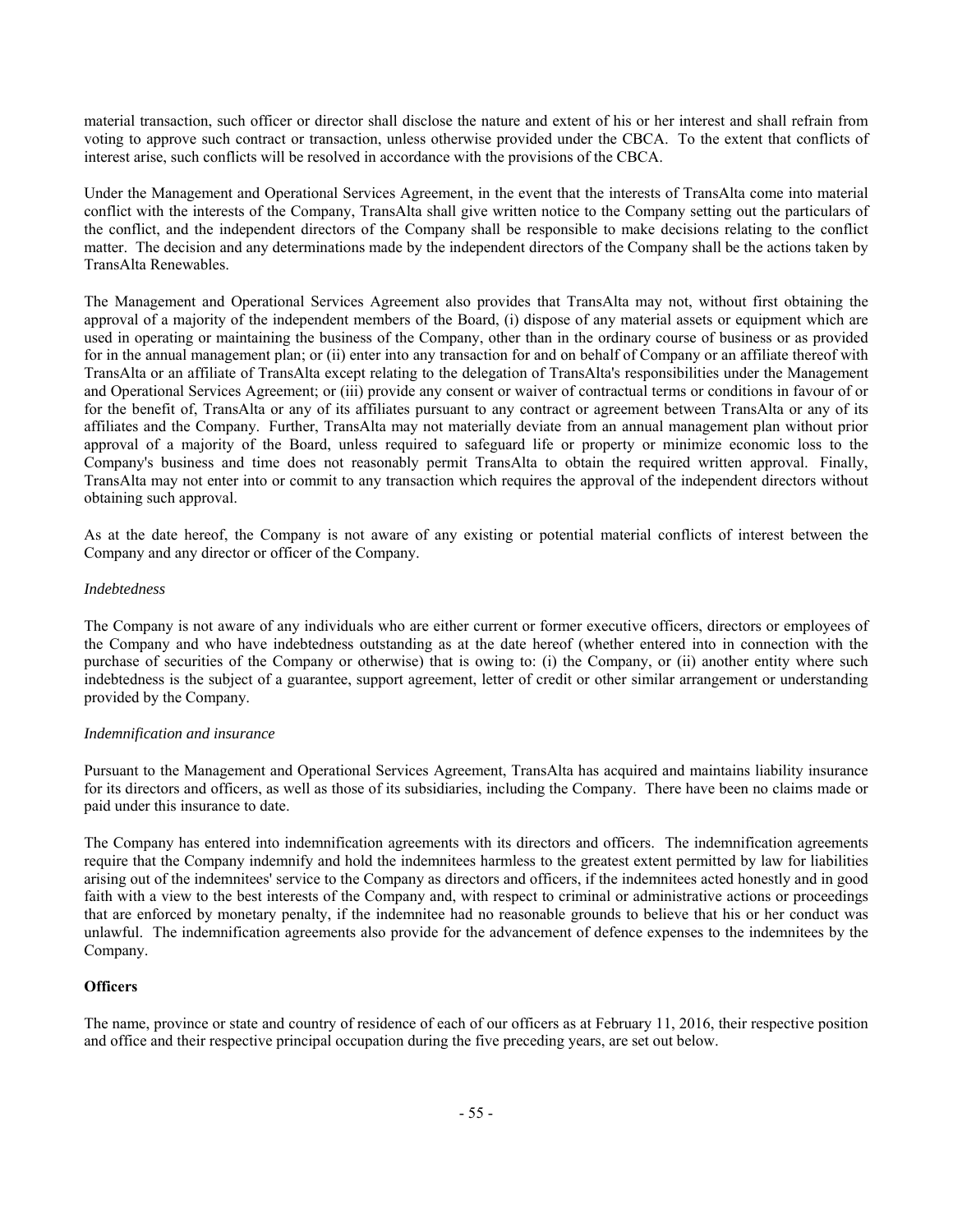material transaction, such officer or director shall disclose the nature and extent of his or her interest and shall refrain from voting to approve such contract or transaction, unless otherwise provided under the CBCA. To the extent that conflicts of interest arise, such conflicts will be resolved in accordance with the provisions of the CBCA.

Under the Management and Operational Services Agreement, in the event that the interests of TransAlta come into material conflict with the interests of the Company, TransAlta shall give written notice to the Company setting out the particulars of the conflict, and the independent directors of the Company shall be responsible to make decisions relating to the conflict matter. The decision and any determinations made by the independent directors of the Company shall be the actions taken by TransAlta Renewables.

The Management and Operational Services Agreement also provides that TransAlta may not, without first obtaining the approval of a majority of the independent members of the Board, (i) dispose of any material assets or equipment which are used in operating or maintaining the business of the Company, other than in the ordinary course of business or as provided for in the annual management plan; or (ii) enter into any transaction for and on behalf of Company or an affiliate thereof with TransAlta or an affiliate of TransAlta except relating to the delegation of TransAlta's responsibilities under the Management and Operational Services Agreement; or (iii) provide any consent or waiver of contractual terms or conditions in favour of or for the benefit of, TransAlta or any of its affiliates pursuant to any contract or agreement between TransAlta or any of its affiliates and the Company. Further, TransAlta may not materially deviate from an annual management plan without prior approval of a majority of the Board, unless required to safeguard life or property or minimize economic loss to the Company's business and time does not reasonably permit TransAlta to obtain the required written approval. Finally, TransAlta may not enter into or commit to any transaction which requires the approval of the independent directors without obtaining such approval.

As at the date hereof, the Company is not aware of any existing or potential material conflicts of interest between the Company and any director or officer of the Company.

*Indebtedness*

The Company is not aware of any individuals who are either current or former executive officers, directors or employees of the Company and who have indebtedness outstanding as at the date hereof (whether entered into in connection with the purchase of securities of the Company or otherwise) that is owing to: (i) the Company, or (ii) another entity where such indebtedness is the subject of a guarantee, support agreement, letter of credit or other similar arrangement or understanding provided by the Company.

*Indemnification and insurance*

Pursuant to the Management and Operational Services Agreement, TransAlta has acquired and maintains liability insurance for its directors and officers, as well as those of its subsidiaries, including the Company. There have been no claims made or paid under this insurance to date.

The Company has entered into indemnification agreements with its directors and officers. The indemnification agreements require that the Company indemnify and hold the indemnitees harmless to the greatest extent permitted by law for liabilities arising out of the indemnitees' service to the Company as directors and officers, if the indemnitees acted honestly and in good faith with a view to the best interests of the Company and, with respect to criminal or administrative actions or proceedings that are enforced by monetary penalty, if the indemnitee had no reasonable grounds to believe that his or her conduct was unlawful. The indemnification agreements also provide for the advancement of defence expenses to the indemnitees by the Company.

**Officers**

The name, province or state and country of residence of each of our officers as at February 11, 2016, their respective position and office and their respective principal occupation during the five preceding years, are set out below.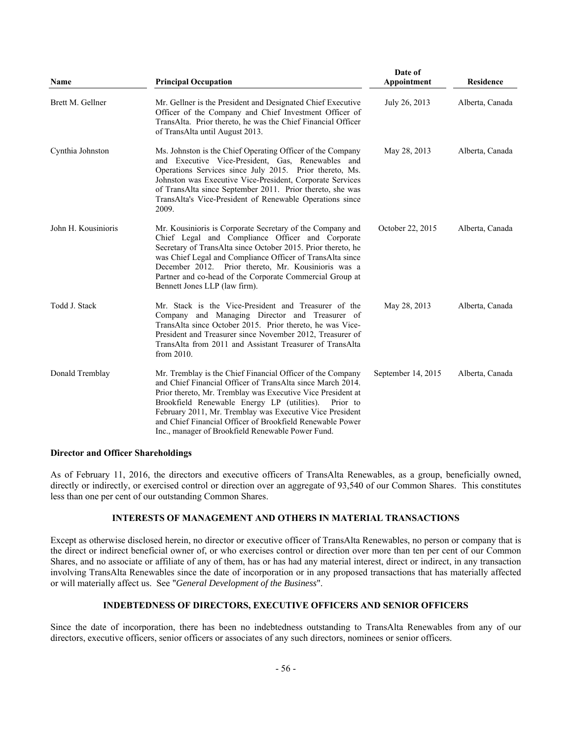| Name | Principal Occupation | Date of Appointment | Residence |
|---|---|---|---|
| Brett M. Gellner | Mr. Gellner is the President and Designated Chief Executive Officer of the Company and Chief Investment Officer of TransAlta. Prior thereto, he was the Chief Financial Officer of TransAlta until August 2013. | July 26, 2013 | Alberta, Canada |
| Cynthia Johnston | Ms. Johnston is the Chief Operating Officer of the Company and Executive Vice-President, Gas, Renewables and Operations Services since July 2015. Prior thereto, Ms. Johnston was Executive Vice-President, Corporate Services of TransAlta since September 2011. Prior thereto, she was TransAlta's Vice-President of Renewable Operations since 2009. | May 28, 2013 | Alberta, Canada |
| John H. Kousinioris | Mr. Kousinioris is Corporate Secretary of the Company and Chief Legal and Compliance Officer and Corporate Secretary of TransAlta since October 2015. Prior thereto, he was Chief Legal and Compliance Officer of TransAlta since December 2012. Prior thereto, Mr. Kousinioris was a Partner and co-head of the Corporate Commercial Group at Bennett Jones LLP (law firm). | October 22, 2015 | Alberta, Canada |
| Todd J. Stack | Mr. Stack is the Vice-President and Treasurer of the Company and Managing Director and Treasurer of TransAlta since October 2015. Prior thereto, he was Vice-President and Treasurer since November 2012, Treasurer of TransAlta from 2011 and Assistant Treasurer of TransAlta from 2010. | May 28, 2013 | Alberta, Canada |
| Donald Tremblay | Mr. Tremblay is the Chief Financial Officer of the Company and Chief Financial Officer of TransAlta since March 2014. Prior thereto, Mr. Tremblay was Executive Vice President at Brookfield Renewable Energy LP (utilities). Prior to February 2011, Mr. Tremblay was Executive Vice President and Chief Financial Officer of Brookfield Renewable Power Inc., manager of Brookfield Renewable Power Fund. | September 14, 2015 | Alberta, Canada |

**Director and Officer Shareholdings**

As of February 11, 2016, the directors and executive officers of TransAlta Renewables, as a group, beneficially owned, directly or indirectly, or exercised control or direction over an aggregate of 93,540 of our Common Shares. This constitutes less than one per cent of our outstanding Common Shares.

## INTERESTS OF MANAGEMENT AND OTHERS IN MATERIAL TRANSACTIONS

Except as otherwise disclosed herein, no director or executive officer of TransAlta Renewables, no person or company that is the direct or indirect beneficial owner of, or who exercises control or direction over more than ten per cent of our Common Shares, and no associate or affiliate of any of them, has or has had any material interest, direct or indirect, in any transaction involving TransAlta Renewables since the date of incorporation or in any proposed transactions that has materially affected or will materially affect us. See "*General Development of the Business*".

## INDEBTEDNESS OF DIRECTORS, EXECUTIVE OFFICERS AND SENIOR OFFICERS

Since the date of incorporation, there has been no indebtedness outstanding to TransAlta Renewables from any of our directors, executive officers, senior officers or associates of any such directors, nominees or senior officers.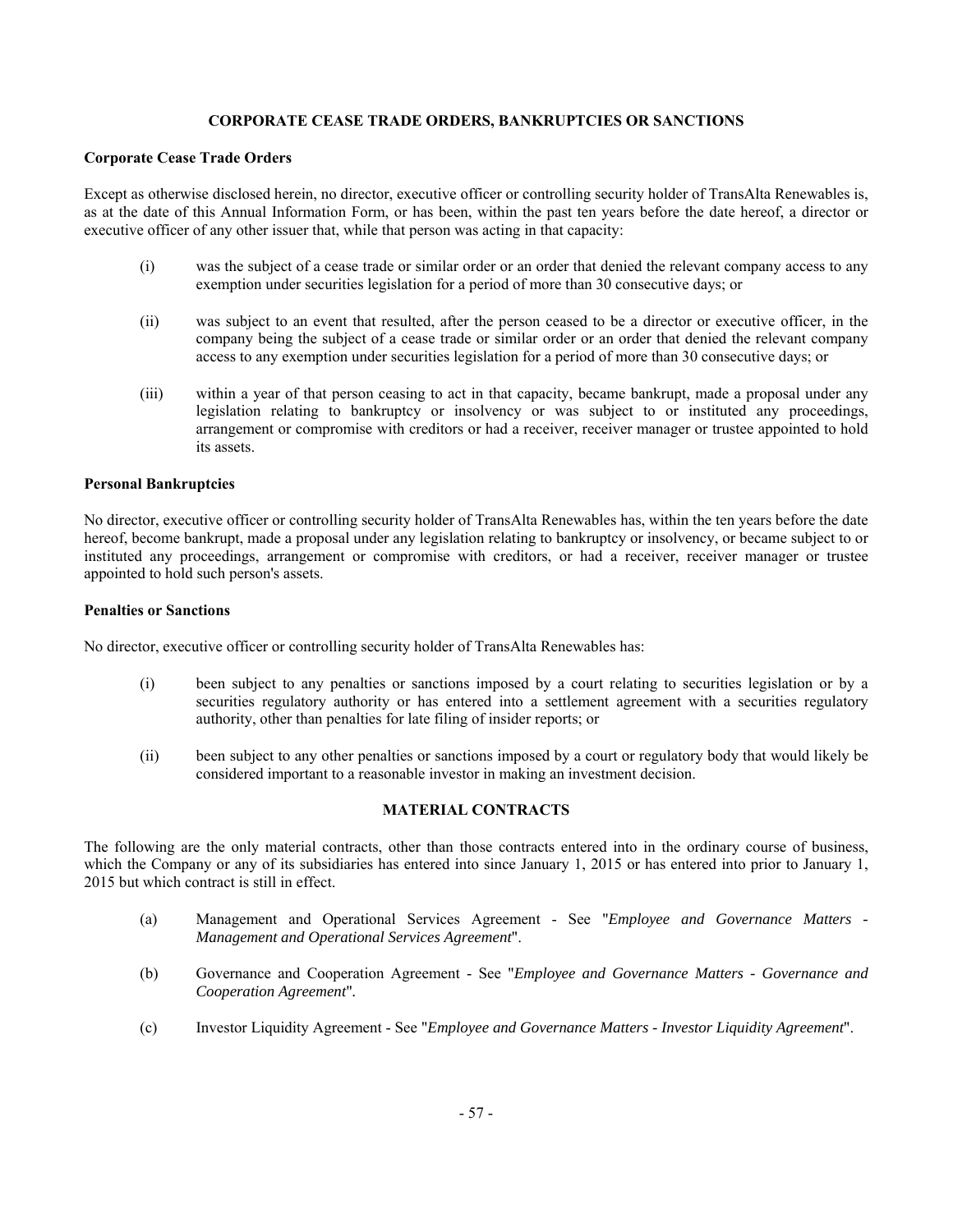## CORPORATE CEASE TRADE ORDERS, BANKRUPTCIES OR SANCTIONS

### Corporate Cease Trade Orders

Except as otherwise disclosed herein, no director, executive officer or controlling security holder of TransAlta Renewables is, as at the date of this Annual Information Form, or has been, within the past ten years before the date hereof, a director or executive officer of any other issuer that, while that person was acting in that capacity:

(i) was the subject of a cease trade or similar order or an order that denied the relevant company access to any exemption under securities legislation for a period of more than 30 consecutive days; or

(ii) was subject to an event that resulted, after the person ceased to be a director or executive officer, in the company being the subject of a cease trade or similar order or an order that denied the relevant company access to any exemption under securities legislation for a period of more than 30 consecutive days; or

(iii) within a year of that person ceasing to act in that capacity, became bankrupt, made a proposal under any legislation relating to bankruptcy or insolvency or was subject to or instituted any proceedings, arrangement or compromise with creditors or had a receiver, receiver manager or trustee appointed to hold its assets.

### Personal Bankruptcies

No director, executive officer or controlling security holder of TransAlta Renewables has, within the ten years before the date hereof, become bankrupt, made a proposal under any legislation relating to bankruptcy or insolvency, or became subject to or instituted any proceedings, arrangement or compromise with creditors, or had a receiver, receiver manager or trustee appointed to hold such person's assets.

### Penalties or Sanctions

No director, executive officer or controlling security holder of TransAlta Renewables has:

(i) been subject to any penalties or sanctions imposed by a court relating to securities legislation or by a securities regulatory authority or has entered into a settlement agreement with a securities regulatory authority, other than penalties for late filing of insider reports; or

(ii) been subject to any other penalties or sanctions imposed by a court or regulatory body that would likely be considered important to a reasonable investor in making an investment decision.

## MATERIAL CONTRACTS

The following are the only material contracts, other than those contracts entered into in the ordinary course of business, which the Company or any of its subsidiaries has entered into since January 1, 2015 or has entered into prior to January 1, 2015 but which contract is still in effect.

(a) Management and Operational Services Agreement - See "*Employee and Governance Matters - Management and Operational Services Agreement*".

(b) Governance and Cooperation Agreement - See "*Employee and Governance Matters - Governance and Cooperation Agreement*".

(c) Investor Liquidity Agreement - See "*Employee and Governance Matters - Investor Liquidity Agreement*".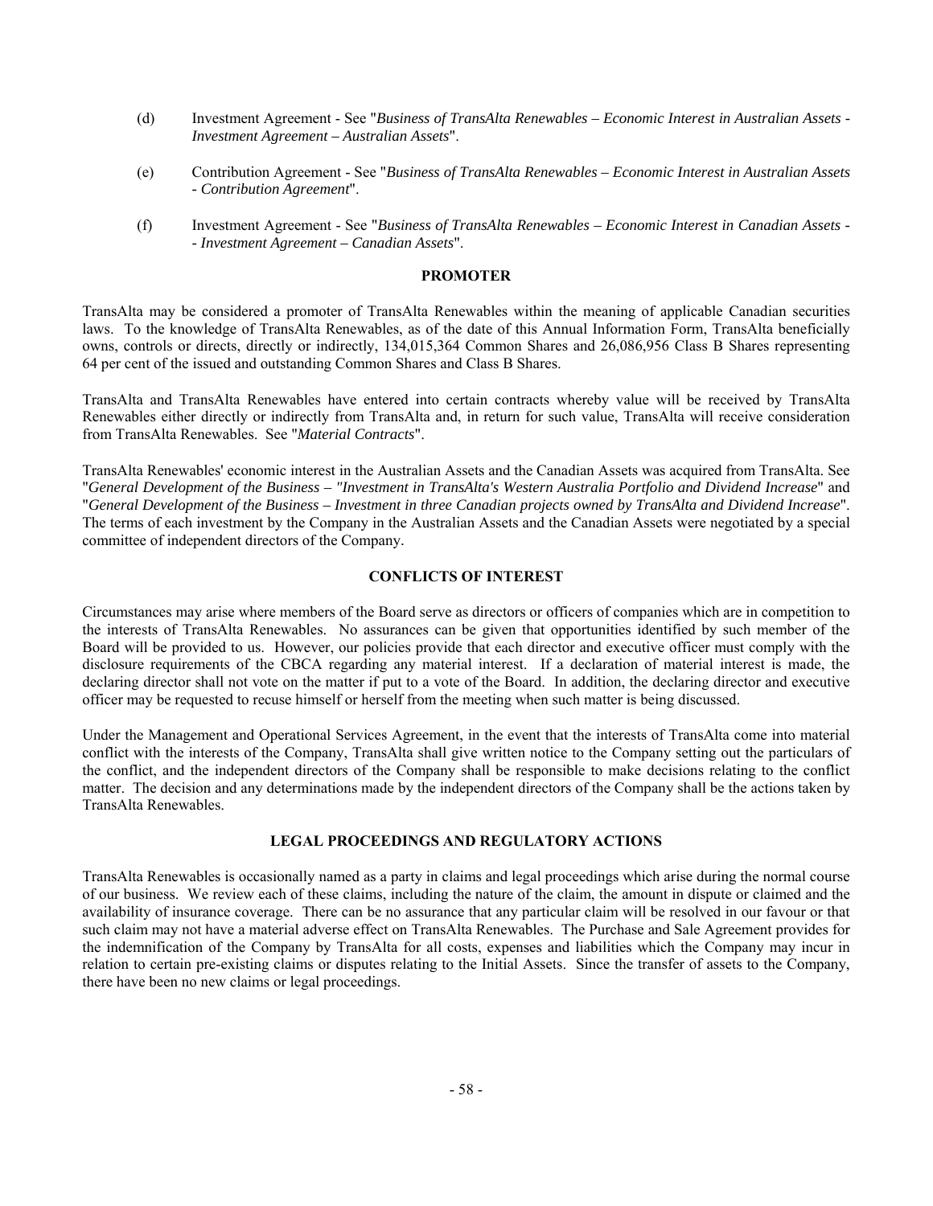(d) Investment Agreement - See "*Business of TransAlta Renewables – Economic Interest in Australian Assets - Investment Agreement – Australian Assets*".

(e) Contribution Agreement - See "*Business of TransAlta Renewables – Economic Interest in Australian Assets - Contribution Agreement*".

(f) Investment Agreement - See "*Business of TransAlta Renewables – Economic Interest in Canadian Assets -- Investment Agreement – Canadian Assets*".

## PROMOTER

TransAlta may be considered a promoter of TransAlta Renewables within the meaning of applicable Canadian securities laws. To the knowledge of TransAlta Renewables, as of the date of this Annual Information Form, TransAlta beneficially owns, controls or directs, directly or indirectly, 134,015,364 Common Shares and 26,086,956 Class B Shares representing 64 per cent of the issued and outstanding Common Shares and Class B Shares.

TransAlta and TransAlta Renewables have entered into certain contracts whereby value will be received by TransAlta Renewables either directly or indirectly from TransAlta and, in return for such value, TransAlta will receive consideration from TransAlta Renewables. See "*Material Contracts*".

TransAlta Renewables' economic interest in the Australian Assets and the Canadian Assets was acquired from TransAlta. See "*General Development of the Business – "Investment in TransAlta's Western Australia Portfolio and Dividend Increase*" and "*General Development of the Business – Investment in three Canadian projects owned by TransAlta and Dividend Increase*". The terms of each investment by the Company in the Australian Assets and the Canadian Assets were negotiated by a special committee of independent directors of the Company.

## CONFLICTS OF INTEREST

Circumstances may arise where members of the Board serve as directors or officers of companies which are in competition to the interests of TransAlta Renewables. No assurances can be given that opportunities identified by such member of the Board will be provided to us. However, our policies provide that each director and executive officer must comply with the disclosure requirements of the CBCA regarding any material interest. If a declaration of material interest is made, the declaring director shall not vote on the matter if put to a vote of the Board. In addition, the declaring director and executive officer may be requested to recuse himself or herself from the meeting when such matter is being discussed.

Under the Management and Operational Services Agreement, in the event that the interests of TransAlta come into material conflict with the interests of the Company, TransAlta shall give written notice to the Company setting out the particulars of the conflict, and the independent directors of the Company shall be responsible to make decisions relating to the conflict matter. The decision and any determinations made by the independent directors of the Company shall be the actions taken by TransAlta Renewables.

## LEGAL PROCEEDINGS AND REGULATORY ACTIONS

TransAlta Renewables is occasionally named as a party in claims and legal proceedings which arise during the normal course of our business. We review each of these claims, including the nature of the claim, the amount in dispute or claimed and the availability of insurance coverage. There can be no assurance that any particular claim will be resolved in our favour or that such claim may not have a material adverse effect on TransAlta Renewables. The Purchase and Sale Agreement provides for the indemnification of the Company by TransAlta for all costs, expenses and liabilities which the Company may incur in relation to certain pre-existing claims or disputes relating to the Initial Assets. Since the transfer of assets to the Company, there have been no new claims or legal proceedings.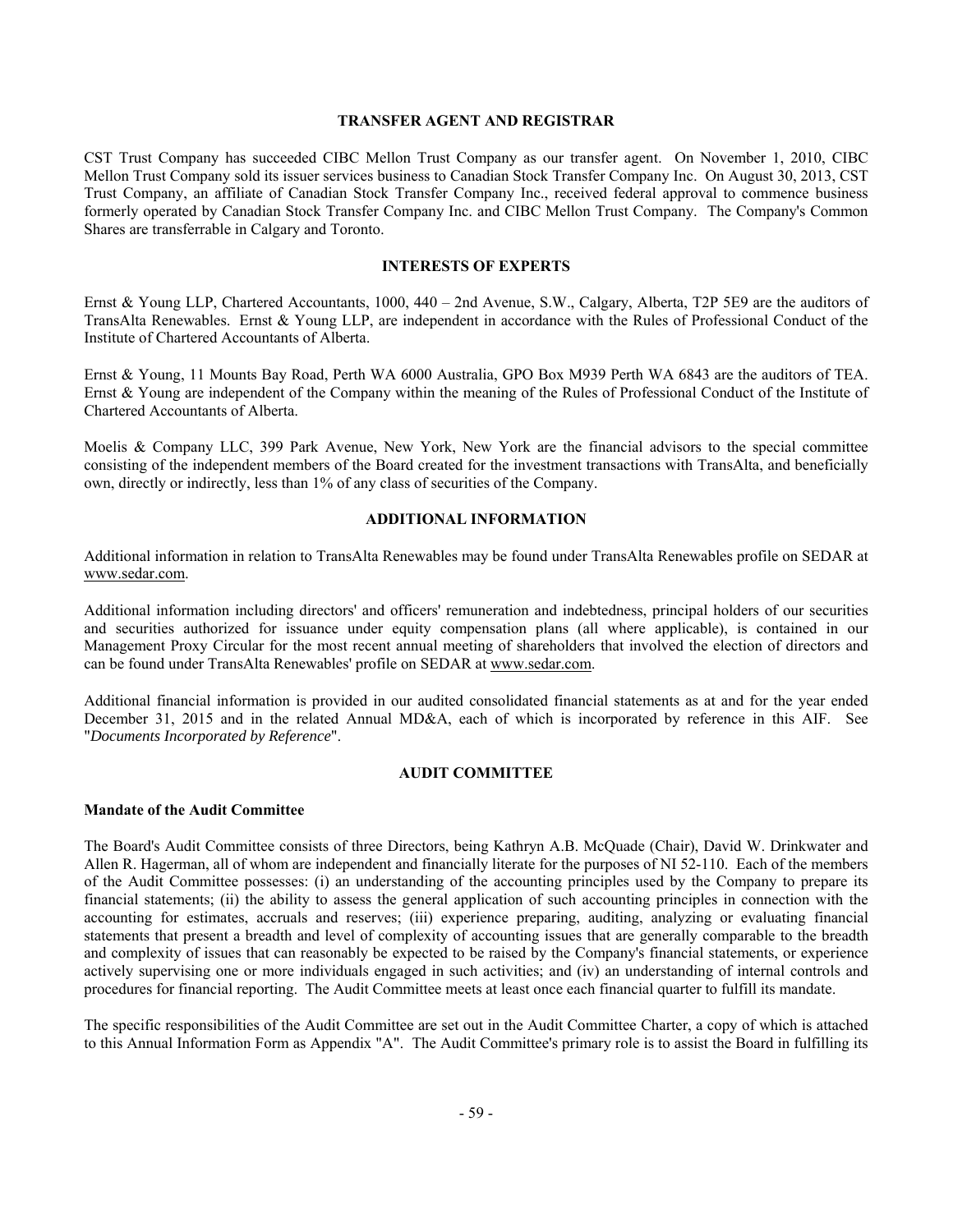## TRANSFER AGENT AND REGISTRAR

CST Trust Company has succeeded CIBC Mellon Trust Company as our transfer agent. On November 1, 2010, CIBC Mellon Trust Company sold its issuer services business to Canadian Stock Transfer Company Inc. On August 30, 2013, CST Trust Company, an affiliate of Canadian Stock Transfer Company Inc., received federal approval to commence business formerly operated by Canadian Stock Transfer Company Inc. and CIBC Mellon Trust Company. The Company's Common Shares are transferrable in Calgary and Toronto.

## INTERESTS OF EXPERTS

Ernst & Young LLP, Chartered Accountants, 1000, 440 – 2nd Avenue, S.W., Calgary, Alberta, T2P 5E9 are the auditors of TransAlta Renewables. Ernst & Young LLP, are independent in accordance with the Rules of Professional Conduct of the Institute of Chartered Accountants of Alberta.

Ernst & Young, 11 Mounts Bay Road, Perth WA 6000 Australia, GPO Box M939 Perth WA 6843 are the auditors of TEA. Ernst & Young are independent of the Company within the meaning of the Rules of Professional Conduct of the Institute of Chartered Accountants of Alberta.

Moelis & Company LLC, 399 Park Avenue, New York, New York are the financial advisors to the special committee consisting of the independent members of the Board created for the investment transactions with TransAlta, and beneficially own, directly or indirectly, less than 1% of any class of securities of the Company.

## ADDITIONAL INFORMATION

Additional information in relation to TransAlta Renewables may be found under TransAlta Renewables profile on SEDAR at www.sedar.com.

Additional information including directors' and officers' remuneration and indebtedness, principal holders of our securities and securities authorized for issuance under equity compensation plans (all where applicable), is contained in our Management Proxy Circular for the most recent annual meeting of shareholders that involved the election of directors and can be found under TransAlta Renewables' profile on SEDAR at www.sedar.com.

Additional financial information is provided in our audited consolidated financial statements as at and for the year ended December 31, 2015 and in the related Annual MD&A, each of which is incorporated by reference in this AIF. See "*Documents Incorporated by Reference*".

## AUDIT COMMITTEE

### Mandate of the Audit Committee

The Board's Audit Committee consists of three Directors, being Kathryn A.B. McQuade (Chair), David W. Drinkwater and Allen R. Hagerman, all of whom are independent and financially literate for the purposes of NI 52-110. Each of the members of the Audit Committee possesses: (i) an understanding of the accounting principles used by the Company to prepare its financial statements; (ii) the ability to assess the general application of such accounting principles in connection with the accounting for estimates, accruals and reserves; (iii) experience preparing, auditing, analyzing or evaluating financial statements that present a breadth and level of complexity of accounting issues that are generally comparable to the breadth and complexity of issues that can reasonably be expected to be raised by the Company's financial statements, or experience actively supervising one or more individuals engaged in such activities; and (iv) an understanding of internal controls and procedures for financial reporting. The Audit Committee meets at least once each financial quarter to fulfill its mandate.

The specific responsibilities of the Audit Committee are set out in the Audit Committee Charter, a copy of which is attached to this Annual Information Form as Appendix "A". The Audit Committee's primary role is to assist the Board in fulfilling its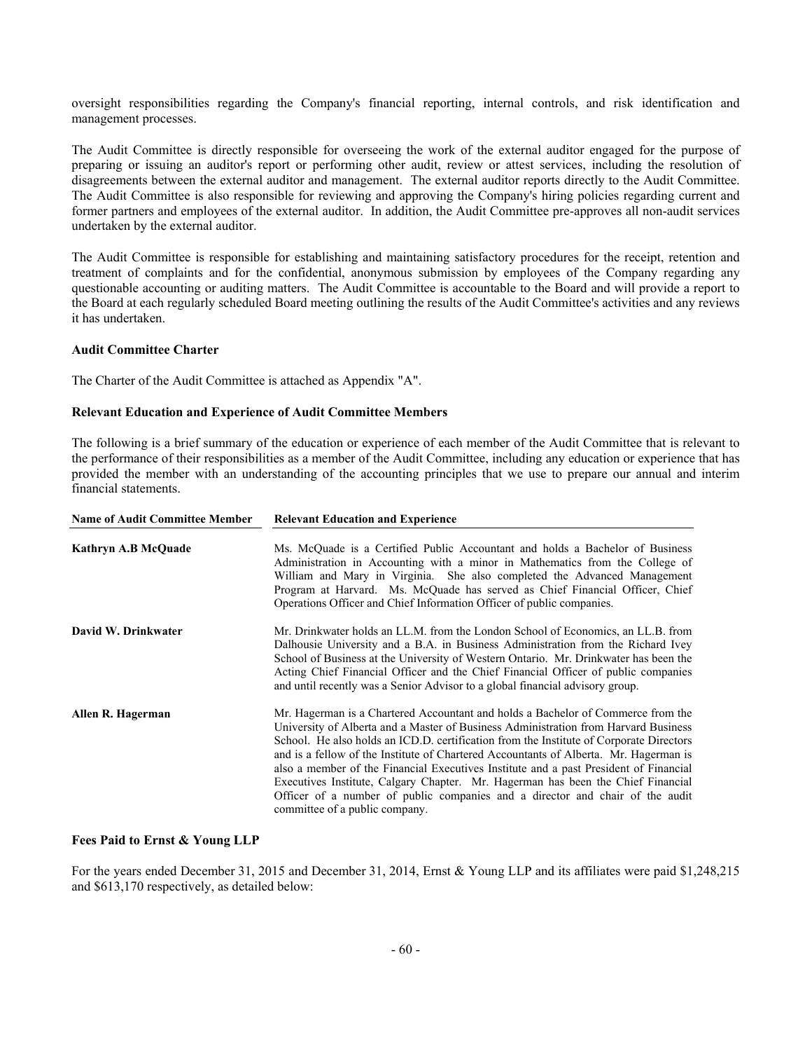oversight responsibilities regarding the Company's financial reporting, internal controls, and risk identification and management processes.

The Audit Committee is directly responsible for overseeing the work of the external auditor engaged for the purpose of preparing or issuing an auditor's report or performing other audit, review or attest services, including the resolution of disagreements between the external auditor and management. The external auditor reports directly to the Audit Committee. The Audit Committee is also responsible for reviewing and approving the Company's hiring policies regarding current and former partners and employees of the external auditor. In addition, the Audit Committee pre-approves all non-audit services undertaken by the external auditor.

The Audit Committee is responsible for establishing and maintaining satisfactory procedures for the receipt, retention and treatment of complaints and for the confidential, anonymous submission by employees of the Company regarding any questionable accounting or auditing matters. The Audit Committee is accountable to the Board and will provide a report to the Board at each regularly scheduled Board meeting outlining the results of the Audit Committee's activities and any reviews it has undertaken.

**Audit Committee Charter**

The Charter of the Audit Committee is attached as Appendix "A".

**Relevant Education and Experience of Audit Committee Members**

The following is a brief summary of the education or experience of each member of the Audit Committee that is relevant to the performance of their responsibilities as a member of the Audit Committee, including any education or experience that has provided the member with an understanding of the accounting principles that we use to prepare our annual and interim financial statements.

| Name of Audit Committee Member | Relevant Education and Experience |
|---|---|
| **Kathryn A.B McQuade** | Ms. McQuade is a Certified Public Accountant and holds a Bachelor of Business Administration in Accounting with a minor in Mathematics from the College of William and Mary in Virginia. She also completed the Advanced Management Program at Harvard. Ms. McQuade has served as Chief Financial Officer, Chief Operations Officer and Chief Information Officer of public companies. |
| **David W. Drinkwater** | Mr. Drinkwater holds an LL.M. from the London School of Economics, an LL.B. from Dalhousie University and a B.A. in Business Administration from the Richard Ivey School of Business at the University of Western Ontario. Mr. Drinkwater has been the Acting Chief Financial Officer and the Chief Financial Officer of public companies and until recently was a Senior Advisor to a global financial advisory group. |
| **Allen R. Hagerman** | Mr. Hagerman is a Chartered Accountant and holds a Bachelor of Commerce from the University of Alberta and a Master of Business Administration from Harvard Business School. He also holds an ICD.D. certification from the Institute of Corporate Directors and is a fellow of the Institute of Chartered Accountants of Alberta. Mr. Hagerman is also a member of the Financial Executives Institute and a past President of Financial Executives Institute, Calgary Chapter. Mr. Hagerman has been the Chief Financial Officer of a number of public companies and a director and chair of the audit committee of a public company. |

**Fees Paid to Ernst & Young LLP**

For the years ended December 31, 2015 and December 31, 2014, Ernst & Young LLP and its affiliates were paid $1,248,215 and $613,170 respectively, as detailed below: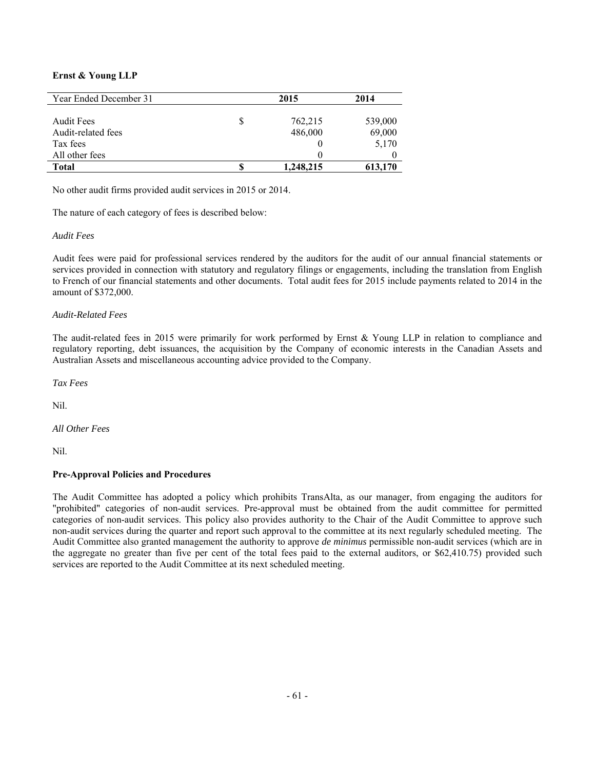**Ernst & Young LLP**

| Year Ended December 31 | | 2015 | 2014 |
|---|---|---|---|
| Audit Fees | $ | 762,215 | 539,000 |
| Audit-related fees | | 486,000 | 69,000 |
| Tax fees | | 0 | 5,170 |
| All other fees | | 0 | 0 |
| **Total** | **$** | **1,248,215** | **613,170** |

No other audit firms provided audit services in 2015 or 2014.

The nature of each category of fees is described below:

*Audit Fees*

Audit fees were paid for professional services rendered by the auditors for the audit of our annual financial statements or services provided in connection with statutory and regulatory filings or engagements, including the translation from English to French of our financial statements and other documents. Total audit fees for 2015 include payments related to 2014 in the amount of $372,000.

*Audit-Related Fees*

The audit-related fees in 2015 were primarily for work performed by Ernst & Young LLP in relation to compliance and regulatory reporting, debt issuances, the acquisition by the Company of economic interests in the Canadian Assets and Australian Assets and miscellaneous accounting advice provided to the Company.

*Tax Fees*

Nil.

*All Other Fees*

Nil.

**Pre-Approval Policies and Procedures**

The Audit Committee has adopted a policy which prohibits TransAlta, as our manager, from engaging the auditors for "prohibited" categories of non-audit services. Pre-approval must be obtained from the audit committee for permitted categories of non-audit services. This policy also provides authority to the Chair of the Audit Committee to approve such non-audit services during the quarter and report such approval to the committee at its next regularly scheduled meeting. The Audit Committee also granted management the authority to approve *de minimus* permissible non-audit services (which are in the aggregate no greater than five per cent of the total fees paid to the external auditors, or $62,410.75) provided such services are reported to the Audit Committee at its next scheduled meeting.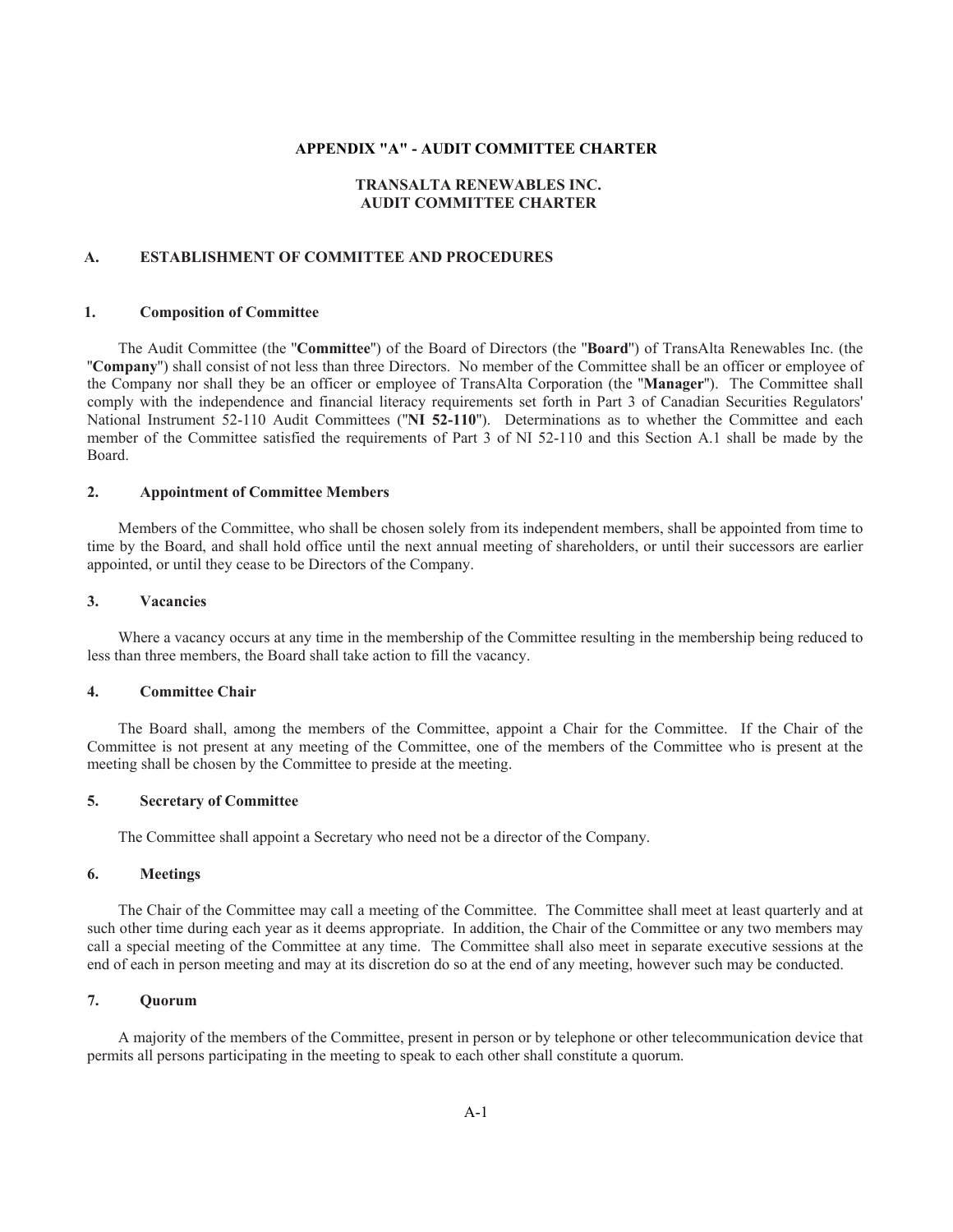# APPENDIX "A" - AUDIT COMMITTEE CHARTER

## TRANSALTA RENEWABLES INC.
## AUDIT COMMITTEE CHARTER

### A. ESTABLISHMENT OF COMMITTEE AND PROCEDURES

#### 1. Composition of Committee

The Audit Committee (the "**Committee**") of the Board of Directors (the "**Board**") of TransAlta Renewables Inc. (the "**Company**") shall consist of not less than three Directors. No member of the Committee shall be an officer or employee of the Company nor shall they be an officer or employee of TransAlta Corporation (the "**Manager**"). The Committee shall comply with the independence and financial literacy requirements set forth in Part 3 of Canadian Securities Regulators' National Instrument 52-110 Audit Committees ("**NI 52-110**"). Determinations as to whether the Committee and each member of the Committee satisfied the requirements of Part 3 of NI 52-110 and this Section A.1 shall be made by the Board.

#### 2. Appointment of Committee Members

Members of the Committee, who shall be chosen solely from its independent members, shall be appointed from time to time by the Board, and shall hold office until the next annual meeting of shareholders, or until their successors are earlier appointed, or until they cease to be Directors of the Company.

#### 3. Vacancies

Where a vacancy occurs at any time in the membership of the Committee resulting in the membership being reduced to less than three members, the Board shall take action to fill the vacancy.

#### 4. Committee Chair

The Board shall, among the members of the Committee, appoint a Chair for the Committee. If the Chair of the Committee is not present at any meeting of the Committee, one of the members of the Committee who is present at the meeting shall be chosen by the Committee to preside at the meeting.

#### 5. Secretary of Committee

The Committee shall appoint a Secretary who need not be a director of the Company.

#### 6. Meetings

The Chair of the Committee may call a meeting of the Committee. The Committee shall meet at least quarterly and at such other time during each year as it deems appropriate. In addition, the Chair of the Committee or any two members may call a special meeting of the Committee at any time. The Committee shall also meet in separate executive sessions at the end of each in person meeting and may at its discretion do so at the end of any meeting, however such may be conducted.

#### 7. Quorum

A majority of the members of the Committee, present in person or by telephone or other telecommunication device that permits all persons participating in the meeting to speak to each other shall constitute a quorum.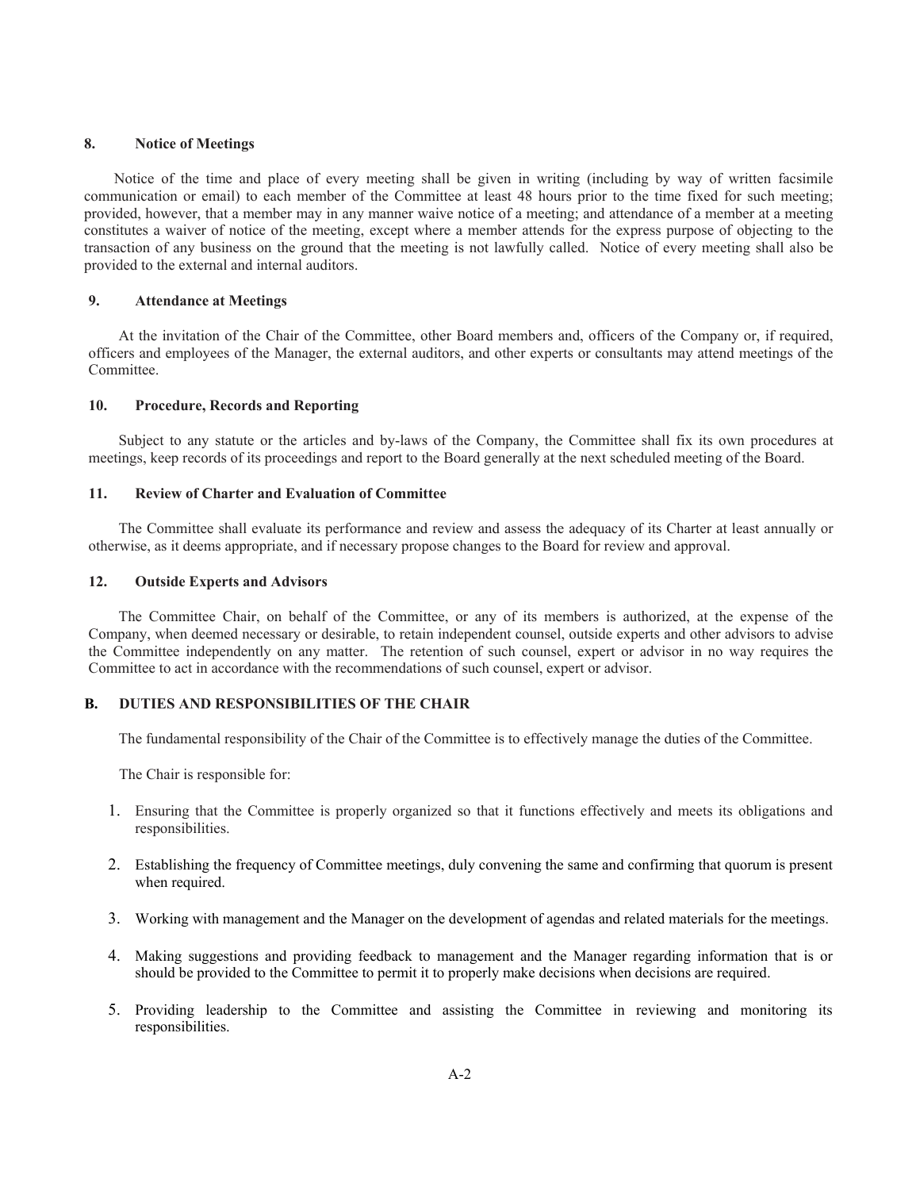### 8. Notice of Meetings

Notice of the time and place of every meeting shall be given in writing (including by way of written facsimile communication or email) to each member of the Committee at least 48 hours prior to the time fixed for such meeting; provided, however, that a member may in any manner waive notice of a meeting; and attendance of a member at a meeting constitutes a waiver of notice of the meeting, except where a member attends for the express purpose of objecting to the transaction of any business on the ground that the meeting is not lawfully called. Notice of every meeting shall also be provided to the external and internal auditors.

### 9. Attendance at Meetings

At the invitation of the Chair of the Committee, other Board members and, officers of the Company or, if required, officers and employees of the Manager, the external auditors, and other experts or consultants may attend meetings of the Committee.

### 10. Procedure, Records and Reporting

Subject to any statute or the articles and by-laws of the Company, the Committee shall fix its own procedures at meetings, keep records of its proceedings and report to the Board generally at the next scheduled meeting of the Board.

### 11. Review of Charter and Evaluation of Committee

The Committee shall evaluate its performance and review and assess the adequacy of its Charter at least annually or otherwise, as it deems appropriate, and if necessary propose changes to the Board for review and approval.

### 12. Outside Experts and Advisors

The Committee Chair, on behalf of the Committee, or any of its members is authorized, at the expense of the Company, when deemed necessary or desirable, to retain independent counsel, outside experts and other advisors to advise the Committee independently on any matter. The retention of such counsel, expert or advisor in no way requires the Committee to act in accordance with the recommendations of such counsel, expert or advisor.

## B. DUTIES AND RESPONSIBILITIES OF THE CHAIR

The fundamental responsibility of the Chair of the Committee is to effectively manage the duties of the Committee.

The Chair is responsible for:

1. Ensuring that the Committee is properly organized so that it functions effectively and meets its obligations and responsibilities.
2. Establishing the frequency of Committee meetings, duly convening the same and confirming that quorum is present when required.
3. Working with management and the Manager on the development of agendas and related materials for the meetings.
4. Making suggestions and providing feedback to management and the Manager regarding information that is or should be provided to the Committee to permit it to properly make decisions when decisions are required.
5. Providing leadership to the Committee and assisting the Committee in reviewing and monitoring its responsibilities.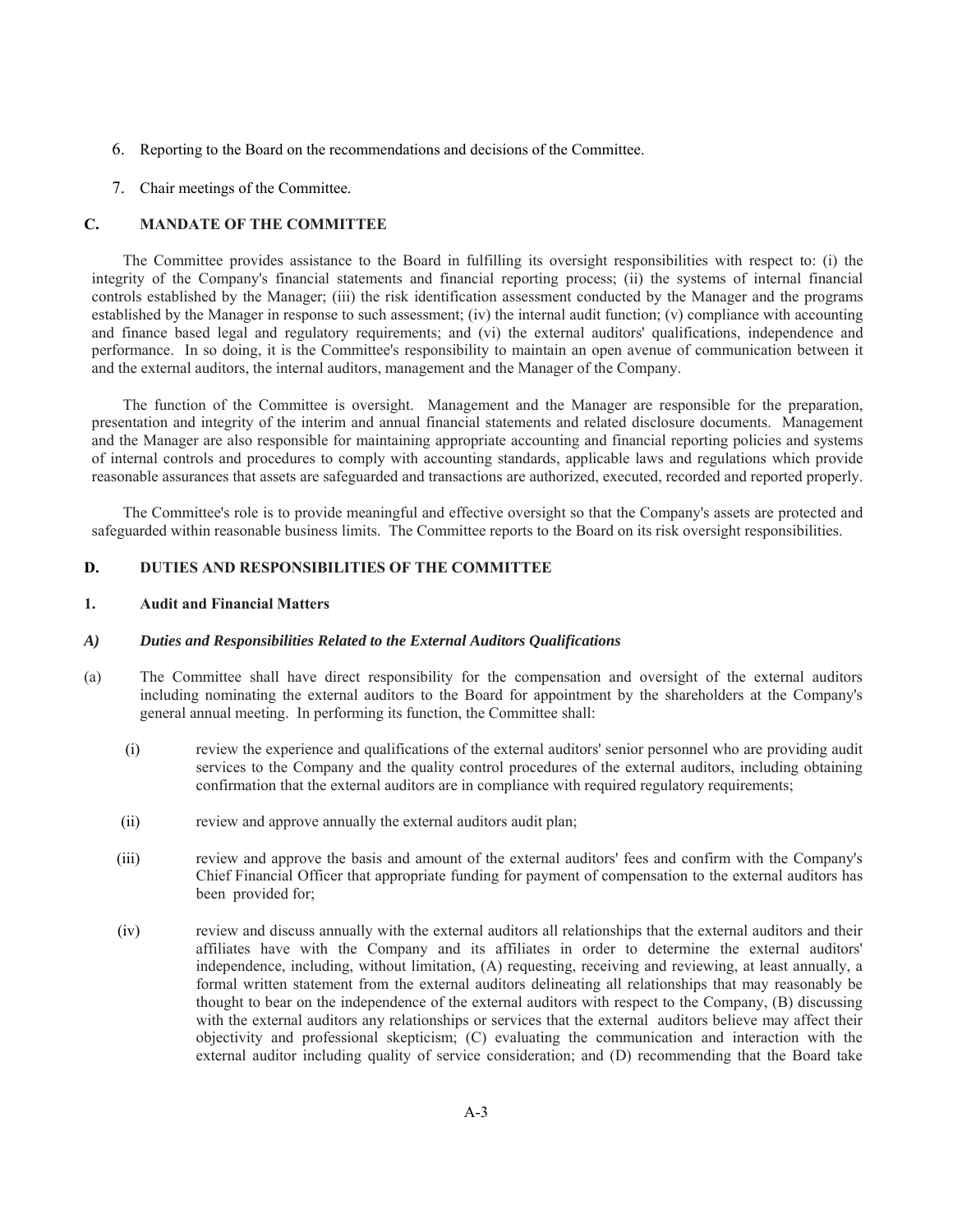6. Reporting to the Board on the recommendations and decisions of the Committee.

7. Chair meetings of the Committee.

## C. MANDATE OF THE COMMITTEE

The Committee provides assistance to the Board in fulfilling its oversight responsibilities with respect to: (i) the integrity of the Company's financial statements and financial reporting process; (ii) the systems of internal financial controls established by the Manager; (iii) the risk identification assessment conducted by the Manager and the programs established by the Manager in response to such assessment; (iv) the internal audit function; (v) compliance with accounting and finance based legal and regulatory requirements; and (vi) the external auditors' qualifications, independence and performance. In so doing, it is the Committee's responsibility to maintain an open avenue of communication between it and the external auditors, the internal auditors, management and the Manager of the Company.

The function of the Committee is oversight. Management and the Manager are responsible for the preparation, presentation and integrity of the interim and annual financial statements and related disclosure documents. Management and the Manager are also responsible for maintaining appropriate accounting and financial reporting policies and systems of internal controls and procedures to comply with accounting standards, applicable laws and regulations which provide reasonable assurances that assets are safeguarded and transactions are authorized, executed, recorded and reported properly.

The Committee's role is to provide meaningful and effective oversight so that the Company's assets are protected and safeguarded within reasonable business limits. The Committee reports to the Board on its risk oversight responsibilities.

## D. DUTIES AND RESPONSIBILITIES OF THE COMMITTEE

### 1. Audit and Financial Matters

#### *A) Duties and Responsibilities Related to the External Auditors Qualifications*

(a) The Committee shall have direct responsibility for the compensation and oversight of the external auditors including nominating the external auditors to the Board for appointment by the shareholders at the Company's general annual meeting. In performing its function, the Committee shall:

(i) review the experience and qualifications of the external auditors' senior personnel who are providing audit services to the Company and the quality control procedures of the external auditors, including obtaining confirmation that the external auditors are in compliance with required regulatory requirements;

(ii) review and approve annually the external auditors audit plan;

(iii) review and approve the basis and amount of the external auditors' fees and confirm with the Company's Chief Financial Officer that appropriate funding for payment of compensation to the external auditors has been provided for;

(iv) review and discuss annually with the external auditors all relationships that the external auditors and their affiliates have with the Company and its affiliates in order to determine the external auditors' independence, including, without limitation, (A) requesting, receiving and reviewing, at least annually, a formal written statement from the external auditors delineating all relationships that may reasonably be thought to bear on the independence of the external auditors with respect to the Company, (B) discussing with the external auditors any relationships or services that the external auditors believe may affect their objectivity and professional skepticism; (C) evaluating the communication and interaction with the external auditor including quality of service consideration; and (D) recommending that the Board take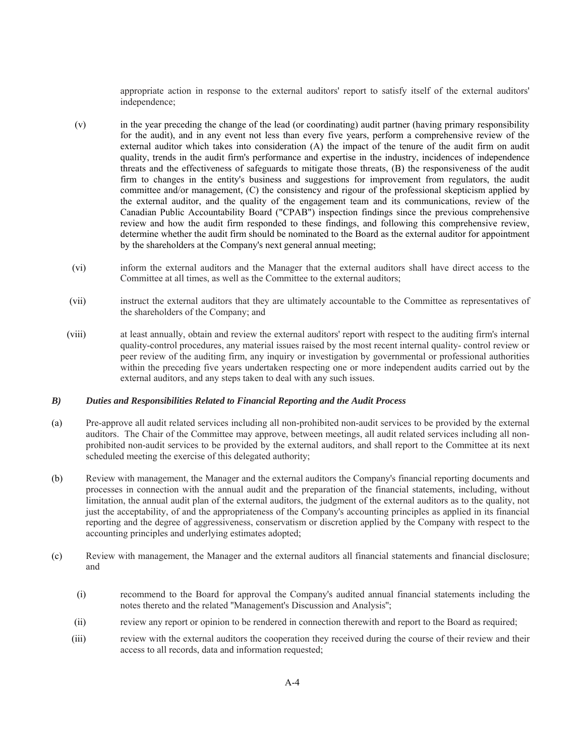appropriate action in response to the external auditors' report to satisfy itself of the external auditors' independence;

(v) in the year preceding the change of the lead (or coordinating) audit partner (having primary responsibility for the audit), and in any event not less than every five years, perform a comprehensive review of the external auditor which takes into consideration (A) the impact of the tenure of the audit firm on audit quality, trends in the audit firm's performance and expertise in the industry, incidences of independence threats and the effectiveness of safeguards to mitigate those threats, (B) the responsiveness of the audit firm to changes in the entity's business and suggestions for improvement from regulators, the audit committee and/or management, (C) the consistency and rigour of the professional skepticism applied by the external auditor, and the quality of the engagement team and its communications, review of the Canadian Public Accountability Board ("CPAB") inspection findings since the previous comprehensive review and how the audit firm responded to these findings, and following this comprehensive review, determine whether the audit firm should be nominated to the Board as the external auditor for appointment by the shareholders at the Company's next general annual meeting;

(vi) inform the external auditors and the Manager that the external auditors shall have direct access to the Committee at all times, as well as the Committee to the external auditors;

(vii) instruct the external auditors that they are ultimately accountable to the Committee as representatives of the shareholders of the Company; and

(viii) at least annually, obtain and review the external auditors' report with respect to the auditing firm's internal quality-control procedures, any material issues raised by the most recent internal quality- control review or peer review of the auditing firm, any inquiry or investigation by governmental or professional authorities within the preceding five years undertaken respecting one or more independent audits carried out by the external auditors, and any steps taken to deal with any such issues.

***B) Duties and Responsibilities Related to Financial Reporting and the Audit Process***

(a) Pre-approve all audit related services including all non-prohibited non-audit services to be provided by the external auditors. The Chair of the Committee may approve, between meetings, all audit related services including all non-prohibited non-audit services to be provided by the external auditors, and shall report to the Committee at its next scheduled meeting the exercise of this delegated authority;

(b) Review with management, the Manager and the external auditors the Company's financial reporting documents and processes in connection with the annual audit and the preparation of the financial statements, including, without limitation, the annual audit plan of the external auditors, the judgment of the external auditors as to the quality, not just the acceptability, of and the appropriateness of the Company's accounting principles as applied in its financial reporting and the degree of aggressiveness, conservatism or discretion applied by the Company with respect to the accounting principles and underlying estimates adopted;

(c) Review with management, the Manager and the external auditors all financial statements and financial disclosure; and

(i) recommend to the Board for approval the Company's audited annual financial statements including the notes thereto and the related "Management's Discussion and Analysis";

(ii) review any report or opinion to be rendered in connection therewith and report to the Board as required;

(iii) review with the external auditors the cooperation they received during the course of their review and their access to all records, data and information requested;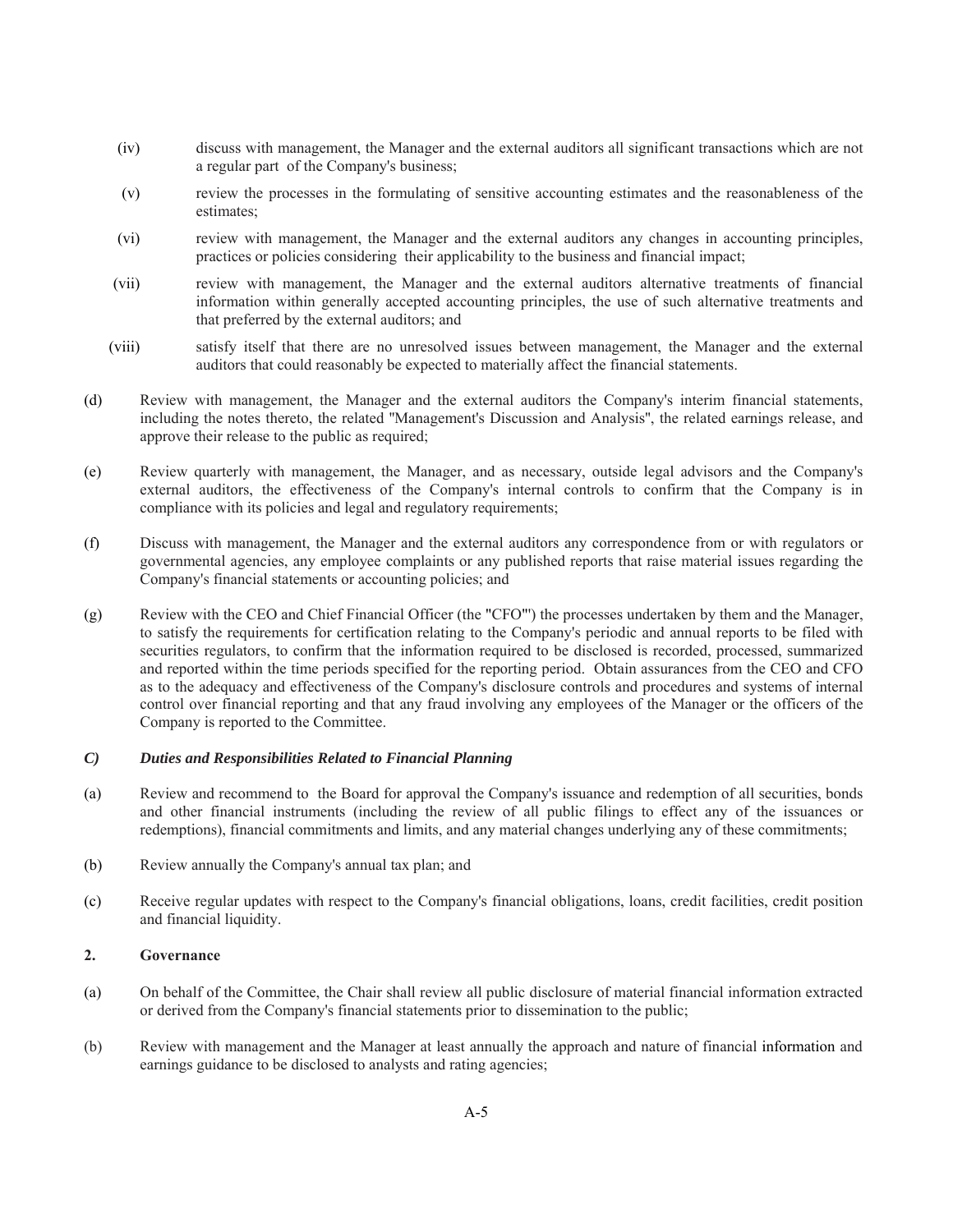(iv) discuss with management, the Manager and the external auditors all significant transactions which are not a regular part of the Company's business;

(v) review the processes in the formulating of sensitive accounting estimates and the reasonableness of the estimates;

(vi) review with management, the Manager and the external auditors any changes in accounting principles, practices or policies considering their applicability to the business and financial impact;

(vii) review with management, the Manager and the external auditors alternative treatments of financial information within generally accepted accounting principles, the use of such alternative treatments and that preferred by the external auditors; and

(viii) satisfy itself that there are no unresolved issues between management, the Manager and the external auditors that could reasonably be expected to materially affect the financial statements.

(d) Review with management, the Manager and the external auditors the Company's interim financial statements, including the notes thereto, the related "Management's Discussion and Analysis", the related earnings release, and approve their release to the public as required;

(e) Review quarterly with management, the Manager, and as necessary, outside legal advisors and the Company's external auditors, the effectiveness of the Company's internal controls to confirm that the Company is in compliance with its policies and legal and regulatory requirements;

(f) Discuss with management, the Manager and the external auditors any correspondence from or with regulators or governmental agencies, any employee complaints or any published reports that raise material issues regarding the Company's financial statements or accounting policies; and

(g) Review with the CEO and Chief Financial Officer (the "CFO") the processes undertaken by them and the Manager, to satisfy the requirements for certification relating to the Company's periodic and annual reports to be filed with securities regulators, to confirm that the information required to be disclosed is recorded, processed, summarized and reported within the time periods specified for the reporting period. Obtain assurances from the CEO and CFO as to the adequacy and effectiveness of the Company's disclosure controls and procedures and systems of internal control over financial reporting and that any fraud involving any employees of the Manager or the officers of the Company is reported to the Committee.

***C) Duties and Responsibilities Related to Financial Planning***

(a) Review and recommend to the Board for approval the Company's issuance and redemption of all securities, bonds and other financial instruments (including the review of all public filings to effect any of the issuances or redemptions), financial commitments and limits, and any material changes underlying any of these commitments;

(b) Review annually the Company's annual tax plan; and

(c) Receive regular updates with respect to the Company's financial obligations, loans, credit facilities, credit position and financial liquidity.

**2. Governance**

(a) On behalf of the Committee, the Chair shall review all public disclosure of material financial information extracted or derived from the Company's financial statements prior to dissemination to the public;

(b) Review with management and the Manager at least annually the approach and nature of financial information and earnings guidance to be disclosed to analysts and rating agencies;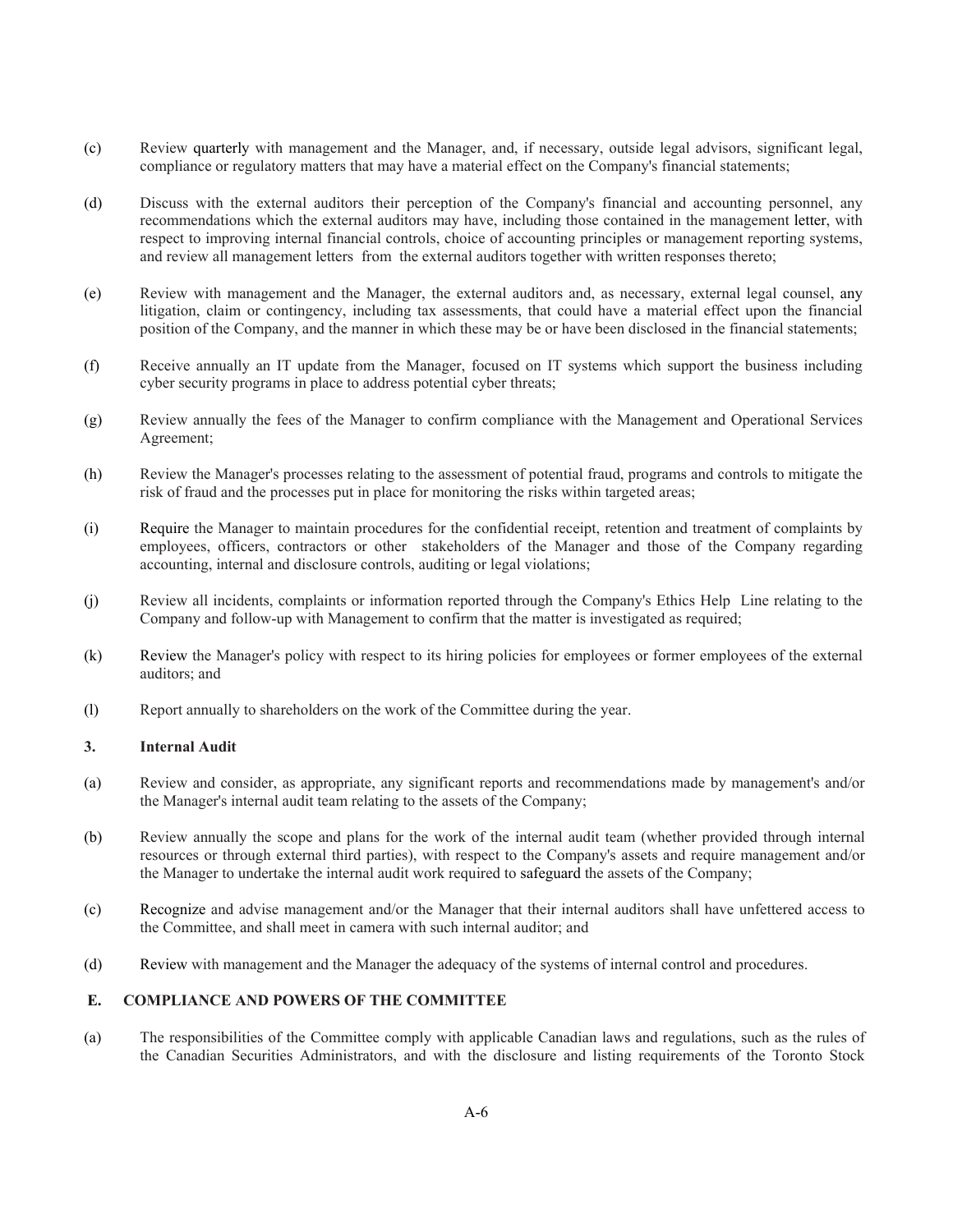(c) Review quarterly with management and the Manager, and, if necessary, outside legal advisors, significant legal, compliance or regulatory matters that may have a material effect on the Company's financial statements;

(d) Discuss with the external auditors their perception of the Company's financial and accounting personnel, any recommendations which the external auditors may have, including those contained in the management letter, with respect to improving internal financial controls, choice of accounting principles or management reporting systems, and review all management letters from the external auditors together with written responses thereto;

(e) Review with management and the Manager, the external auditors and, as necessary, external legal counsel, any litigation, claim or contingency, including tax assessments, that could have a material effect upon the financial position of the Company, and the manner in which these may be or have been disclosed in the financial statements;

(f) Receive annually an IT update from the Manager, focused on IT systems which support the business including cyber security programs in place to address potential cyber threats;

(g) Review annually the fees of the Manager to confirm compliance with the Management and Operational Services Agreement;

(h) Review the Manager's processes relating to the assessment of potential fraud, programs and controls to mitigate the risk of fraud and the processes put in place for monitoring the risks within targeted areas;

(i) Require the Manager to maintain procedures for the confidential receipt, retention and treatment of complaints by employees, officers, contractors or other stakeholders of the Manager and those of the Company regarding accounting, internal and disclosure controls, auditing or legal violations;

(j) Review all incidents, complaints or information reported through the Company's Ethics Help Line relating to the Company and follow-up with Management to confirm that the matter is investigated as required;

(k) Review the Manager's policy with respect to its hiring policies for employees or former employees of the external auditors; and

(l) Report annually to shareholders on the work of the Committee during the year.

### 3. Internal Audit

(a) Review and consider, as appropriate, any significant reports and recommendations made by management's and/or the Manager's internal audit team relating to the assets of the Company;

(b) Review annually the scope and plans for the work of the internal audit team (whether provided through internal resources or through external third parties), with respect to the Company's assets and require management and/or the Manager to undertake the internal audit work required to safeguard the assets of the Company;

(c) Recognize and advise management and/or the Manager that their internal auditors shall have unfettered access to the Committee, and shall meet in camera with such internal auditor; and

(d) Review with management and the Manager the adequacy of the systems of internal control and procedures.

## E. COMPLIANCE AND POWERS OF THE COMMITTEE

(a) The responsibilities of the Committee comply with applicable Canadian laws and regulations, such as the rules of the Canadian Securities Administrators, and with the disclosure and listing requirements of the Toronto Stock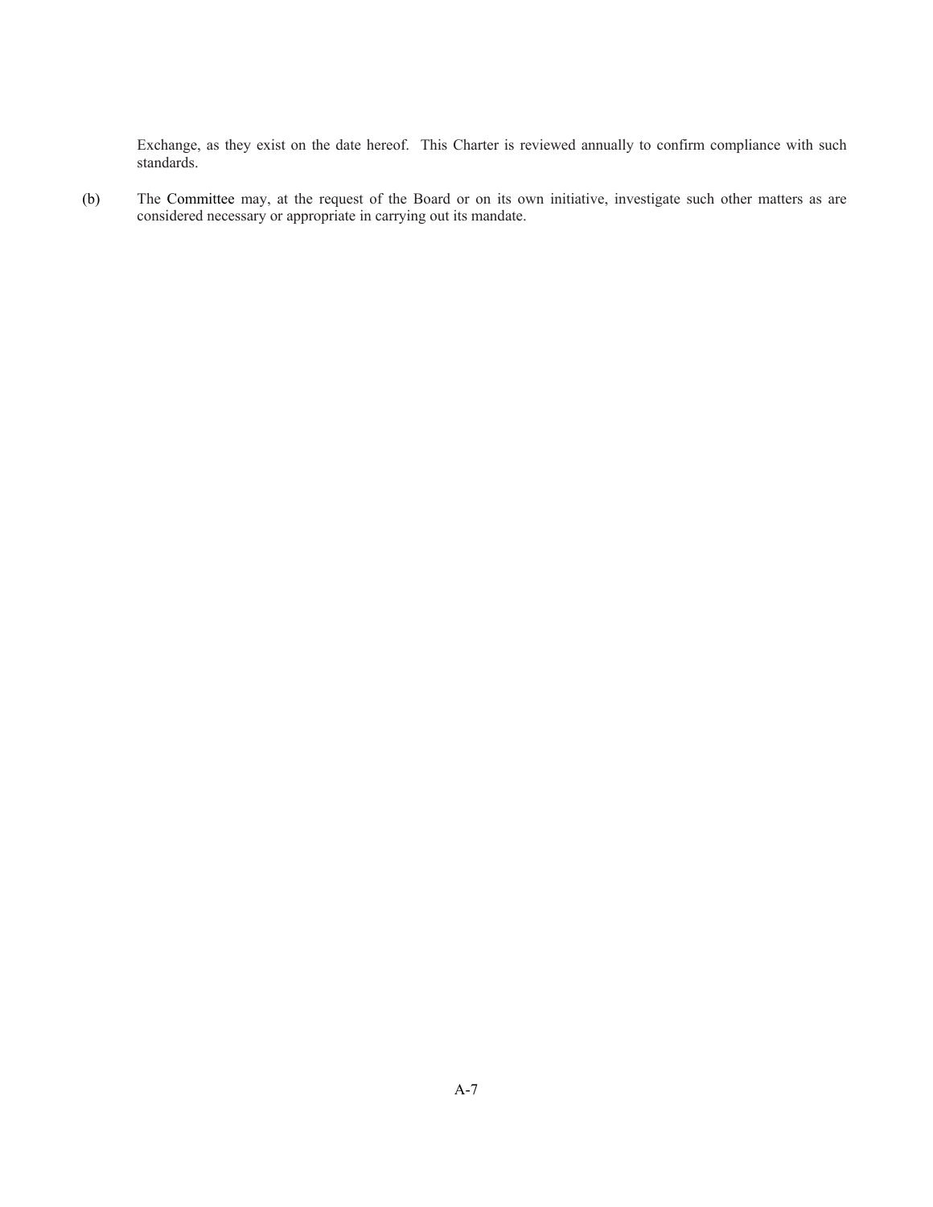Exchange, as they exist on the date hereof. This Charter is reviewed annually to confirm compliance with such standards.

(b) The Committee may, at the request of the Board or on its own initiative, investigate such other matters as are considered necessary or appropriate in carrying out its mandate.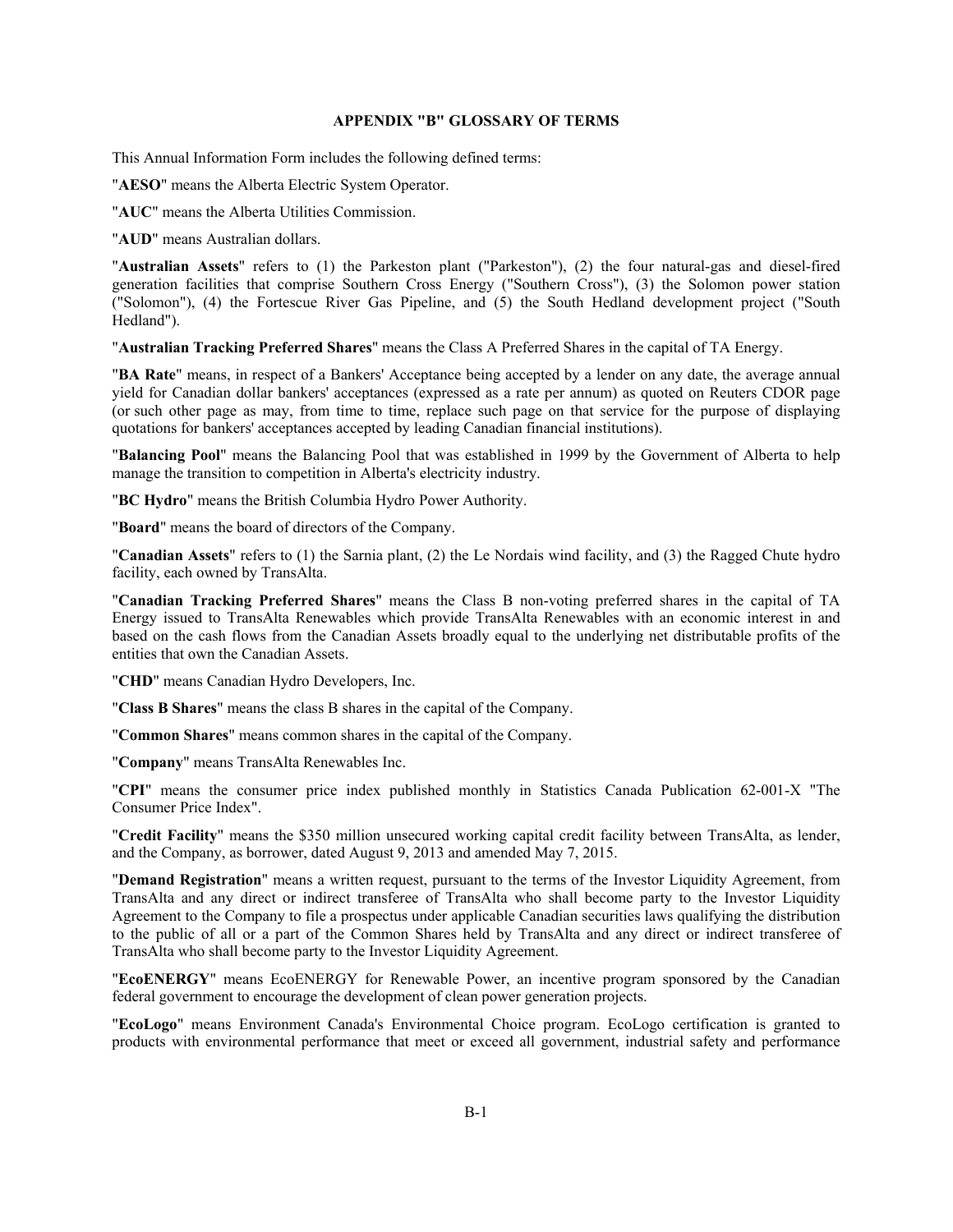## APPENDIX "B" GLOSSARY OF TERMS

This Annual Information Form includes the following defined terms:

"**AESO**" means the Alberta Electric System Operator.

"**AUC**" means the Alberta Utilities Commission.

"**AUD**" means Australian dollars.

"**Australian Assets**" refers to (1) the Parkeston plant ("Parkeston"), (2) the four natural-gas and diesel-fired generation facilities that comprise Southern Cross Energy ("Southern Cross"), (3) the Solomon power station ("Solomon"), (4) the Fortescue River Gas Pipeline, and (5) the South Hedland development project ("South Hedland").

"**Australian Tracking Preferred Shares**" means the Class A Preferred Shares in the capital of TA Energy.

"**BA Rate**" means, in respect of a Bankers' Acceptance being accepted by a lender on any date, the average annual yield for Canadian dollar bankers' acceptances (expressed as a rate per annum) as quoted on Reuters CDOR page (or such other page as may, from time to time, replace such page on that service for the purpose of displaying quotations for bankers' acceptances accepted by leading Canadian financial institutions).

"**Balancing Pool**" means the Balancing Pool that was established in 1999 by the Government of Alberta to help manage the transition to competition in Alberta's electricity industry.

"**BC Hydro**" means the British Columbia Hydro Power Authority.

"**Board**" means the board of directors of the Company.

"**Canadian Assets**" refers to (1) the Sarnia plant, (2) the Le Nordais wind facility, and (3) the Ragged Chute hydro facility, each owned by TransAlta.

"**Canadian Tracking Preferred Shares**" means the Class B non-voting preferred shares in the capital of TA Energy issued to TransAlta Renewables which provide TransAlta Renewables with an economic interest in and based on the cash flows from the Canadian Assets broadly equal to the underlying net distributable profits of the entities that own the Canadian Assets.

"**CHD**" means Canadian Hydro Developers, Inc.

"**Class B Shares**" means the class B shares in the capital of the Company.

"**Common Shares**" means common shares in the capital of the Company.

"**Company**" means TransAlta Renewables Inc.

"**CPI**" means the consumer price index published monthly in Statistics Canada Publication 62-001-X "The Consumer Price Index".

"**Credit Facility**" means the $350 million unsecured working capital credit facility between TransAlta, as lender, and the Company, as borrower, dated August 9, 2013 and amended May 7, 2015.

"**Demand Registration**" means a written request, pursuant to the terms of the Investor Liquidity Agreement, from TransAlta and any direct or indirect transferee of TransAlta who shall become party to the Investor Liquidity Agreement to the Company to file a prospectus under applicable Canadian securities laws qualifying the distribution to the public of all or a part of the Common Shares held by TransAlta and any direct or indirect transferee of TransAlta who shall become party to the Investor Liquidity Agreement.

"**EcoENERGY**" means EcoENERGY for Renewable Power, an incentive program sponsored by the Canadian federal government to encourage the development of clean power generation projects.

"**EcoLogo**" means Environment Canada's Environmental Choice program. EcoLogo certification is granted to products with environmental performance that meet or exceed all government, industrial safety and performance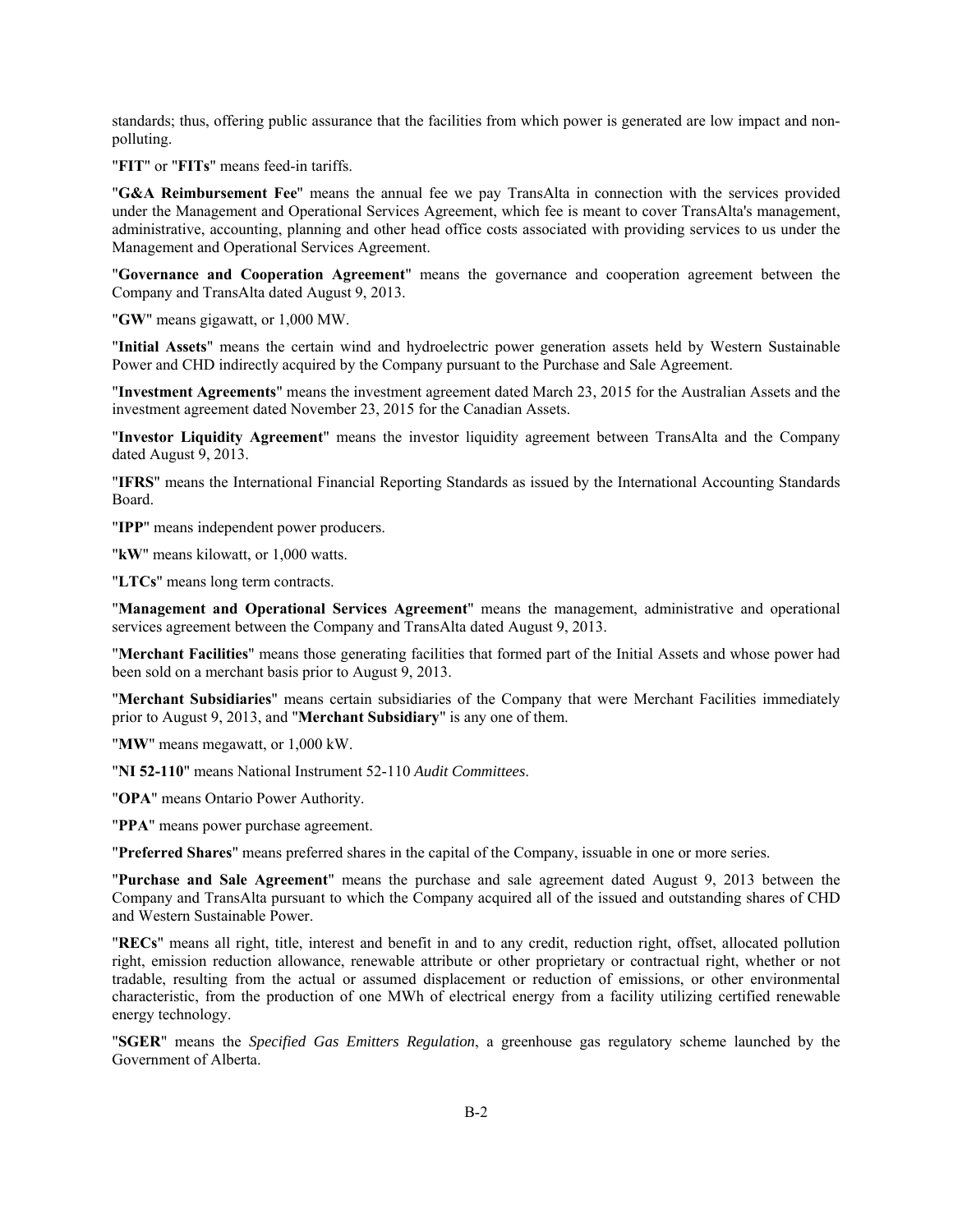standards; thus, offering public assurance that the facilities from which power is generated are low impact and non-polluting.

"**FIT**" or "**FITs**" means feed-in tariffs.

"**G&A Reimbursement Fee**" means the annual fee we pay TransAlta in connection with the services provided under the Management and Operational Services Agreement, which fee is meant to cover TransAlta's management, administrative, accounting, planning and other head office costs associated with providing services to us under the Management and Operational Services Agreement.

"**Governance and Cooperation Agreement**" means the governance and cooperation agreement between the Company and TransAlta dated August 9, 2013.

"**GW**" means gigawatt, or 1,000 MW.

"**Initial Assets**" means the certain wind and hydroelectric power generation assets held by Western Sustainable Power and CHD indirectly acquired by the Company pursuant to the Purchase and Sale Agreement.

"**Investment Agreements**" means the investment agreement dated March 23, 2015 for the Australian Assets and the investment agreement dated November 23, 2015 for the Canadian Assets.

"**Investor Liquidity Agreement**" means the investor liquidity agreement between TransAlta and the Company dated August 9, 2013.

"**IFRS**" means the International Financial Reporting Standards as issued by the International Accounting Standards Board.

"**IPP**" means independent power producers.

"**kW**" means kilowatt, or 1,000 watts.

"**LTCs**" means long term contracts.

"**Management and Operational Services Agreement**" means the management, administrative and operational services agreement between the Company and TransAlta dated August 9, 2013.

"**Merchant Facilities**" means those generating facilities that formed part of the Initial Assets and whose power had been sold on a merchant basis prior to August 9, 2013.

"**Merchant Subsidiaries**" means certain subsidiaries of the Company that were Merchant Facilities immediately prior to August 9, 2013, and "**Merchant Subsidiary**" is any one of them.

"**MW**" means megawatt, or 1,000 kW.

"**NI 52-110**" means National Instrument 52-110 *Audit Committees*.

"**OPA**" means Ontario Power Authority.

"**PPA**" means power purchase agreement.

"**Preferred Shares**" means preferred shares in the capital of the Company, issuable in one or more series.

"**Purchase and Sale Agreement**" means the purchase and sale agreement dated August 9, 2013 between the Company and TransAlta pursuant to which the Company acquired all of the issued and outstanding shares of CHD and Western Sustainable Power.

"**RECs**" means all right, title, interest and benefit in and to any credit, reduction right, offset, allocated pollution right, emission reduction allowance, renewable attribute or other proprietary or contractual right, whether or not tradable, resulting from the actual or assumed displacement or reduction of emissions, or other environmental characteristic, from the production of one MWh of electrical energy from a facility utilizing certified renewable energy technology.

"**SGER**" means the *Specified Gas Emitters Regulation*, a greenhouse gas regulatory scheme launched by the Government of Alberta.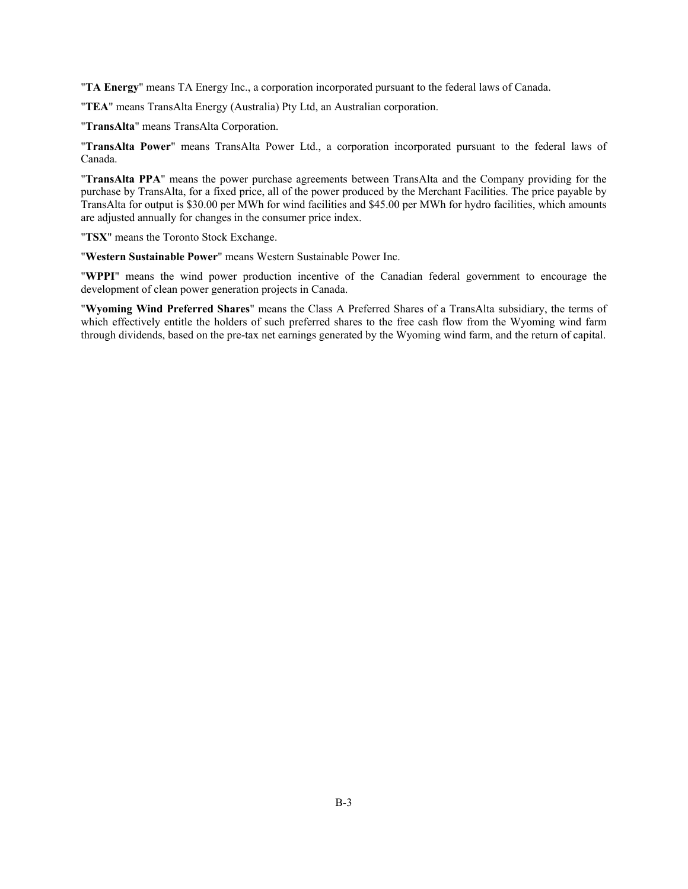"**TA Energy**" means TA Energy Inc., a corporation incorporated pursuant to the federal laws of Canada.

"**TEA**" means TransAlta Energy (Australia) Pty Ltd, an Australian corporation.

"**TransAlta**" means TransAlta Corporation.

"**TransAlta Power**" means TransAlta Power Ltd., a corporation incorporated pursuant to the federal laws of Canada.

"**TransAlta PPA**" means the power purchase agreements between TransAlta and the Company providing for the purchase by TransAlta, for a fixed price, all of the power produced by the Merchant Facilities. The price payable by TransAlta for output is $30.00 per MWh for wind facilities and $45.00 per MWh for hydro facilities, which amounts are adjusted annually for changes in the consumer price index.

"**TSX**" means the Toronto Stock Exchange.

"**Western Sustainable Power**" means Western Sustainable Power Inc.

"**WPPI**" means the wind power production incentive of the Canadian federal government to encourage the development of clean power generation projects in Canada.

"**Wyoming Wind Preferred Shares**" means the Class A Preferred Shares of a TransAlta subsidiary, the terms of which effectively entitle the holders of such preferred shares to the free cash flow from the Wyoming wind farm through dividends, based on the pre-tax net earnings generated by the Wyoming wind farm, and the return of capital.